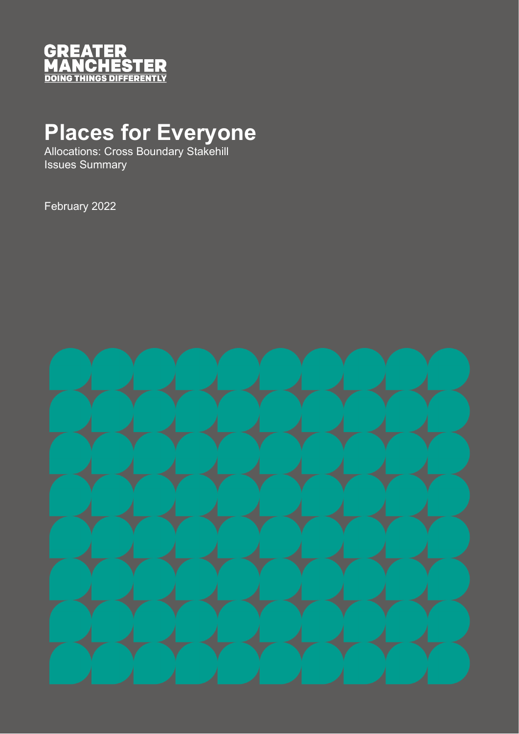GREATER
MANCHESTER
DOING THINGS DIFFERENTLY

# Places for Everyone

Allocations: Cross Boundary Stakehill
Issues Summary

February 2022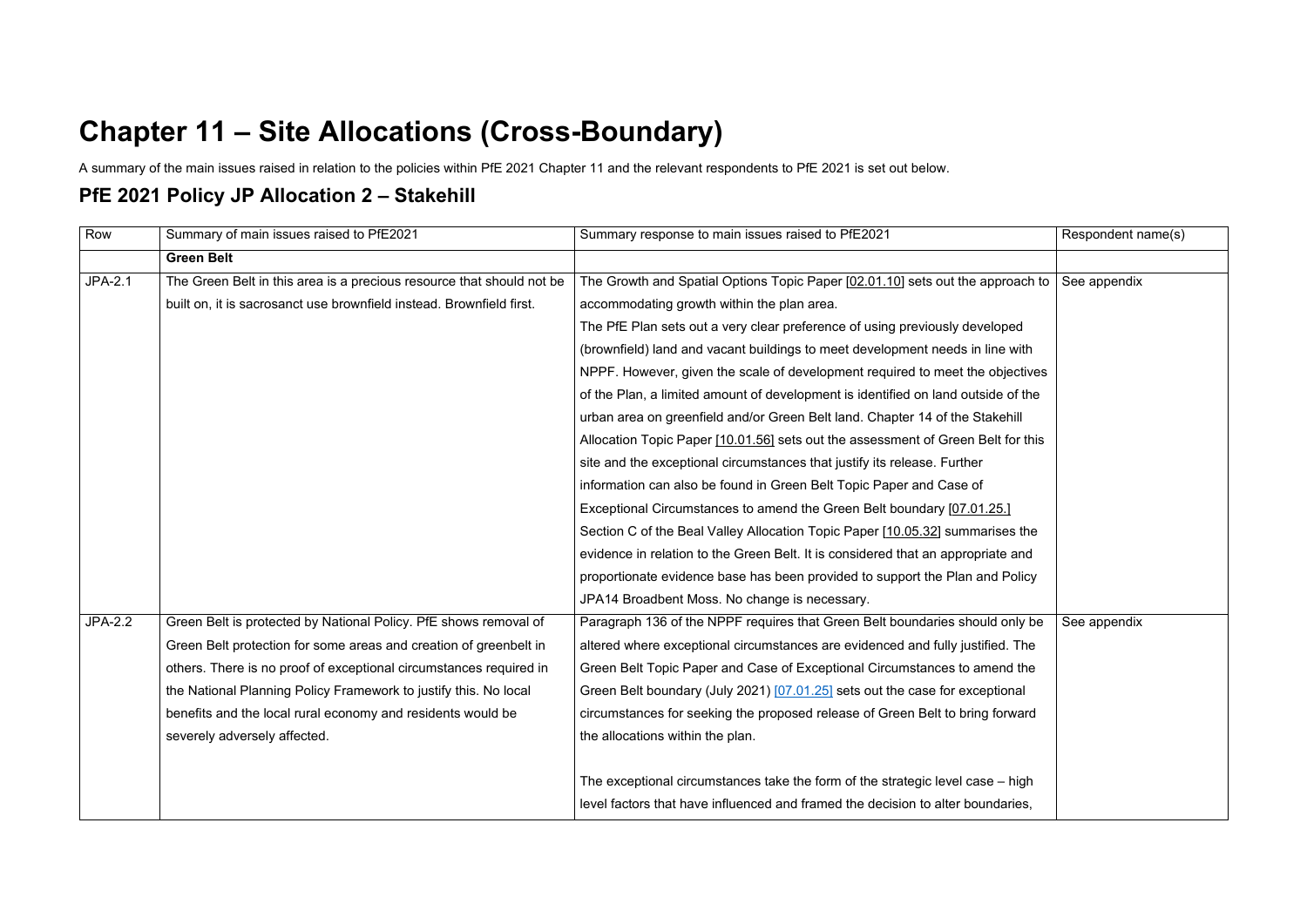# Chapter 11 – Site Allocations (Cross-Boundary)

A summary of the main issues raised in relation to the policies within PfE 2021 Chapter 11 and the relevant respondents to PfE 2021 is set out below.

## PfE 2021 Policy JP Allocation 2 – Stakehill

| Row | Summary of main issues raised to PfE2021 | Summary response to main issues raised to PfE2021 | Respondent name(s) |
|---|---|---|---|
| | **Green Belt** | | |
| JPA-2.1 | The Green Belt in this area is a precious resource that should not be built on, it is sacrosanct use brownfield instead. Brownfield first. | The Growth and Spatial Options Topic Paper [02.01.10] sets out the approach to accommodating growth within the plan area.<br>The PfE Plan sets out a very clear preference of using previously developed (brownfield) land and vacant buildings to meet development needs in line with NPPF. However, given the scale of development required to meet the objectives of the Plan, a limited amount of development is identified on land outside of the urban area on greenfield and/or Green Belt land. Chapter 14 of the Stakehill Allocation Topic Paper [10.01.56] sets out the assessment of Green Belt for this site and the exceptional circumstances that justify its release. Further information can also be found in Green Belt Topic Paper and Case of Exceptional Circumstances to amend the Green Belt boundary [07.01.25.]<br>Section C of the Beal Valley Allocation Topic Paper [10.05.32] summarises the evidence in relation to the Green Belt. It is considered that an appropriate and proportionate evidence base has been provided to support the Plan and Policy JPA14 Broadbent Moss. No change is necessary. | See appendix |
| JPA-2.2 | Green Belt is protected by National Policy. PfE shows removal of Green Belt protection for some areas and creation of greenbelt in others. There is no proof of exceptional circumstances required in the National Planning Policy Framework to justify this. No local benefits and the local rural economy and residents would be severely adversely affected. | Paragraph 136 of the NPPF requires that Green Belt boundaries should only be altered where exceptional circumstances are evidenced and fully justified. The Green Belt Topic Paper and Case of Exceptional Circumstances to amend the Green Belt boundary (July 2021) [07.01.25] sets out the case for exceptional circumstances for seeking the proposed release of Green Belt to bring forward the allocations within the plan.<br><br>The exceptional circumstances take the form of the strategic level case – high level factors that have influenced and framed the decision to alter boundaries, | See appendix |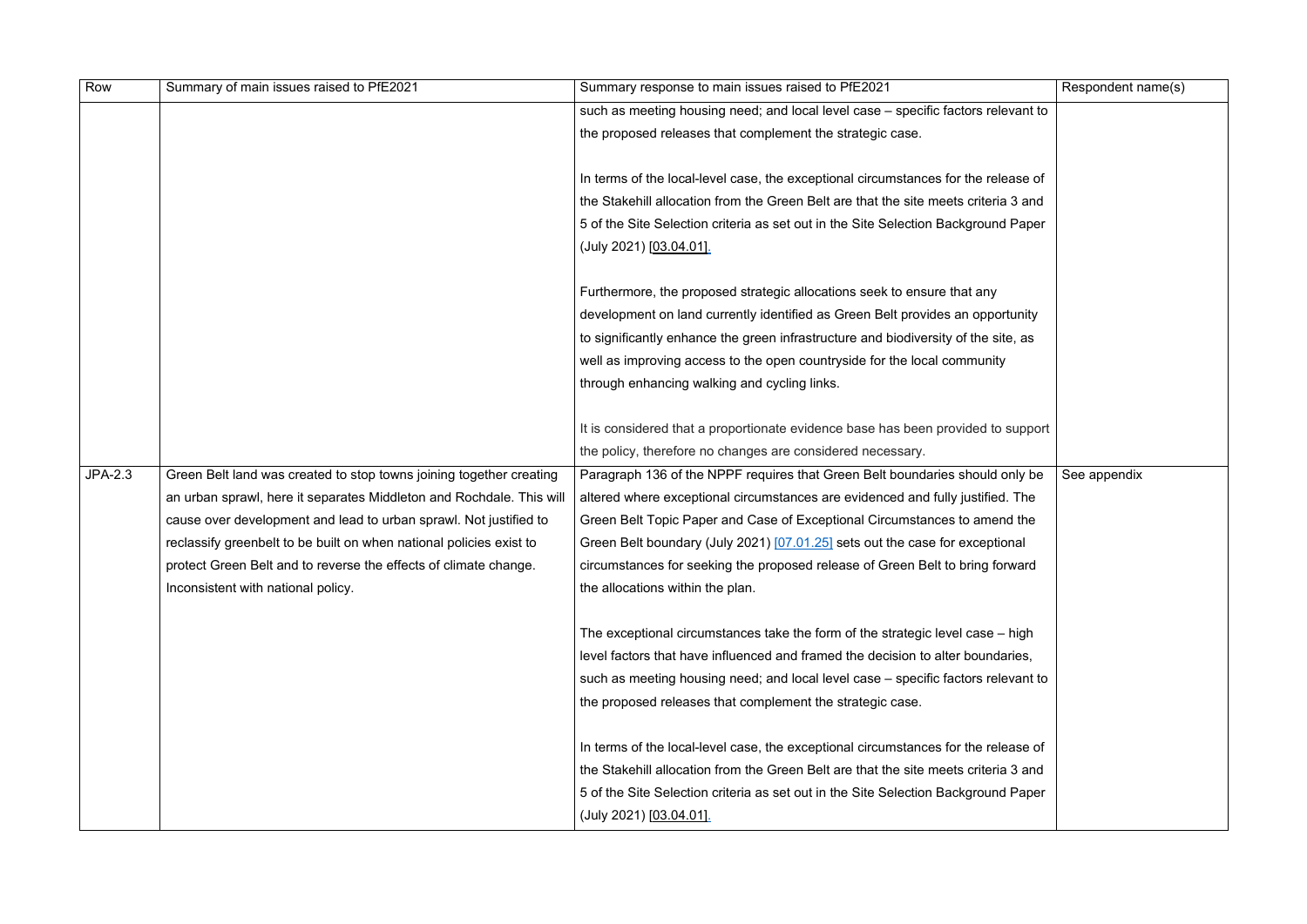| Row | Summary of main issues raised to PfE2021 | Summary response to main issues raised to PfE2021 | Respondent name(s) |
|---|---|---|---|
| | | such as meeting housing need; and local level case – specific factors relevant to the proposed releases that complement the strategic case.<br><br>In terms of the local-level case, the exceptional circumstances for the release of the Stakehill allocation from the Green Belt are that the site meets criteria 3 and 5 of the Site Selection criteria as set out in the Site Selection Background Paper (July 2021) [03.04.01].<br><br>Furthermore, the proposed strategic allocations seek to ensure that any development on land currently identified as Green Belt provides an opportunity to significantly enhance the green infrastructure and biodiversity of the site, as well as improving access to the open countryside for the local community through enhancing walking and cycling links.<br><br>It is considered that a proportionate evidence base has been provided to support the policy, therefore no changes are considered necessary. | |
| JPA-2.3 | Green Belt land was created to stop towns joining together creating an urban sprawl, here it separates Middleton and Rochdale. This will cause over development and lead to urban sprawl. Not justified to reclassify greenbelt to be built on when national policies exist to protect Green Belt and to reverse the effects of climate change. Inconsistent with national policy. | Paragraph 136 of the NPPF requires that Green Belt boundaries should only be altered where exceptional circumstances are evidenced and fully justified. The Green Belt Topic Paper and Case of Exceptional Circumstances to amend the Green Belt boundary (July 2021) [07.01.25] sets out the case for exceptional circumstances for seeking the proposed release of Green Belt to bring forward the allocations within the plan.<br><br>The exceptional circumstances take the form of the strategic level case – high level factors that have influenced and framed the decision to alter boundaries, such as meeting housing need; and local level case – specific factors relevant to the proposed releases that complement the strategic case.<br><br>In terms of the local-level case, the exceptional circumstances for the release of the Stakehill allocation from the Green Belt are that the site meets criteria 3 and 5 of the Site Selection criteria as set out in the Site Selection Background Paper (July 2021) [03.04.01]. | See appendix |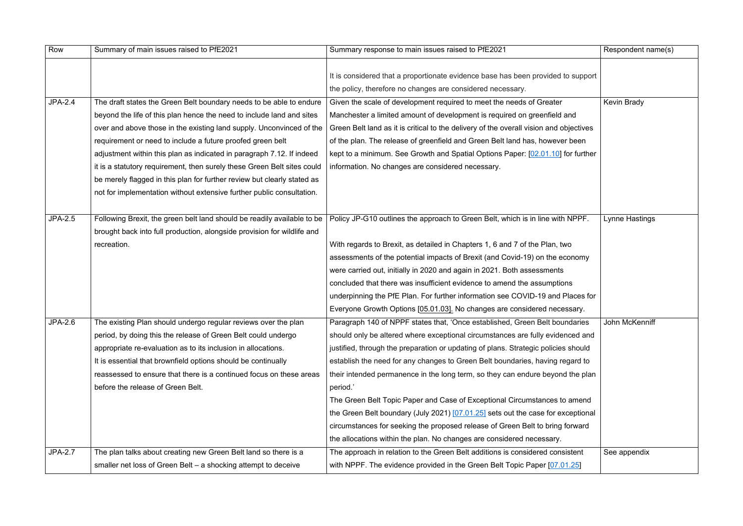| Row | Summary of main issues raised to PfE2021 | Summary response to main issues raised to PfE2021 | Respondent name(s) |
|---|---|---|---|
| | | It is considered that a proportionate evidence base has been provided to support the policy, therefore no changes are considered necessary. | |
| JPA-2.4 | The draft states the Green Belt boundary needs to be able to endure beyond the life of this plan hence the need to include land and sites over and above those in the existing land supply. Unconvinced of the requirement or need to include a future proofed green belt adjustment within this plan as indicated in paragraph 7.12. If indeed it is a statutory requirement, then surely these Green Belt sites could be merely flagged in this plan for further review but clearly stated as not for implementation without extensive further public consultation. | Given the scale of development required to meet the needs of Greater Manchester a limited amount of development is required on greenfield and Green Belt land as it is critical to the delivery of the overall vision and objectives of the plan. The release of greenfield and Green Belt land has, however been kept to a minimum. See Growth and Spatial Options Paper: [02.01.10] for further information. No changes are considered necessary. | Kevin Brady |
| JPA-2.5 | Following Brexit, the green belt land should be readily available to be brought back into full production, alongside provision for wildlife and recreation. | Policy JP-G10 outlines the approach to Green Belt, which is in line with NPPF.<br><br>With regards to Brexit, as detailed in Chapters 1, 6 and 7 of the Plan, two assessments of the potential impacts of Brexit (and Covid-19) on the economy were carried out, initially in 2020 and again in 2021. Both assessments concluded that there was insufficient evidence to amend the assumptions underpinning the PfE Plan. For further information see COVID-19 and Places for Everyone Growth Options [05.01.03]. No changes are considered necessary. | Lynne Hastings |
| JPA-2.6 | The existing Plan should undergo regular reviews over the plan period, by doing this the release of Green Belt could undergo appropriate re-evaluation as to its inclusion in allocations.<br>It is essential that brownfield options should be continually reassessed to ensure that there is a continued focus on these areas before the release of Green Belt. | Paragraph 140 of NPPF states that, 'Once established, Green Belt boundaries should only be altered where exceptional circumstances are fully evidenced and justified, through the preparation or updating of plans. Strategic policies should establish the need for any changes to Green Belt boundaries, having regard to their intended permanence in the long term, so they can endure beyond the plan period.'<br>The Green Belt Topic Paper and Case of Exceptional Circumstances to amend the Green Belt boundary (July 2021) [07.01.25] sets out the case for exceptional circumstances for seeking the proposed release of Green Belt to bring forward the allocations within the plan. No changes are considered necessary. | John McKenniff |
| JPA-2.7 | The plan talks about creating new Green Belt land so there is a smaller net loss of Green Belt – a shocking attempt to deceive | The approach in relation to the Green Belt additions is considered consistent with NPPF. The evidence provided in the Green Belt Topic Paper [07.01.25] | See appendix |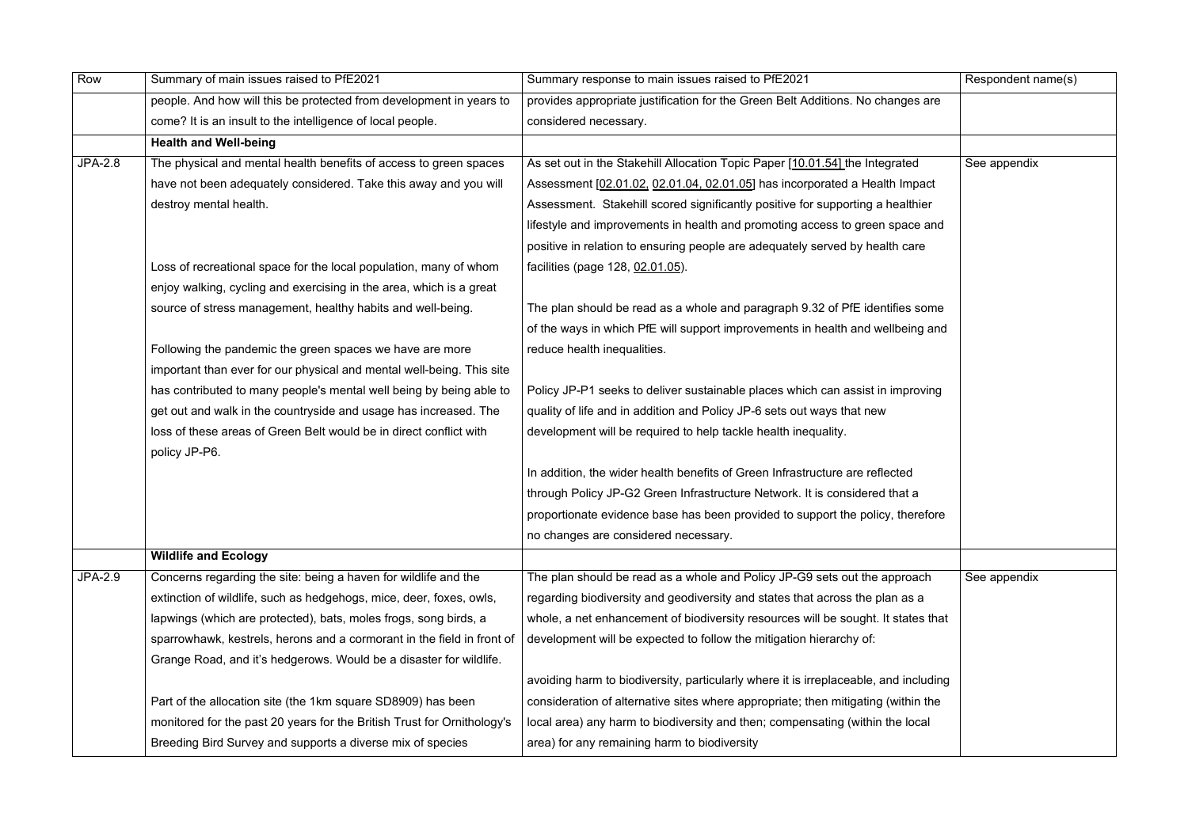| Row | Summary of main issues raised to PfE2021 | Summary response to main issues raised to PfE2021 | Respondent name(s) |
|---|---|---|---|
| | people. And how will this be protected from development in years to come? It is an insult to the intelligence of local people. | provides appropriate justification for the Green Belt Additions. No changes are considered necessary. | |
| | **Health and Well-being** | | |
| JPA-2.8 | The physical and mental health benefits of access to green spaces have not been adequately considered. Take this away and you will destroy mental health.<br><br>Loss of recreational space for the local population, many of whom enjoy walking, cycling and exercising in the area, which is a great source of stress management, healthy habits and well-being.<br><br>Following the pandemic the green spaces we have are more important than ever for our physical and mental well-being. This site has contributed to many people's mental well being by being able to get out and walk in the countryside and usage has increased. The loss of these areas of Green Belt would be in direct conflict with policy JP-P6. | As set out in the Stakehill Allocation Topic Paper [10.01.54] the Integrated Assessment [02.01.02, 02.01.04, 02.01.05] has incorporated a Health Impact Assessment. Stakehill scored significantly positive for supporting a healthier lifestyle and improvements in health and promoting access to green space and positive in relation to ensuring people are adequately served by health care facilities (page 128, 02.01.05).<br><br>The plan should be read as a whole and paragraph 9.32 of PfE identifies some of the ways in which PfE will support improvements in health and wellbeing and reduce health inequalities.<br><br>Policy JP-P1 seeks to deliver sustainable places which can assist in improving quality of life and in addition and Policy JP-6 sets out ways that new development will be required to help tackle health inequality.<br><br>In addition, the wider health benefits of Green Infrastructure are reflected through Policy JP-G2 Green Infrastructure Network. It is considered that a proportionate evidence base has been provided to support the policy, therefore no changes are considered necessary. | See appendix |
| | **Wildlife and Ecology** | | |
| JPA-2.9 | Concerns regarding the site: being a haven for wildlife and the extinction of wildlife, such as hedgehogs, mice, deer, foxes, owls, lapwings (which are protected), bats, moles frogs, song birds, a sparrowhawk, kestrels, herons and a cormorant in the field in front of Grange Road, and it's hedgerows. Would be a disaster for wildlife.<br><br>Part of the allocation site (the 1km square SD8909) has been monitored for the past 20 years for the British Trust for Ornithology's Breeding Bird Survey and supports a diverse mix of species | The plan should be read as a whole and Policy JP-G9 sets out the approach regarding biodiversity and geodiversity and states that across the plan as a whole, a net enhancement of biodiversity resources will be sought. It states that development will be expected to follow the mitigation hierarchy of:<br><br>avoiding harm to biodiversity, particularly where it is irreplaceable, and including consideration of alternative sites where appropriate; then mitigating (within the local area) any harm to biodiversity and then; compensating (within the local area) for any remaining harm to biodiversity | See appendix |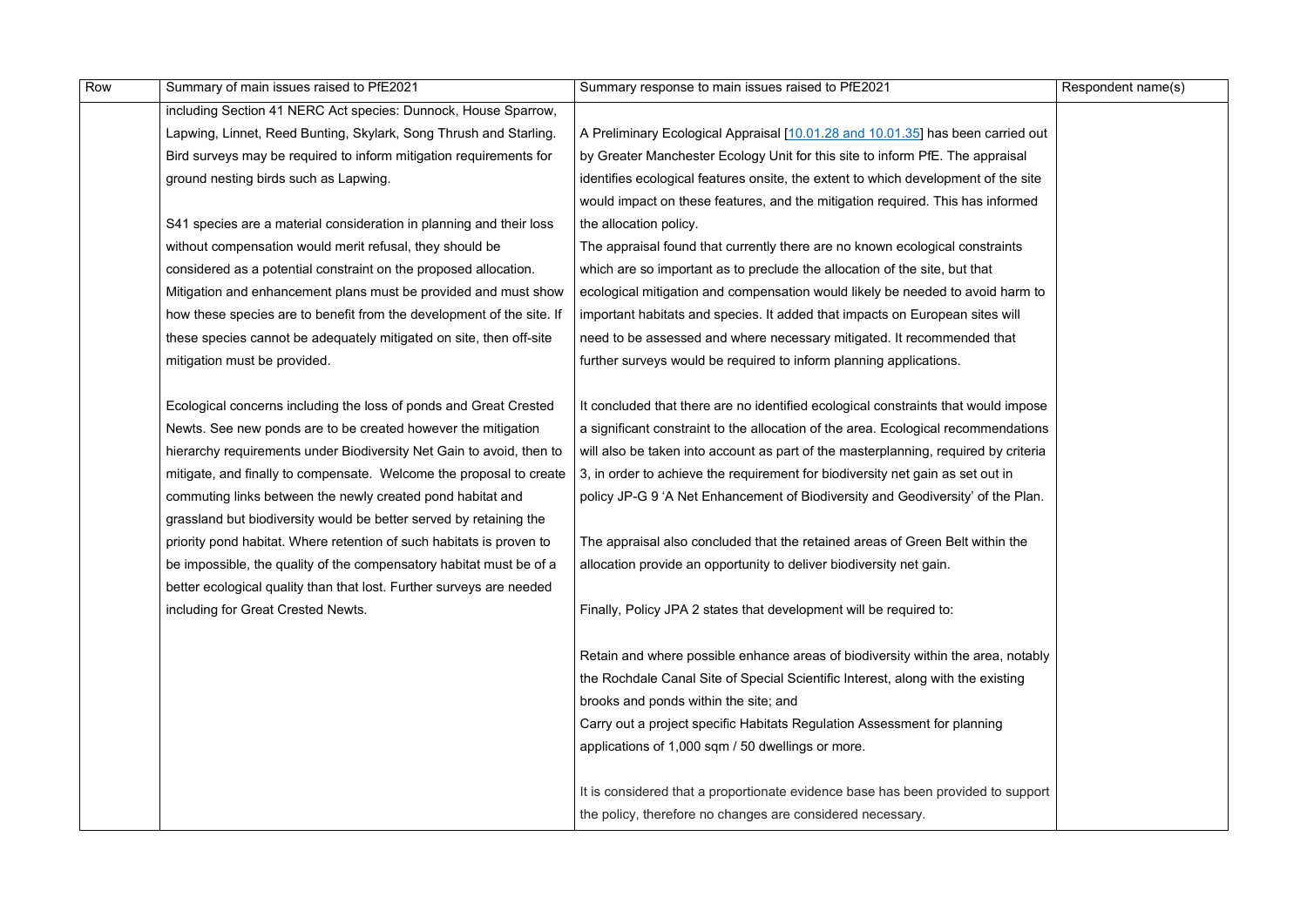| Row | Summary of main issues raised to PfE2021 | Summary response to main issues raised to PfE2021 | Respondent name(s) |
|---|---|---|---|
| | including Section 41 NERC Act species: Dunnock, House Sparrow, Lapwing, Linnet, Reed Bunting, Skylark, Song Thrush and Starling. Bird surveys may be required to inform mitigation requirements for ground nesting birds such as Lapwing.<br><br>S41 species are a material consideration in planning and their loss without compensation would merit refusal, they should be considered as a potential constraint on the proposed allocation. Mitigation and enhancement plans must be provided and must show how these species are to benefit from the development of the site. If these species cannot be adequately mitigated on site, then off-site mitigation must be provided.<br><br>Ecological concerns including the loss of ponds and Great Crested Newts. See new ponds are to be created however the mitigation hierarchy requirements under Biodiversity Net Gain to avoid, then to mitigate, and finally to compensate. Welcome the proposal to create commuting links between the newly created pond habitat and grassland but biodiversity would be better served by retaining the priority pond habitat. Where retention of such habitats is proven to be impossible, the quality of the compensatory habitat must be of a better ecological quality than that lost. Further surveys are needed including for Great Crested Newts. | A Preliminary Ecological Appraisal [10.01.28 and 10.01.35] has been carried out by Greater Manchester Ecology Unit for this site to inform PfE. The appraisal identifies ecological features onsite, the extent to which development of the site would impact on these features, and the mitigation required. This has informed the allocation policy.<br>The appraisal found that currently there are no known ecological constraints which are so important as to preclude the allocation of the site, but that ecological mitigation and compensation would likely be needed to avoid harm to important habitats and species. It added that impacts on European sites will need to be assessed and where necessary mitigated. It recommended that further surveys would be required to inform planning applications.<br><br>It concluded that there are no identified ecological constraints that would impose a significant constraint to the allocation of the area. Ecological recommendations will also be taken into account as part of the masterplanning, required by criteria 3, in order to achieve the requirement for biodiversity net gain as set out in policy JP-G 9 'A Net Enhancement of Biodiversity and Geodiversity' of the Plan.<br><br>The appraisal also concluded that the retained areas of Green Belt within the allocation provide an opportunity to deliver biodiversity net gain.<br><br>Finally, Policy JPA 2 states that development will be required to:<br><br>Retain and where possible enhance areas of biodiversity within the area, notably the Rochdale Canal Site of Special Scientific Interest, along with the existing brooks and ponds within the site; and<br>Carry out a project specific Habitats Regulation Assessment for planning applications of 1,000 sqm / 50 dwellings or more.<br><br>It is considered that a proportionate evidence base has been provided to support the policy, therefore no changes are considered necessary. | |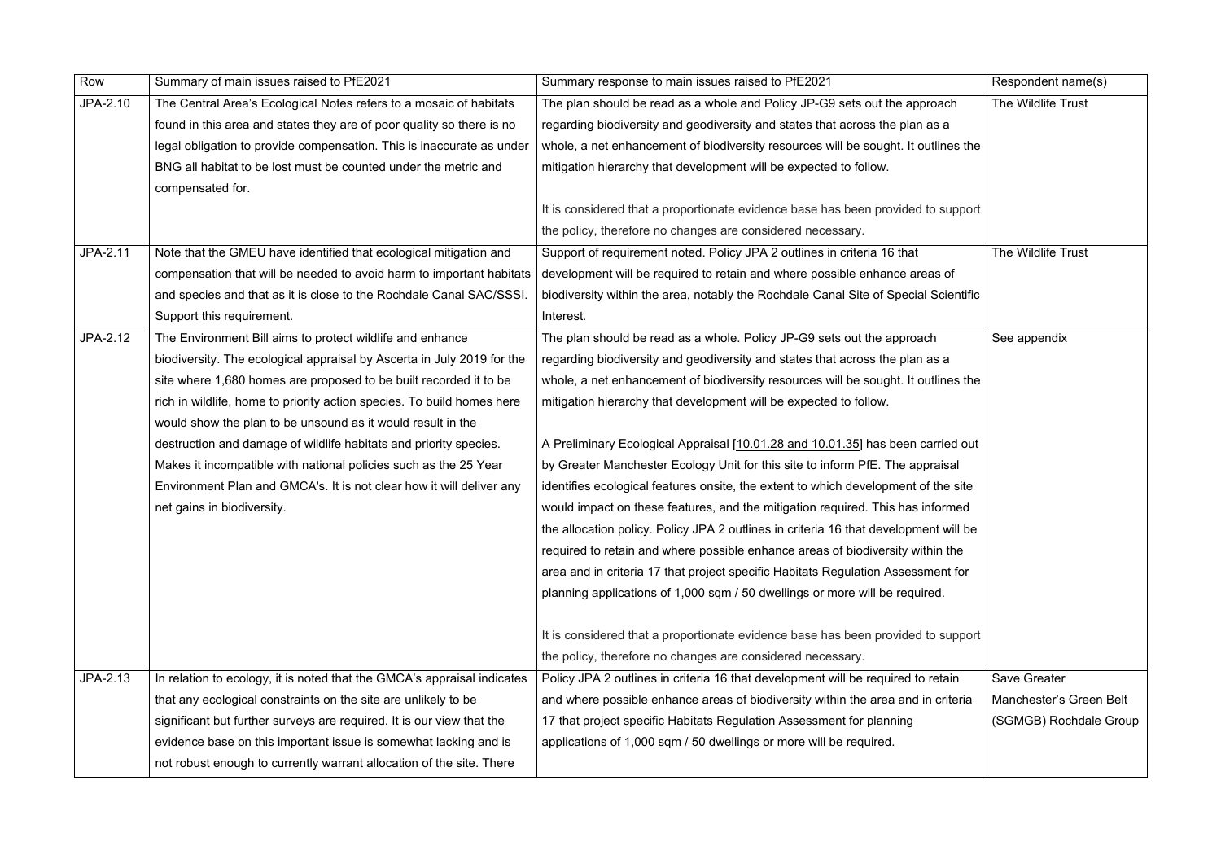| Row | Summary of main issues raised to PfE2021 | Summary response to main issues raised to PfE2021 | Respondent name(s) |
|---|---|---|---|
| JPA-2.10 | The Central Area's Ecological Notes refers to a mosaic of habitats found in this area and states they are of poor quality so there is no legal obligation to provide compensation. This is inaccurate as under BNG all habitat to be lost must be counted under the metric and compensated for. | The plan should be read as a whole and Policy JP-G9 sets out the approach regarding biodiversity and geodiversity and states that across the plan as a whole, a net enhancement of biodiversity resources will be sought. It outlines the mitigation hierarchy that development will be expected to follow.<br><br>It is considered that a proportionate evidence base has been provided to support the policy, therefore no changes are considered necessary. | The Wildlife Trust |
| JPA-2.11 | Note that the GMEU have identified that ecological mitigation and compensation that will be needed to avoid harm to important habitats and species and that as it is close to the Rochdale Canal SAC/SSSI. Support this requirement. | Support of requirement noted. Policy JPA 2 outlines in criteria 16 that development will be required to retain and where possible enhance areas of biodiversity within the area, notably the Rochdale Canal Site of Special Scientific Interest. | The Wildlife Trust |
| JPA-2.12 | The Environment Bill aims to protect wildlife and enhance biodiversity. The ecological appraisal by Ascerta in July 2019 for the site where 1,680 homes are proposed to be built recorded it to be rich in wildlife, home to priority action species. To build homes here would show the plan to be unsound as it would result in the destruction and damage of wildlife habitats and priority species. Makes it incompatible with national policies such as the 25 Year Environment Plan and GMCA's. It is not clear how it will deliver any net gains in biodiversity. | The plan should be read as a whole. Policy JP-G9 sets out the approach regarding biodiversity and geodiversity and states that across the plan as a whole, a net enhancement of biodiversity resources will be sought. It outlines the mitigation hierarchy that development will be expected to follow.<br><br>A Preliminary Ecological Appraisal [10.01.28 and 10.01.35] has been carried out by Greater Manchester Ecology Unit for this site to inform PfE. The appraisal identifies ecological features onsite, the extent to which development of the site would impact on these features, and the mitigation required. This has informed the allocation policy. Policy JPA 2 outlines in criteria 16 that development will be required to retain and where possible enhance areas of biodiversity within the area and in criteria 17 that project specific Habitats Regulation Assessment for planning applications of 1,000 sqm / 50 dwellings or more will be required.<br><br>It is considered that a proportionate evidence base has been provided to support the policy, therefore no changes are considered necessary. | See appendix |
| JPA-2.13 | In relation to ecology, it is noted that the GMCA's appraisal indicates that any ecological constraints on the site are unlikely to be significant but further surveys are required. It is our view that the evidence base on this important issue is somewhat lacking and is not robust enough to currently warrant allocation of the site. There | Policy JPA 2 outlines in criteria 16 that development will be required to retain and where possible enhance areas of biodiversity within the area and in criteria 17 that project specific Habitats Regulation Assessment for planning applications of 1,000 sqm / 50 dwellings or more will be required. | Save Greater Manchester's Green Belt (SGMGB) Rochdale Group |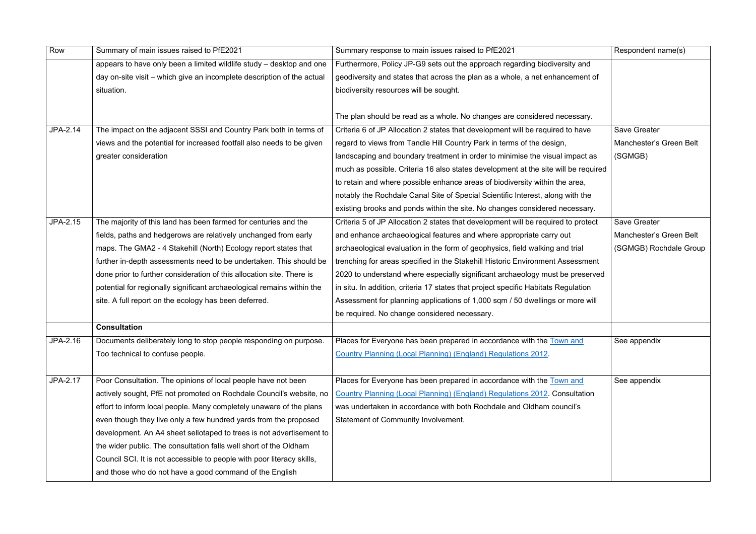| Row | Summary of main issues raised to PfE2021 | Summary response to main issues raised to PfE2021 | Respondent name(s) |
|---|---|---|---|
| | appears to have only been a limited wildlife study – desktop and one day on-site visit – which give an incomplete description of the actual situation. | Furthermore, Policy JP-G9 sets out the approach regarding biodiversity and geodiversity and states that across the plan as a whole, a net enhancement of biodiversity resources will be sought.<br><br>The plan should be read as a whole. No changes are considered necessary. | |
| JPA-2.14 | The impact on the adjacent SSSI and Country Park both in terms of views and the potential for increased footfall also needs to be given greater consideration | Criteria 6 of JP Allocation 2 states that development will be required to have regard to views from Tandle Hill Country Park in terms of the design, landscaping and boundary treatment in order to minimise the visual impact as much as possible. Criteria 16 also states development at the site will be required to retain and where possible enhance areas of biodiversity within the area, notably the Rochdale Canal Site of Special Scientific Interest, along with the existing brooks and ponds within the site. No changes considered necessary. | Save Greater Manchester's Green Belt (SGMGB) |
| JPA-2.15 | The majority of this land has been farmed for centuries and the fields, paths and hedgerows are relatively unchanged from early maps. The GMA2 - 4 Stakehill (North) Ecology report states that further in-depth assessments need to be undertaken. This should be done prior to further consideration of this allocation site. There is potential for regionally significant archaeological remains within the site. A full report on the ecology has been deferred. | Criteria 5 of JP Allocation 2 states that development will be required to protect and enhance archaeological features and where appropriate carry out archaeological evaluation in the form of geophysics, field walking and trial trenching for areas specified in the Stakehill Historic Environment Assessment 2020 to understand where especially significant archaeology must be preserved in situ. In addition, criteria 17 states that project specific Habitats Regulation Assessment for planning applications of 1,000 sqm / 50 dwellings or more will be required. No change considered necessary. | Save Greater Manchester's Green Belt (SGMGB) Rochdale Group |
| | **Consultation** | | |
| JPA-2.16 | Documents deliberately long to stop people responding on purpose. Too technical to confuse people. | Places for Everyone has been prepared in accordance with the [Town and Country Planning (Local Planning) (England) Regulations 2012](). | See appendix |
| JPA-2.17 | Poor Consultation. The opinions of local people have not been actively sought, PfE not promoted on Rochdale Council's website, no effort to inform local people. Many completely unaware of the plans even though they live only a few hundred yards from the proposed development. An A4 sheet sellotaped to trees is not advertisement to the wider public. The consultation falls well short of the Oldham Council SCI. It is not accessible to people with poor literacy skills, and those who do not have a good command of the English | Places for Everyone has been prepared in accordance with the [Town and Country Planning (Local Planning) (England) Regulations 2012](). Consultation was undertaken in accordance with both Rochdale and Oldham council's Statement of Community Involvement. | See appendix |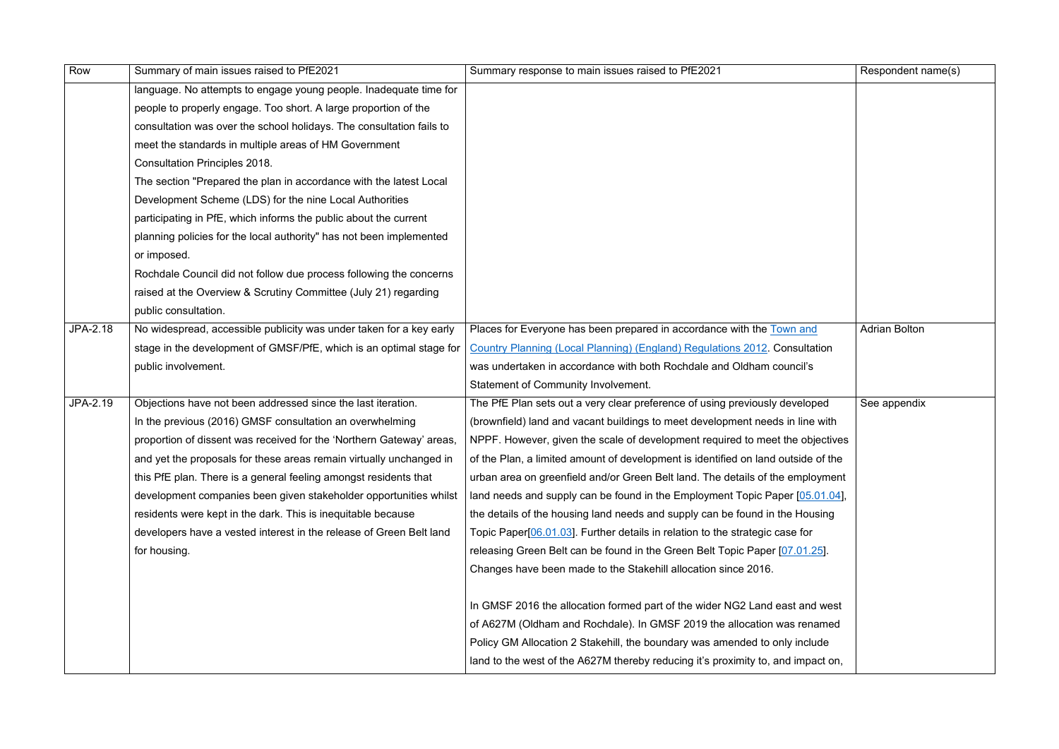| Row | Summary of main issues raised to PfE2021 | Summary response to main issues raised to PfE2021 | Respondent name(s) |
|---|---|---|---|
| | language. No attempts to engage young people. Inadequate time for people to properly engage. Too short. A large proportion of the consultation was over the school holidays. The consultation fails to meet the standards in multiple areas of HM Government Consultation Principles 2018.<br>The section "Prepared the plan in accordance with the latest Local Development Scheme (LDS) for the nine Local Authorities participating in PfE, which informs the public about the current planning policies for the local authority" has not been implemented or imposed.<br>Rochdale Council did not follow due process following the concerns raised at the Overview & Scrutiny Committee (July 21) regarding public consultation. | | |
| JPA-2.18 | No widespread, accessible publicity was under taken for a key early stage in the development of GMSF/PfE, which is an optimal stage for public involvement. | Places for Everyone has been prepared in accordance with the Town and Country Planning (Local Planning) (England) Regulations 2012. Consultation was undertaken in accordance with both Rochdale and Oldham council's Statement of Community Involvement. | Adrian Bolton |
| JPA-2.19 | Objections have not been addressed since the last iteration.<br>In the previous (2016) GMSF consultation an overwhelming proportion of dissent was received for the 'Northern Gateway' areas, and yet the proposals for these areas remain virtually unchanged in this PfE plan. There is a general feeling amongst residents that development companies been given stakeholder opportunities whilst residents were kept in the dark. This is inequitable because developers have a vested interest in the release of Green Belt land for housing. | The PfE Plan sets out a very clear preference of using previously developed (brownfield) land and vacant buildings to meet development needs in line with NPPF. However, given the scale of development required to meet the objectives of the Plan, a limited amount of development is identified on land outside of the urban area on greenfield and/or Green Belt land. The details of the employment land needs and supply can be found in the Employment Topic Paper [05.01.04], the details of the housing land needs and supply can be found in the Housing Topic Paper[06.01.03]. Further details in relation to the strategic case for releasing Green Belt can be found in the Green Belt Topic Paper [07.01.25]. Changes have been made to the Stakehill allocation since 2016.<br><br>In GMSF 2016 the allocation formed part of the wider NG2 Land east and west of A627M (Oldham and Rochdale). In GMSF 2019 the allocation was renamed Policy GM Allocation 2 Stakehill, the boundary was amended to only include land to the west of the A627M thereby reducing it's proximity to, and impact on, | See appendix |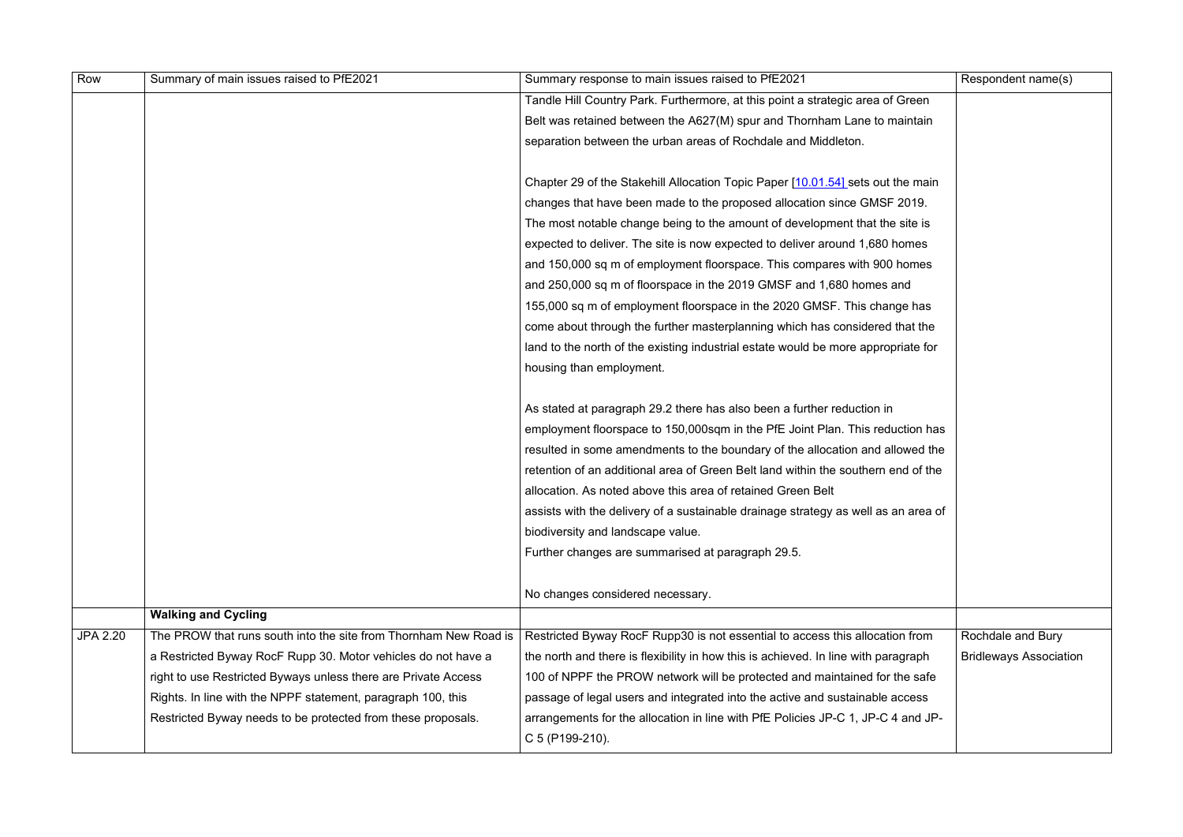| Row | Summary of main issues raised to PfE2021 | Summary response to main issues raised to PfE2021 | Respondent name(s) |
|---|---|---|---|
| | | Tandle Hill Country Park. Furthermore, at this point a strategic area of Green Belt was retained between the A627(M) spur and Thornham Lane to maintain separation between the urban areas of Rochdale and Middleton.<br><br>Chapter 29 of the Stakehill Allocation Topic Paper [10.01.54] sets out the main changes that have been made to the proposed allocation since GMSF 2019. The most notable change being to the amount of development that the site is expected to deliver. The site is now expected to deliver around 1,680 homes and 150,000 sq m of employment floorspace. This compares with 900 homes and 250,000 sq m of floorspace in the 2019 GMSF and 1,680 homes and 155,000 sq m of employment floorspace in the 2020 GMSF. This change has come about through the further masterplanning which has considered that the land to the north of the existing industrial estate would be more appropriate for housing than employment.<br><br>As stated at paragraph 29.2 there has also been a further reduction in employment floorspace to 150,000sqm in the PfE Joint Plan. This reduction has resulted in some amendments to the boundary of the allocation and allowed the retention of an additional area of Green Belt land within the southern end of the allocation. As noted above this area of retained Green Belt assists with the delivery of a sustainable drainage strategy as well as an area of biodiversity and landscape value.<br>Further changes are summarised at paragraph 29.5.<br><br>No changes considered necessary. | |
| | **Walking and Cycling** | | |
| JPA 2.20 | The PROW that runs south into the site from Thornham New Road is a Restricted Byway RocF Rupp 30. Motor vehicles do not have a right to use Restricted Byways unless there are Private Access Rights. In line with the NPPF statement, paragraph 100, this Restricted Byway needs to be protected from these proposals. | Restricted Byway RocF Rupp30 is not essential to access this allocation from the north and there is flexibility in how this is achieved. In line with paragraph 100 of NPPF the PROW network will be protected and maintained for the safe passage of legal users and integrated into the active and sustainable access arrangements for the allocation in line with PfE Policies JP-C 1, JP-C 4 and JP-C 5 (P199-210). | Rochdale and Bury Bridleways Association |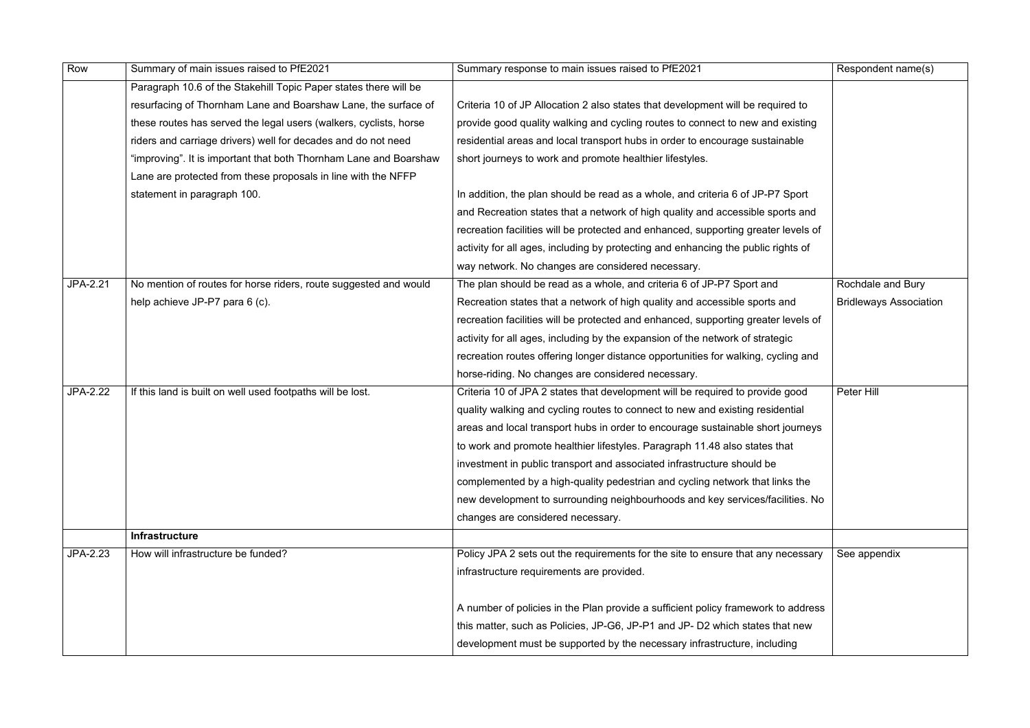| Row | Summary of main issues raised to PfE2021 | Summary response to main issues raised to PfE2021 | Respondent name(s) |
|---|---|---|---|
| | Paragraph 10.6 of the Stakehill Topic Paper states there will be resurfacing of Thornham Lane and Boarshaw Lane, the surface of these routes has served the legal users (walkers, cyclists, horse riders and carriage drivers) well for decades and do not need "improving". It is important that both Thornham Lane and Boarshaw Lane are protected from these proposals in line with the NFFP statement in paragraph 100. | Criteria 10 of JP Allocation 2 also states that development will be required to provide good quality walking and cycling routes to connect to new and existing residential areas and local transport hubs in order to encourage sustainable short journeys to work and promote healthier lifestyles.<br><br>In addition, the plan should be read as a whole, and criteria 6 of JP-P7 Sport and Recreation states that a network of high quality and accessible sports and recreation facilities will be protected and enhanced, supporting greater levels of activity for all ages, including by protecting and enhancing the public rights of way network. No changes are considered necessary. | |
| JPA-2.21 | No mention of routes for horse riders, route suggested and would help achieve JP-P7 para 6 (c). | The plan should be read as a whole, and criteria 6 of JP-P7 Sport and Recreation states that a network of high quality and accessible sports and recreation facilities will be protected and enhanced, supporting greater levels of activity for all ages, including by the expansion of the network of strategic recreation routes offering longer distance opportunities for walking, cycling and horse-riding. No changes are considered necessary. | Rochdale and Bury Bridleways Association |
| JPA-2.22 | If this land is built on well used footpaths will be lost. | Criteria 10 of JPA 2 states that development will be required to provide good quality walking and cycling routes to connect to new and existing residential areas and local transport hubs in order to encourage sustainable short journeys to work and promote healthier lifestyles. Paragraph 11.48 also states that investment in public transport and associated infrastructure should be complemented by a high-quality pedestrian and cycling network that links the new development to surrounding neighbourhoods and key services/facilities. No changes are considered necessary. | Peter Hill |
| | **Infrastructure** | | |
| JPA-2.23 | How will infrastructure be funded? | Policy JPA 2 sets out the requirements for the site to ensure that any necessary infrastructure requirements are provided.<br><br>A number of policies in the Plan provide a sufficient policy framework to address this matter, such as Policies, JP-G6, JP-P1 and JP- D2 which states that new development must be supported by the necessary infrastructure, including | See appendix |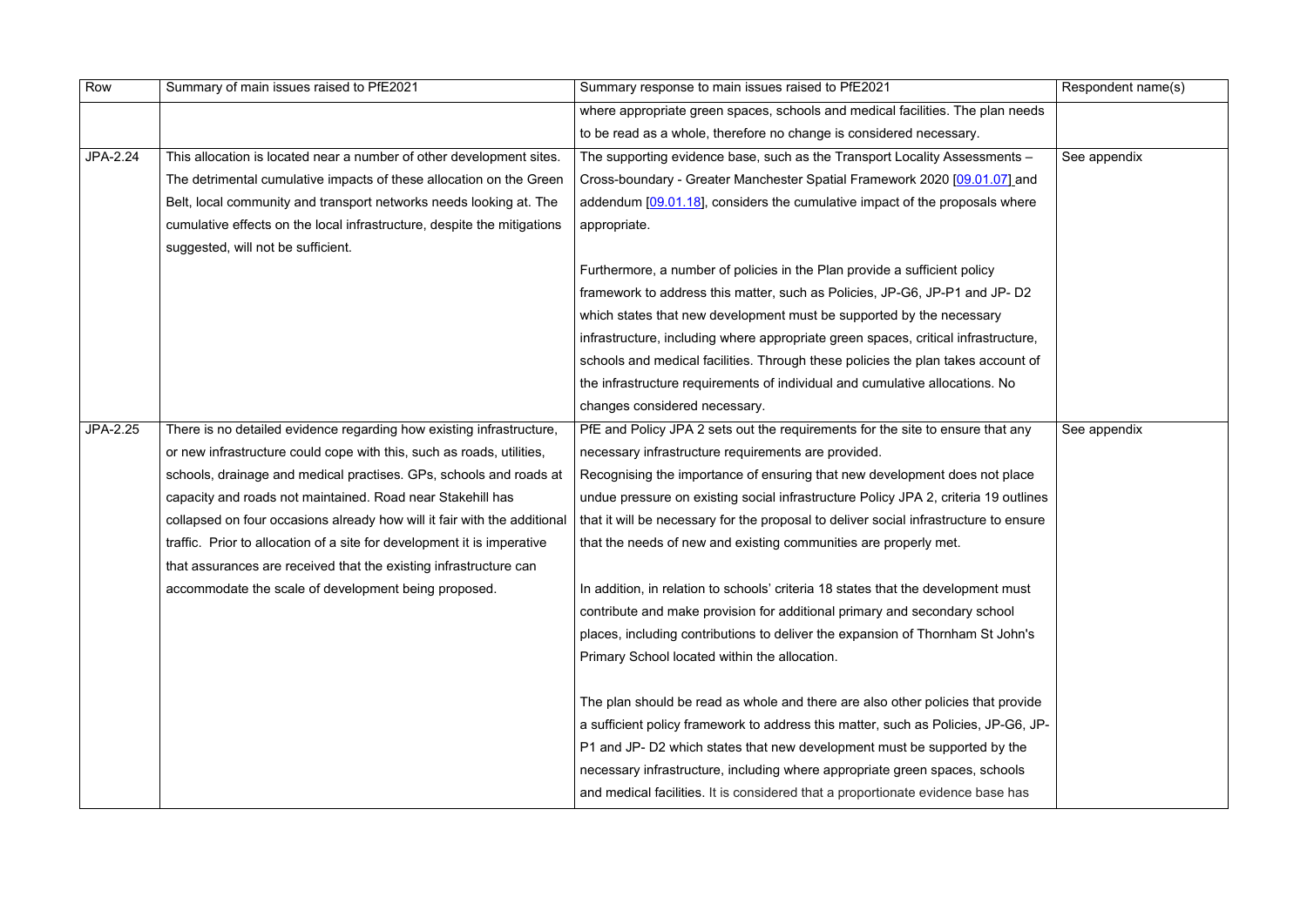| Row | Summary of main issues raised to PfE2021 | Summary response to main issues raised to PfE2021 | Respondent name(s) |
|---|---|---|---|
| | | where appropriate green spaces, schools and medical facilities. The plan needs to be read as a whole, therefore no change is considered necessary. | |
| JPA-2.24 | This allocation is located near a number of other development sites. The detrimental cumulative impacts of these allocation on the Green Belt, local community and transport networks needs looking at. The cumulative effects on the local infrastructure, despite the mitigations suggested, will not be sufficient. | The supporting evidence base, such as the Transport Locality Assessments – Cross-boundary - Greater Manchester Spatial Framework 2020 [09.01.07] and addendum [09.01.18], considers the cumulative impact of the proposals where appropriate.<br><br>Furthermore, a number of policies in the Plan provide a sufficient policy framework to address this matter, such as Policies, JP-G6, JP-P1 and JP- D2 which states that new development must be supported by the necessary infrastructure, including where appropriate green spaces, critical infrastructure, schools and medical facilities. Through these policies the plan takes account of the infrastructure requirements of individual and cumulative allocations. No changes considered necessary. | See appendix |
| JPA-2.25 | There is no detailed evidence regarding how existing infrastructure, or new infrastructure could cope with this, such as roads, utilities, schools, drainage and medical practises. GPs, schools and roads at capacity and roads not maintained. Road near Stakehill has collapsed on four occasions already how will it fair with the additional traffic. Prior to allocation of a site for development it is imperative that assurances are received that the existing infrastructure can accommodate the scale of development being proposed. | PfE and Policy JPA 2 sets out the requirements for the site to ensure that any necessary infrastructure requirements are provided.<br>Recognising the importance of ensuring that new development does not place undue pressure on existing social infrastructure Policy JPA 2, criteria 19 outlines that it will be necessary for the proposal to deliver social infrastructure to ensure that the needs of new and existing communities are properly met.<br><br>In addition, in relation to schools' criteria 18 states that the development must contribute and make provision for additional primary and secondary school places, including contributions to deliver the expansion of Thornham St John's Primary School located within the allocation.<br><br>The plan should be read as whole and there are also other policies that provide a sufficient policy framework to address this matter, such as Policies, JP-G6, JP-P1 and JP- D2 which states that new development must be supported by the necessary infrastructure, including where appropriate green spaces, schools and medical facilities. It is considered that a proportionate evidence base has | See appendix |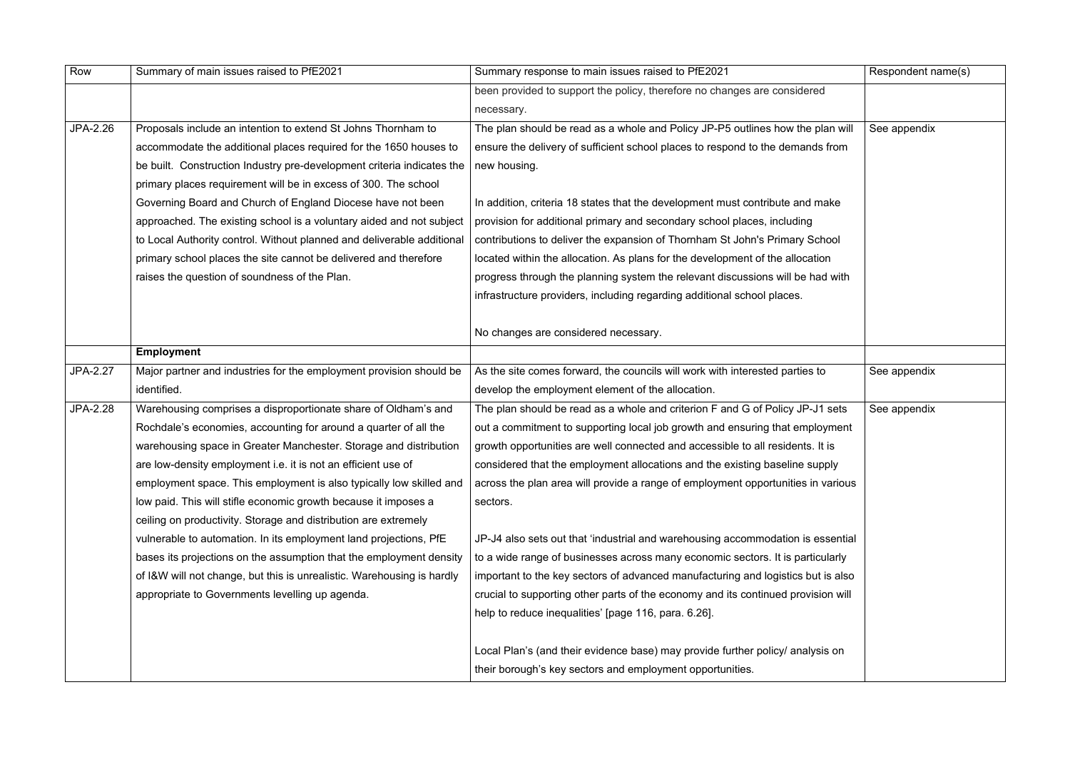| Row | Summary of main issues raised to PfE2021 | Summary response to main issues raised to PfE2021 | Respondent name(s) |
|---|---|---|---|
| | | been provided to support the policy, therefore no changes are considered necessary. | |
| JPA-2.26 | Proposals include an intention to extend St Johns Thornham to accommodate the additional places required for the 1650 houses to be built. Construction Industry pre-development criteria indicates the primary places requirement will be in excess of 300. The school Governing Board and Church of England Diocese have not been approached. The existing school is a voluntary aided and not subject to Local Authority control. Without planned and deliverable additional primary school places the site cannot be delivered and therefore raises the question of soundness of the Plan. | The plan should be read as a whole and Policy JP-P5 outlines how the plan will ensure the delivery of sufficient school places to respond to the demands from new housing.<br><br>In addition, criteria 18 states that the development must contribute and make provision for additional primary and secondary school places, including contributions to deliver the expansion of Thornham St John's Primary School located within the allocation. As plans for the development of the allocation progress through the planning system the relevant discussions will be had with infrastructure providers, including regarding additional school places.<br><br>No changes are considered necessary. | See appendix |
| | **Employment** | | |
| JPA-2.27 | Major partner and industries for the employment provision should be identified. | As the site comes forward, the councils will work with interested parties to develop the employment element of the allocation. | See appendix |
| JPA-2.28 | Warehousing comprises a disproportionate share of Oldham's and Rochdale's economies, accounting for around a quarter of all the warehousing space in Greater Manchester. Storage and distribution are low-density employment i.e. it is not an efficient use of employment space. This employment is also typically low skilled and low paid. This will stifle economic growth because it imposes a ceiling on productivity. Storage and distribution are extremely vulnerable to automation. In its employment land projections, PfE bases its projections on the assumption that the employment density of I&W will not change, but this is unrealistic. Warehousing is hardly appropriate to Governments levelling up agenda. | The plan should be read as a whole and criterion F and G of Policy JP-J1 sets out a commitment to supporting local job growth and ensuring that employment growth opportunities are well connected and accessible to all residents. It is considered that the employment allocations and the existing baseline supply across the plan area will provide a range of employment opportunities in various sectors.<br><br>JP-J4 also sets out that 'industrial and warehousing accommodation is essential to a wide range of businesses across many economic sectors. It is particularly important to the key sectors of advanced manufacturing and logistics but is also crucial to supporting other parts of the economy and its continued provision will help to reduce inequalities' [page 116, para. 6.26].<br><br>Local Plan's (and their evidence base) may provide further policy/ analysis on their borough's key sectors and employment opportunities. | See appendix |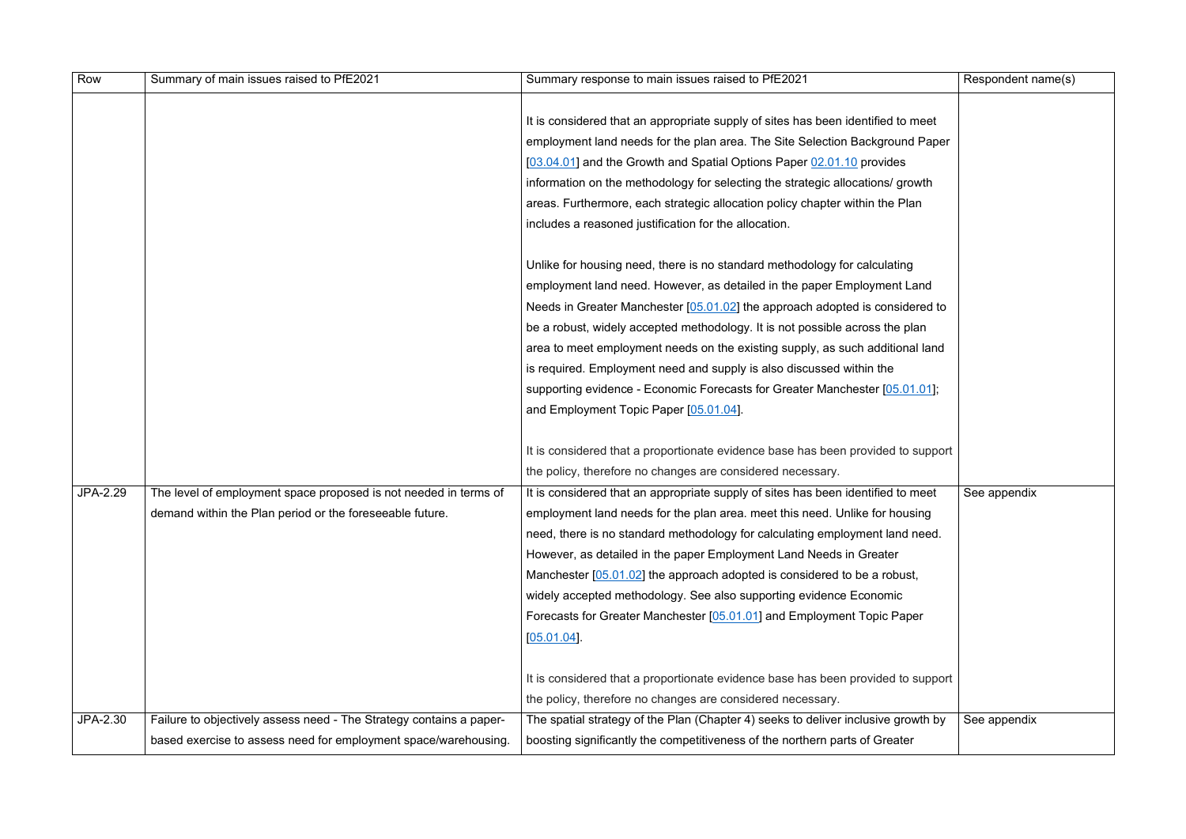| Row | Summary of main issues raised to PfE2021 | Summary response to main issues raised to PfE2021 | Respondent name(s) |
|---|---|---|---|
| | | It is considered that an appropriate supply of sites has been identified to meet employment land needs for the plan area. The Site Selection Background Paper [03.04.01] and the Growth and Spatial Options Paper 02.01.10 provides information on the methodology for selecting the strategic allocations/ growth areas. Furthermore, each strategic allocation policy chapter within the Plan includes a reasoned justification for the allocation.<br><br>Unlike for housing need, there is no standard methodology for calculating employment land need. However, as detailed in the paper Employment Land Needs in Greater Manchester [05.01.02] the approach adopted is considered to be a robust, widely accepted methodology. It is not possible across the plan area to meet employment needs on the existing supply, as such additional land is required. Employment need and supply is also discussed within the supporting evidence - Economic Forecasts for Greater Manchester [05.01.01]; and Employment Topic Paper [05.01.04].<br><br>It is considered that a proportionate evidence base has been provided to support the policy, therefore no changes are considered necessary. | |
| JPA-2.29 | The level of employment space proposed is not needed in terms of demand within the Plan period or the foreseeable future. | It is considered that an appropriate supply of sites has been identified to meet employment land needs for the plan area. meet this need. Unlike for housing need, there is no standard methodology for calculating employment land need. However, as detailed in the paper Employment Land Needs in Greater Manchester [05.01.02] the approach adopted is considered to be a robust, widely accepted methodology. See also supporting evidence Economic Forecasts for Greater Manchester [05.01.01] and Employment Topic Paper [05.01.04].<br><br>It is considered that a proportionate evidence base has been provided to support the policy, therefore no changes are considered necessary. | See appendix |
| JPA-2.30 | Failure to objectively assess need - The Strategy contains a paper-based exercise to assess need for employment space/warehousing. | The spatial strategy of the Plan (Chapter 4) seeks to deliver inclusive growth by boosting significantly the competitiveness of the northern parts of Greater | See appendix |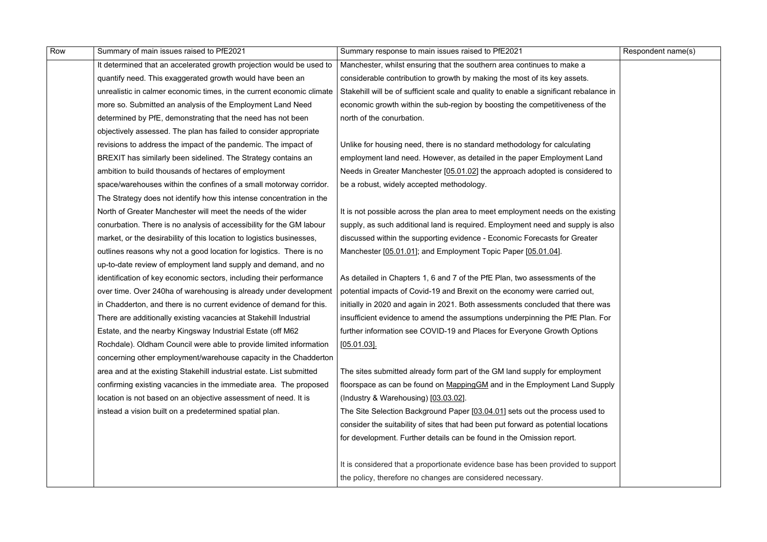| Row | Summary of main issues raised to PfE2021 | Summary response to main issues raised to PfE2021 | Respondent name(s) |
| --- | --- | --- | --- |
| | It determined that an accelerated growth projection would be used to quantify need. This exaggerated growth would have been an unrealistic in calmer economic times, in the current economic climate more so. Submitted an analysis of the Employment Land Need determined by PfE, demonstrating that the need has not been objectively assessed. The plan has failed to consider appropriate revisions to address the impact of the pandemic. The impact of BREXIT has similarly been sidelined. The Strategy contains an ambition to build thousands of hectares of employment space/warehouses within the confines of a small motorway corridor. The Strategy does not identify how this intense concentration in the North of Greater Manchester will meet the needs of the wider conurbation. There is no analysis of accessibility for the GM labour market, or the desirability of this location to logistics businesses, outlines reasons why not a good location for logistics. There is no up-to-date review of employment land supply and demand, and no identification of key economic sectors, including their performance over time. Over 240ha of warehousing is already under development in Chadderton, and there is no current evidence of demand for this. There are additionally existing vacancies at Stakehill Industrial Estate, and the nearby Kingsway Industrial Estate (off M62 Rochdale). Oldham Council were able to provide limited information concerning other employment/warehouse capacity in the Chadderton area and at the existing Stakehill industrial estate. List submitted confirming existing vacancies in the immediate area. The proposed location is not based on an objective assessment of need. It is instead a vision built on a predetermined spatial plan. | Manchester, whilst ensuring that the southern area continues to make a considerable contribution to growth by making the most of its key assets. Stakehill will be of sufficient scale and quality to enable a significant rebalance in economic growth within the sub-region by boosting the competitiveness of the north of the conurbation.<br><br>Unlike for housing need, there is no standard methodology for calculating employment land need. However, as detailed in the paper Employment Land Needs in Greater Manchester [05.01.02] the approach adopted is considered to be a robust, widely accepted methodology.<br><br>It is not possible across the plan area to meet employment needs on the existing supply, as such additional land is required. Employment need and supply is also discussed within the supporting evidence - Economic Forecasts for Greater Manchester [05.01.01]; and Employment Topic Paper [05.01.04].<br><br>As detailed in Chapters 1, 6 and 7 of the PfE Plan, two assessments of the potential impacts of Covid-19 and Brexit on the economy were carried out, initially in 2020 and again in 2021. Both assessments concluded that there was insufficient evidence to amend the assumptions underpinning the PfE Plan. For further information see COVID-19 and Places for Everyone Growth Options [05.01.03].<br><br>The sites submitted already form part of the GM land supply for employment floorspace as can be found on MappingGM and in the Employment Land Supply (Industry & Warehousing) [03.03.02].<br>The Site Selection Background Paper [03.04.01] sets out the process used to consider the suitability of sites that had been put forward as potential locations for development. Further details can be found in the Omission report.<br><br>It is considered that a proportionate evidence base has been provided to support the policy, therefore no changes are considered necessary. | |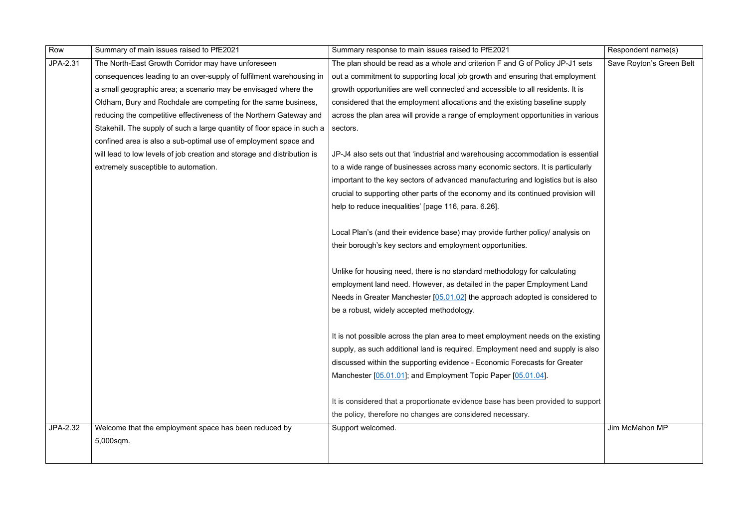| Row | Summary of main issues raised to PfE2021 | Summary response to main issues raised to PfE2021 | Respondent name(s) |
| --- | --- | --- | --- |
| JPA-2.31 | The North-East Growth Corridor may have unforeseen consequences leading to an over-supply of fulfilment warehousing in a small geographic area; a scenario may be envisaged where the Oldham, Bury and Rochdale are competing for the same business, reducing the competitive effectiveness of the Northern Gateway and Stakehill. The supply of such a large quantity of floor space in such a confined area is also a sub-optimal use of employment space and will lead to low levels of job creation and storage and distribution is extremely susceptible to automation. | The plan should be read as a whole and criterion F and G of Policy JP-J1 sets out a commitment to supporting local job growth and ensuring that employment growth opportunities are well connected and accessible to all residents. It is considered that the employment allocations and the existing baseline supply across the plan area will provide a range of employment opportunities in various sectors.<br><br>JP-J4 also sets out that 'industrial and warehousing accommodation is essential to a wide range of businesses across many economic sectors. It is particularly important to the key sectors of advanced manufacturing and logistics but is also crucial to supporting other parts of the economy and its continued provision will help to reduce inequalities' [page 116, para. 6.26].<br><br>Local Plan's (and their evidence base) may provide further policy/ analysis on their borough's key sectors and employment opportunities.<br><br>Unlike for housing need, there is no standard methodology for calculating employment land need. However, as detailed in the paper Employment Land Needs in Greater Manchester [05.01.02] the approach adopted is considered to be a robust, widely accepted methodology.<br><br>It is not possible across the plan area to meet employment needs on the existing supply, as such additional land is required. Employment need and supply is also discussed within the supporting evidence - Economic Forecasts for Greater Manchester [05.01.01]; and Employment Topic Paper [05.01.04].<br><br>It is considered that a proportionate evidence base has been provided to support the policy, therefore no changes are considered necessary. | Save Royton's Green Belt |
| JPA-2.32 | Welcome that the employment space has been reduced by 5,000sqm. | Support welcomed. | Jim McMahon MP |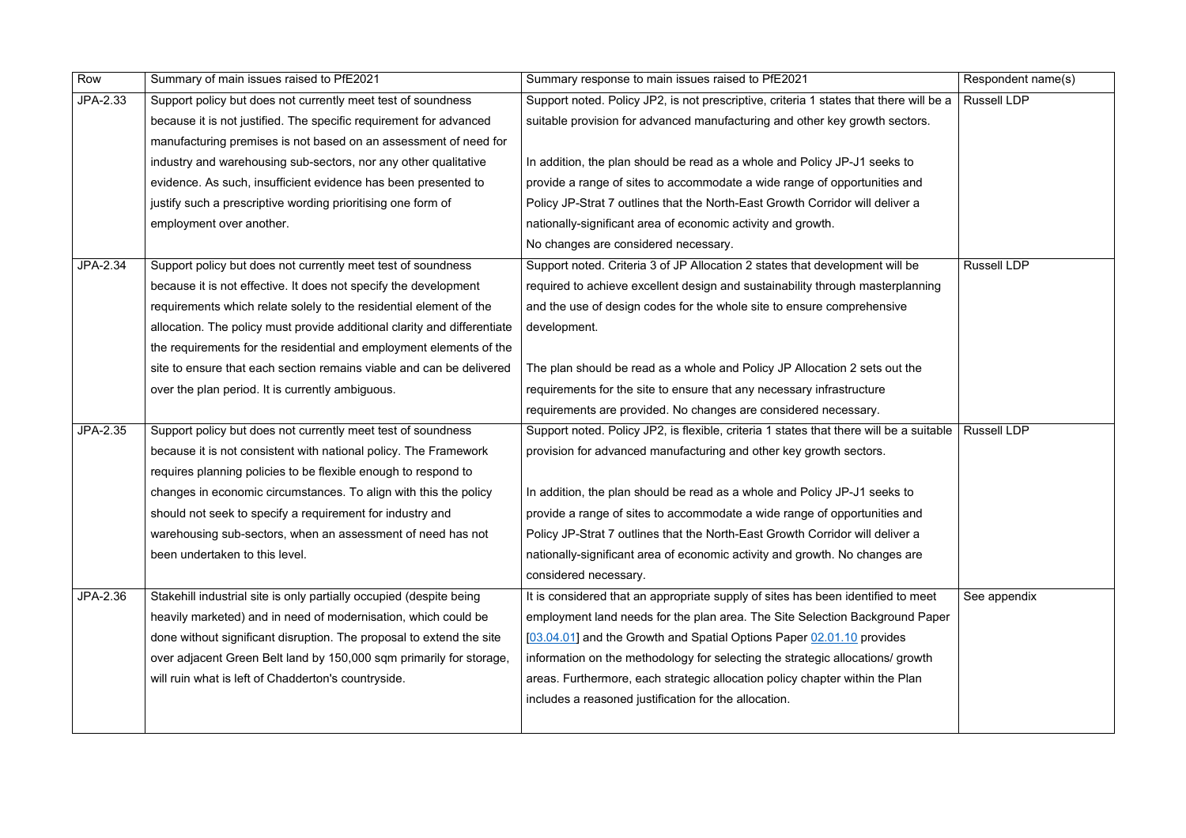| Row | Summary of main issues raised to PfE2021 | Summary response to main issues raised to PfE2021 | Respondent name(s) |
|---|---|---|---|
| JPA-2.33 | Support policy but does not currently meet test of soundness because it is not justified. The specific requirement for advanced manufacturing premises is not based on an assessment of need for industry and warehousing sub-sectors, nor any other qualitative evidence. As such, insufficient evidence has been presented to justify such a prescriptive wording prioritising one form of employment over another. | Support noted. Policy JP2, is not prescriptive, criteria 1 states that there will be a suitable provision for advanced manufacturing and other key growth sectors.<br><br>In addition, the plan should be read as a whole and Policy JP-J1 seeks to provide a range of sites to accommodate a wide range of opportunities and Policy JP-Strat 7 outlines that the North-East Growth Corridor will deliver a nationally-significant area of economic activity and growth.<br>No changes are considered necessary. | Russell LDP |
| JPA-2.34 | Support policy but does not currently meet test of soundness because it is not effective. It does not specify the development requirements which relate solely to the residential element of the allocation. The policy must provide additional clarity and differentiate the requirements for the residential and employment elements of the site to ensure that each section remains viable and can be delivered over the plan period. It is currently ambiguous. | Support noted. Criteria 3 of JP Allocation 2 states that development will be required to achieve excellent design and sustainability through masterplanning and the use of design codes for the whole site to ensure comprehensive development.<br><br>The plan should be read as a whole and Policy JP Allocation 2 sets out the requirements for the site to ensure that any necessary infrastructure requirements are provided. No changes are considered necessary. | Russell LDP |
| JPA-2.35 | Support policy but does not currently meet test of soundness because it is not consistent with national policy. The Framework requires planning policies to be flexible enough to respond to changes in economic circumstances. To align with this the policy should not seek to specify a requirement for industry and warehousing sub-sectors, when an assessment of need has not been undertaken to this level. | Support noted. Policy JP2, is flexible, criteria 1 states that there will be a suitable provision for advanced manufacturing and other key growth sectors.<br><br>In addition, the plan should be read as a whole and Policy JP-J1 seeks to provide a range of sites to accommodate a wide range of opportunities and Policy JP-Strat 7 outlines that the North-East Growth Corridor will deliver a nationally-significant area of economic activity and growth. No changes are considered necessary. | Russell LDP |
| JPA-2.36 | Stakehill industrial site is only partially occupied (despite being heavily marketed) and in need of modernisation, which could be done without significant disruption. The proposal to extend the site over adjacent Green Belt land by 150,000 sqm primarily for storage, will ruin what is left of Chadderton's countryside. | It is considered that an appropriate supply of sites has been identified to meet employment land needs for the plan area. The Site Selection Background Paper [03.04.01] and the Growth and Spatial Options Paper 02.01.10 provides information on the methodology for selecting the strategic allocations/ growth areas. Furthermore, each strategic allocation policy chapter within the Plan includes a reasoned justification for the allocation. | See appendix |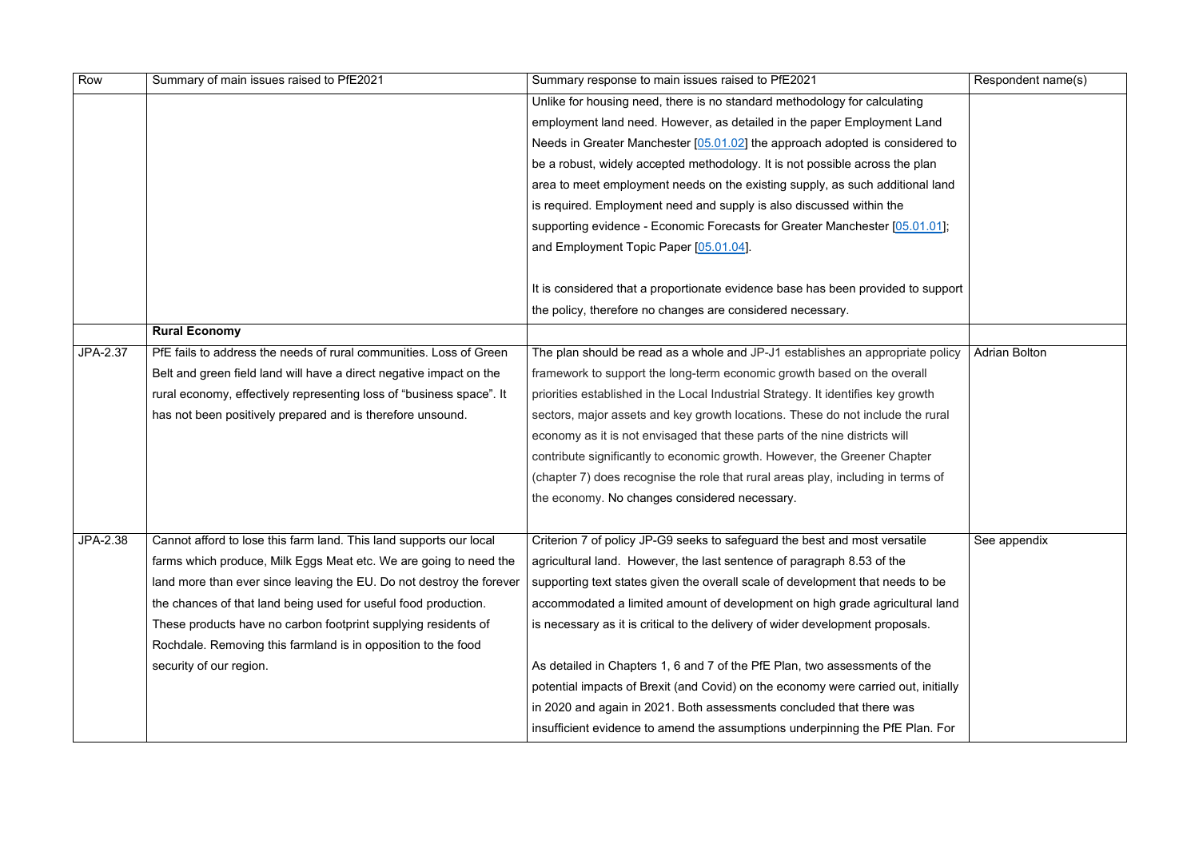| Row | Summary of main issues raised to PfE2021 | Summary response to main issues raised to PfE2021 | Respondent name(s) |
|---|---|---|---|
| | | Unlike for housing need, there is no standard methodology for calculating employment land need. However, as detailed in the paper Employment Land Needs in Greater Manchester [05.01.02] the approach adopted is considered to be a robust, widely accepted methodology. It is not possible across the plan area to meet employment needs on the existing supply, as such additional land is required. Employment need and supply is also discussed within the supporting evidence - Economic Forecasts for Greater Manchester [05.01.01]; and Employment Topic Paper [05.01.04].<br><br>It is considered that a proportionate evidence base has been provided to support the policy, therefore no changes are considered necessary. | |
| | **Rural Economy** | | |
| JPA-2.37 | PfE fails to address the needs of rural communities. Loss of Green Belt and green field land will have a direct negative impact on the rural economy, effectively representing loss of "business space". It has not been positively prepared and is therefore unsound. | The plan should be read as a whole and JP-J1 establishes an appropriate policy framework to support the long-term economic growth based on the overall priorities established in the Local Industrial Strategy. It identifies key growth sectors, major assets and key growth locations. These do not include the rural economy as it is not envisaged that these parts of the nine districts will contribute significantly to economic growth. However, the Greener Chapter (chapter 7) does recognise the role that rural areas play, including in terms of the economy. No changes considered necessary. | Adrian Bolton |
| JPA-2.38 | Cannot afford to lose this farm land. This land supports our local farms which produce, Milk Eggs Meat etc. We are going to need the land more than ever since leaving the EU. Do not destroy the forever the chances of that land being used for useful food production. These products have no carbon footprint supplying residents of Rochdale. Removing this farmland is in opposition to the food security of our region. | Criterion 7 of policy JP-G9 seeks to safeguard the best and most versatile agricultural land. However, the last sentence of paragraph 8.53 of the supporting text states given the overall scale of development that needs to be accommodated a limited amount of development on high grade agricultural land is necessary as it is critical to the delivery of wider development proposals.<br><br>As detailed in Chapters 1, 6 and 7 of the PfE Plan, two assessments of the potential impacts of Brexit (and Covid) on the economy were carried out, initially in 2020 and again in 2021. Both assessments concluded that there was insufficient evidence to amend the assumptions underpinning the PfE Plan. For | See appendix |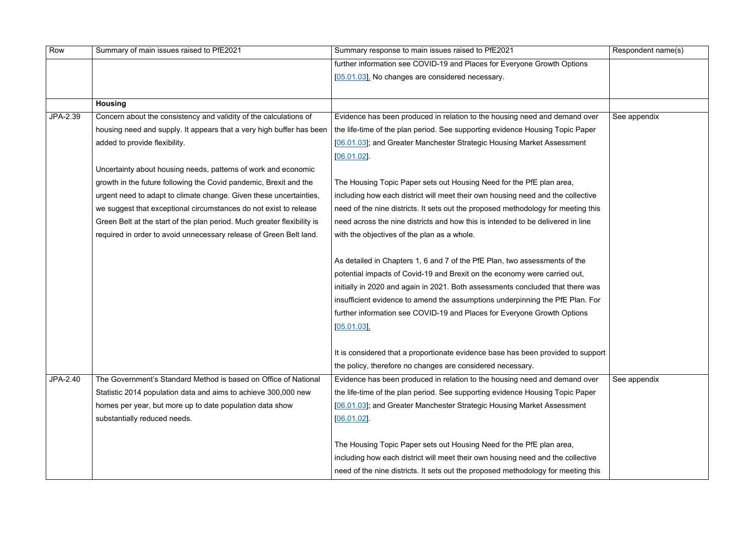| Row | Summary of main issues raised to PfE2021 | Summary response to main issues raised to PfE2021 | Respondent name(s) |
|---|---|---|---|
| | | further information see COVID-19 and Places for Everyone Growth Options [05.01.03]. No changes are considered necessary. | |
| | **Housing** | | |
| JPA-2.39 | Concern about the consistency and validity of the calculations of housing need and supply. It appears that a very high buffer has been added to provide flexibility.<br><br>Uncertainty about housing needs, patterns of work and economic growth in the future following the Covid pandemic, Brexit and the urgent need to adapt to climate change. Given these uncertainties, we suggest that exceptional circumstances do not exist to release Green Belt at the start of the plan period. Much greater flexibility is required in order to avoid unnecessary release of Green Belt land. | Evidence has been produced in relation to the housing need and demand over the life-time of the plan period. See supporting evidence Housing Topic Paper [06.01.03]; and Greater Manchester Strategic Housing Market Assessment [06.01.02].<br><br>The Housing Topic Paper sets out Housing Need for the PfE plan area, including how each district will meet their own housing need and the collective need of the nine districts. It sets out the proposed methodology for meeting this need across the nine districts and how this is intended to be delivered in line with the objectives of the plan as a whole.<br><br>As detailed in Chapters 1, 6 and 7 of the PfE Plan, two assessments of the potential impacts of Covid-19 and Brexit on the economy were carried out, initially in 2020 and again in 2021. Both assessments concluded that there was insufficient evidence to amend the assumptions underpinning the PfE Plan. For further information see COVID-19 and Places for Everyone Growth Options [05.01.03].<br><br>It is considered that a proportionate evidence base has been provided to support the policy, therefore no changes are considered necessary. | See appendix |
| JPA-2.40 | The Government's Standard Method is based on Office of National Statistic 2014 population data and aims to achieve 300,000 new homes per year, but more up to date population data show substantially reduced needs. | Evidence has been produced in relation to the housing need and demand over the life-time of the plan period. See supporting evidence Housing Topic Paper [06.01.03]; and Greater Manchester Strategic Housing Market Assessment [06.01.02].<br><br>The Housing Topic Paper sets out Housing Need for the PfE plan area, including how each district will meet their own housing need and the collective need of the nine districts. It sets out the proposed methodology for meeting this | See appendix |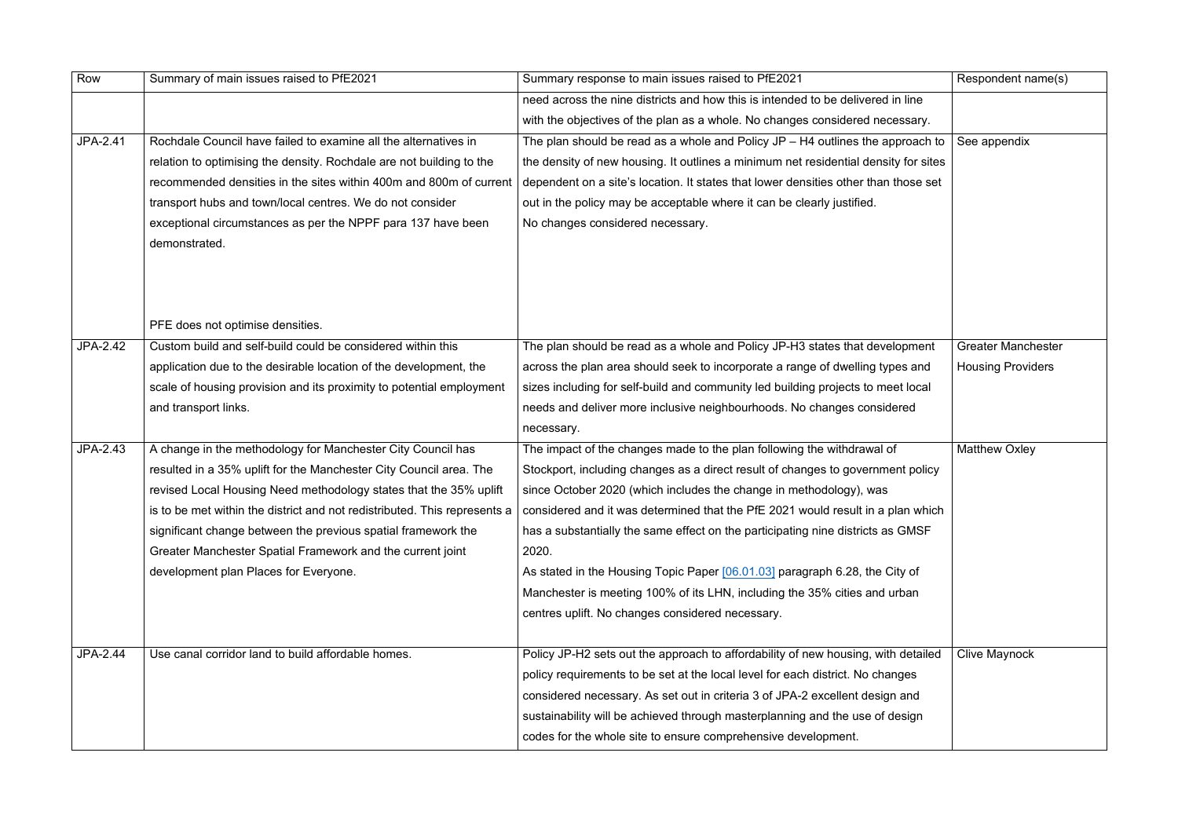| Row | Summary of main issues raised to PfE2021 | Summary response to main issues raised to PfE2021 | Respondent name(s) |
|---|---|---|---|
| | | need across the nine districts and how this is intended to be delivered in line with the objectives of the plan as a whole. No changes considered necessary. | |
| JPA-2.41 | Rochdale Council have failed to examine all the alternatives in relation to optimising the density. Rochdale are not building to the recommended densities in the sites within 400m and 800m of current transport hubs and town/local centres. We do not consider exceptional circumstances as per the NPPF para 137 have been demonstrated.<br><br>PFE does not optimise densities. | The plan should be read as a whole and Policy JP – H4 outlines the approach to the density of new housing. It outlines a minimum net residential density for sites dependent on a site's location. It states that lower densities other than those set out in the policy may be acceptable where it can be clearly justified.<br>No changes considered necessary. | See appendix |
| JPA-2.42 | Custom build and self-build could be considered within this application due to the desirable location of the development, the scale of housing provision and its proximity to potential employment and transport links. | The plan should be read as a whole and Policy JP-H3 states that development across the plan area should seek to incorporate a range of dwelling types and sizes including for self-build and community led building projects to meet local needs and deliver more inclusive neighbourhoods. No changes considered necessary. | Greater Manchester Housing Providers |
| JPA-2.43 | A change in the methodology for Manchester City Council has resulted in a 35% uplift for the Manchester City Council area. The revised Local Housing Need methodology states that the 35% uplift is to be met within the district and not redistributed. This represents a significant change between the previous spatial framework the Greater Manchester Spatial Framework and the current joint development plan Places for Everyone. | The impact of the changes made to the plan following the withdrawal of Stockport, including changes as a direct result of changes to government policy since October 2020 (which includes the change in methodology), was considered and it was determined that the PfE 2021 would result in a plan which has a substantially the same effect on the participating nine districts as GMSF 2020.<br>As stated in the Housing Topic Paper [06.01.03] paragraph 6.28, the City of Manchester is meeting 100% of its LHN, including the 35% cities and urban centres uplift. No changes considered necessary. | Matthew Oxley |
| JPA-2.44 | Use canal corridor land to build affordable homes. | Policy JP-H2 sets out the approach to affordability of new housing, with detailed policy requirements to be set at the local level for each district. No changes considered necessary. As set out in criteria 3 of JPA-2 excellent design and sustainability will be achieved through masterplanning and the use of design codes for the whole site to ensure comprehensive development. | Clive Maynock |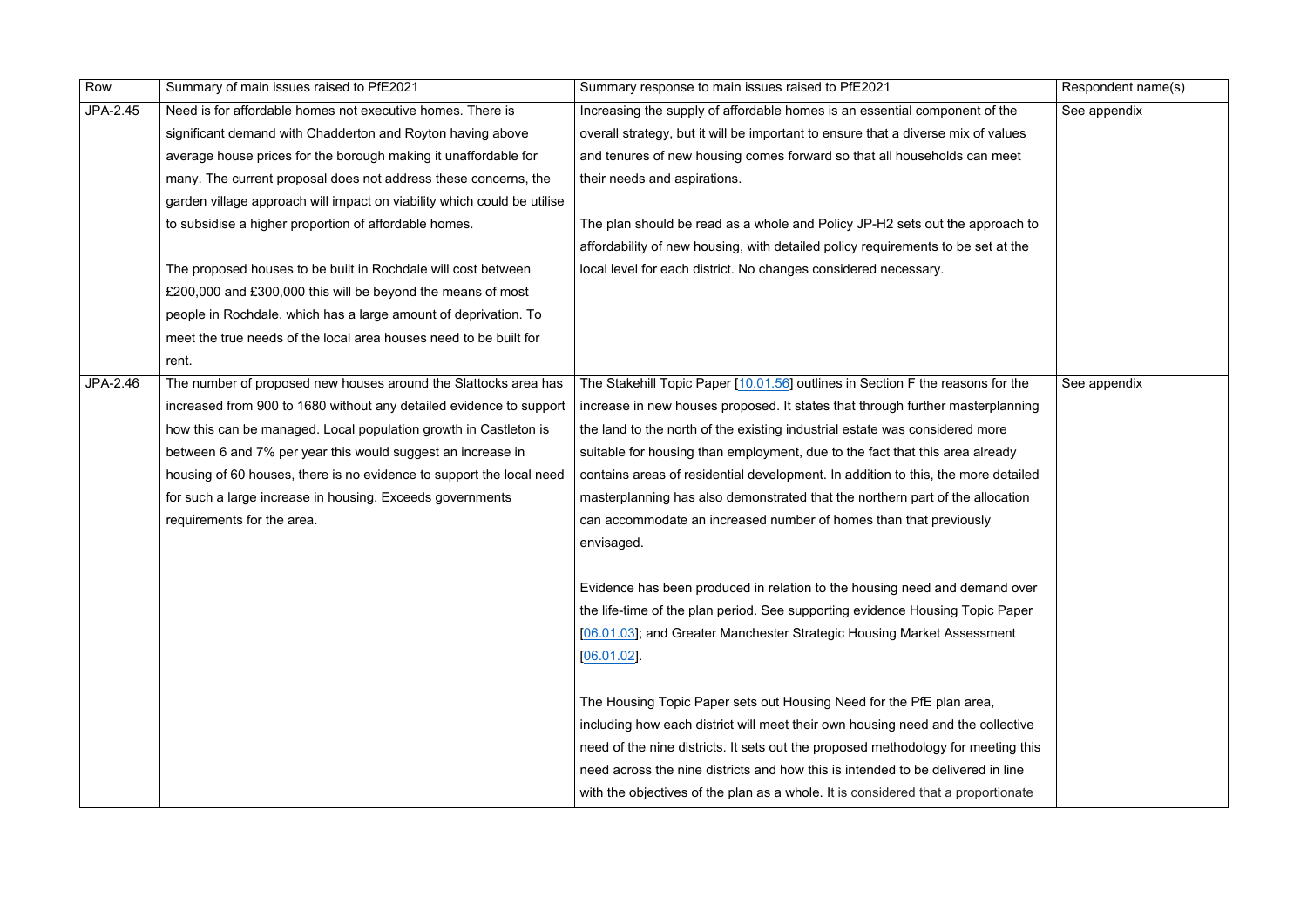| Row | Summary of main issues raised to PfE2021 | Summary response to main issues raised to PfE2021 | Respondent name(s) |
|---|---|---|---|
| JPA-2.45 | Need is for affordable homes not executive homes. There is significant demand with Chadderton and Royton having above average house prices for the borough making it unaffordable for many. The current proposal does not address these concerns, the garden village approach will impact on viability which could be utilise to subsidise a higher proportion of affordable homes.<br><br>The proposed houses to be built in Rochdale will cost between £200,000 and £300,000 this will be beyond the means of most people in Rochdale, which has a large amount of deprivation. To meet the true needs of the local area houses need to be built for rent. | Increasing the supply of affordable homes is an essential component of the overall strategy, but it will be important to ensure that a diverse mix of values and tenures of new housing comes forward so that all households can meet their needs and aspirations.<br><br>The plan should be read as a whole and Policy JP-H2 sets out the approach to affordability of new housing, with detailed policy requirements to be set at the local level for each district. No changes considered necessary. | See appendix |
| JPA-2.46 | The number of proposed new houses around the Slattocks area has increased from 900 to 1680 without any detailed evidence to support how this can be managed. Local population growth in Castleton is between 6 and 7% per year this would suggest an increase in housing of 60 houses, there is no evidence to support the local need for such a large increase in housing. Exceeds governments requirements for the area. | The Stakehill Topic Paper [10.01.56] outlines in Section F the reasons for the increase in new houses proposed. It states that through further masterplanning the land to the north of the existing industrial estate was considered more suitable for housing than employment, due to the fact that this area already contains areas of residential development. In addition to this, the more detailed masterplanning has also demonstrated that the northern part of the allocation can accommodate an increased number of homes than that previously envisaged.<br><br>Evidence has been produced in relation to the housing need and demand over the life-time of the plan period. See supporting evidence Housing Topic Paper [06.01.03]; and Greater Manchester Strategic Housing Market Assessment [06.01.02].<br><br>The Housing Topic Paper sets out Housing Need for the PfE plan area, including how each district will meet their own housing need and the collective need of the nine districts. It sets out the proposed methodology for meeting this need across the nine districts and how this is intended to be delivered in line with the objectives of the plan as a whole. It is considered that a proportionate | See appendix |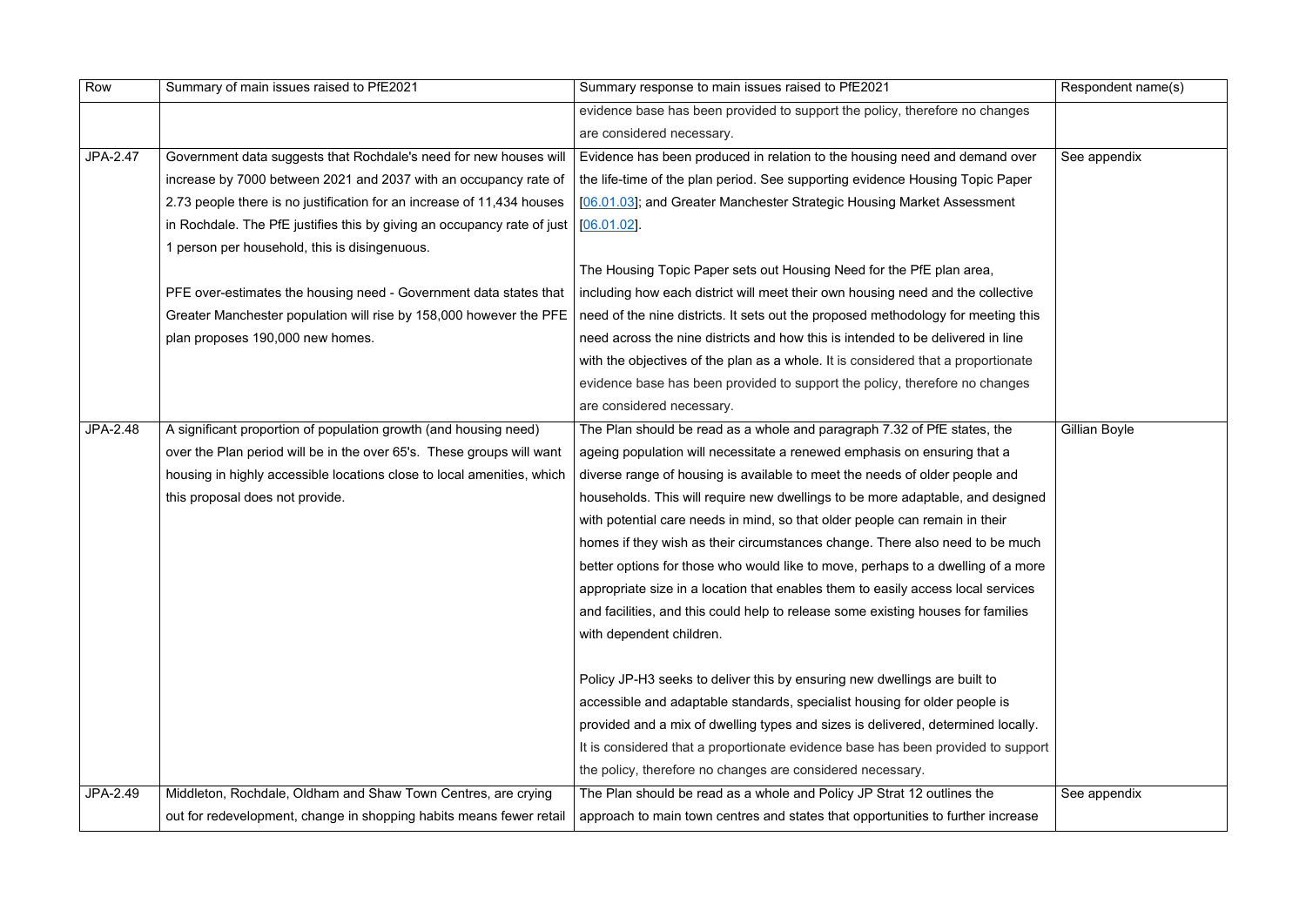| Row | Summary of main issues raised to PfE2021 | Summary response to main issues raised to PfE2021 | Respondent name(s) |
|---|---|---|---|
| | | evidence base has been provided to support the policy, therefore no changes are considered necessary. | |
| JPA-2.47 | Government data suggests that Rochdale's need for new houses will increase by 7000 between 2021 and 2037 with an occupancy rate of 2.73 people there is no justification for an increase of 11,434 houses in Rochdale. The PfE justifies this by giving an occupancy rate of just 1 person per household, this is disingenuous.<br><br>PFE over-estimates the housing need - Government data states that Greater Manchester population will rise by 158,000 however the PFE plan proposes 190,000 new homes. | Evidence has been produced in relation to the housing need and demand over the life-time of the plan period. See supporting evidence Housing Topic Paper [06.01.03]; and Greater Manchester Strategic Housing Market Assessment [06.01.02].<br><br>The Housing Topic Paper sets out Housing Need for the PfE plan area, including how each district will meet their own housing need and the collective need of the nine districts. It sets out the proposed methodology for meeting this need across the nine districts and how this is intended to be delivered in line with the objectives of the plan as a whole. It is considered that a proportionate evidence base has been provided to support the policy, therefore no changes are considered necessary. | See appendix |
| JPA-2.48 | A significant proportion of population growth (and housing need) over the Plan period will be in the over 65's. These groups will want housing in highly accessible locations close to local amenities, which this proposal does not provide. | The Plan should be read as a whole and paragraph 7.32 of PfE states, the ageing population will necessitate a renewed emphasis on ensuring that a diverse range of housing is available to meet the needs of older people and households. This will require new dwellings to be more adaptable, and designed with potential care needs in mind, so that older people can remain in their homes if they wish as their circumstances change. There also need to be much better options for those who would like to move, perhaps to a dwelling of a more appropriate size in a location that enables them to easily access local services and facilities, and this could help to release some existing houses for families with dependent children.<br><br>Policy JP-H3 seeks to deliver this by ensuring new dwellings are built to accessible and adaptable standards, specialist housing for older people is provided and a mix of dwelling types and sizes is delivered, determined locally. It is considered that a proportionate evidence base has been provided to support the policy, therefore no changes are considered necessary. | Gillian Boyle |
| JPA-2.49 | Middleton, Rochdale, Oldham and Shaw Town Centres, are crying out for redevelopment, change in shopping habits means fewer retail | The Plan should be read as a whole and Policy JP Strat 12 outlines the approach to main town centres and states that opportunities to further increase | See appendix |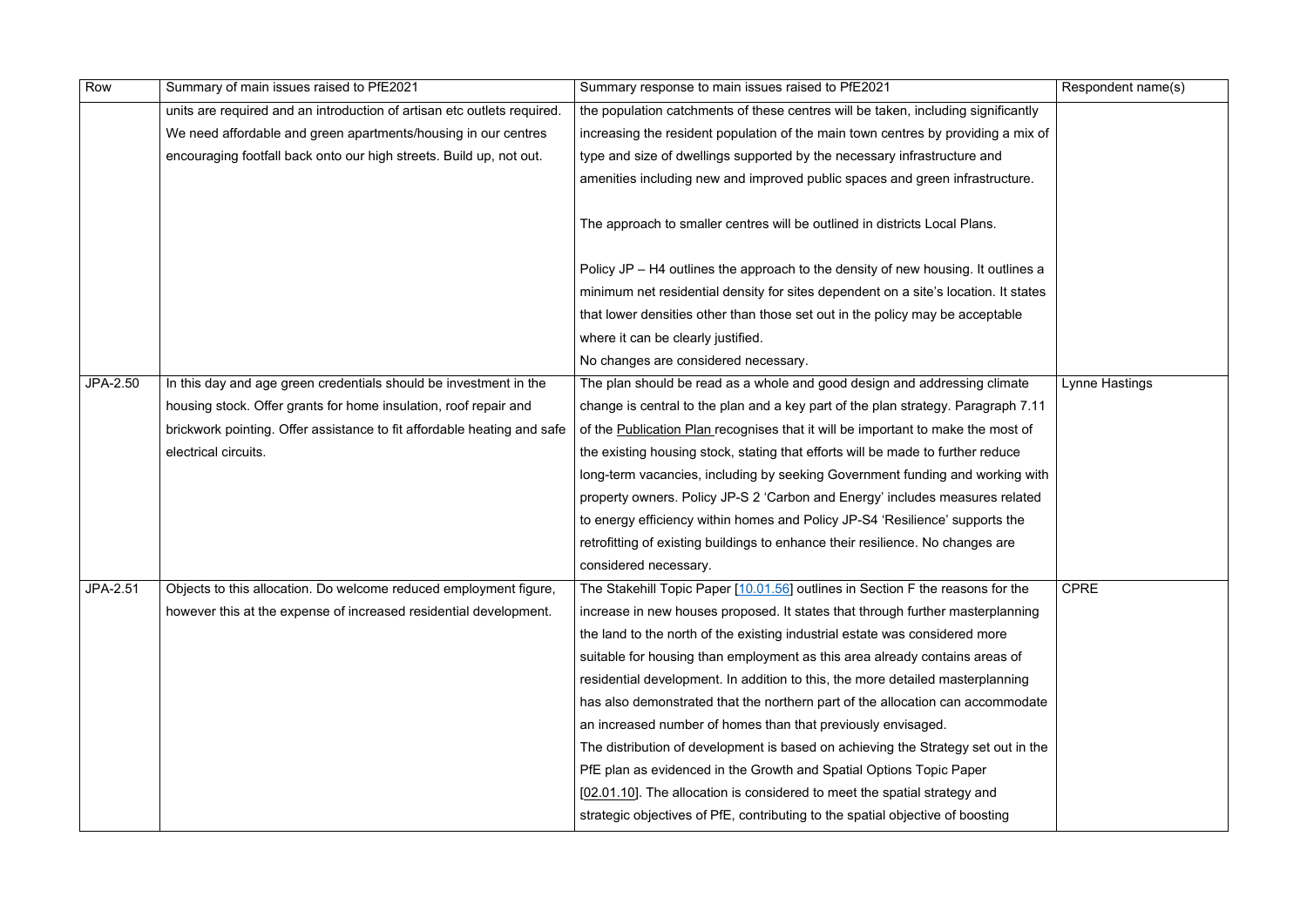| Row | Summary of main issues raised to PfE2021 | Summary response to main issues raised to PfE2021 | Respondent name(s) |
| --- | --- | --- | --- |
| | units are required and an introduction of artisan etc outlets required. We need affordable and green apartments/housing in our centres encouraging footfall back onto our high streets. Build up, not out. | the population catchments of these centres will be taken, including significantly increasing the resident population of the main town centres by providing a mix of type and size of dwellings supported by the necessary infrastructure and amenities including new and improved public spaces and green infrastructure.<br><br>The approach to smaller centres will be outlined in districts Local Plans.<br><br>Policy JP – H4 outlines the approach to the density of new housing. It outlines a minimum net residential density for sites dependent on a site's location. It states that lower densities other than those set out in the policy may be acceptable where it can be clearly justified.<br>No changes are considered necessary. | |
| JPA-2.50 | In this day and age green credentials should be investment in the housing stock. Offer grants for home insulation, roof repair and brickwork pointing. Offer assistance to fit affordable heating and safe electrical circuits. | The plan should be read as a whole and good design and addressing climate change is central to the plan and a key part of the plan strategy. Paragraph 7.11 of the Publication Plan recognises that it will be important to make the most of the existing housing stock, stating that efforts will be made to further reduce long-term vacancies, including by seeking Government funding and working with property owners. Policy JP-S 2 'Carbon and Energy' includes measures related to energy efficiency within homes and Policy JP-S4 'Resilience' supports the retrofitting of existing buildings to enhance their resilience. No changes are considered necessary. | Lynne Hastings |
| JPA-2.51 | Objects to this allocation. Do welcome reduced employment figure, however this at the expense of increased residential development. | The Stakehill Topic Paper [10.01.56] outlines in Section F the reasons for the increase in new houses proposed. It states that through further masterplanning the land to the north of the existing industrial estate was considered more suitable for housing than employment as this area already contains areas of residential development. In addition to this, the more detailed masterplanning has also demonstrated that the northern part of the allocation can accommodate an increased number of homes than that previously envisaged.<br>The distribution of development is based on achieving the Strategy set out in the PfE plan as evidenced in the Growth and Spatial Options Topic Paper [02.01.10]. The allocation is considered to meet the spatial strategy and strategic objectives of PfE, contributing to the spatial objective of boosting | CPRE |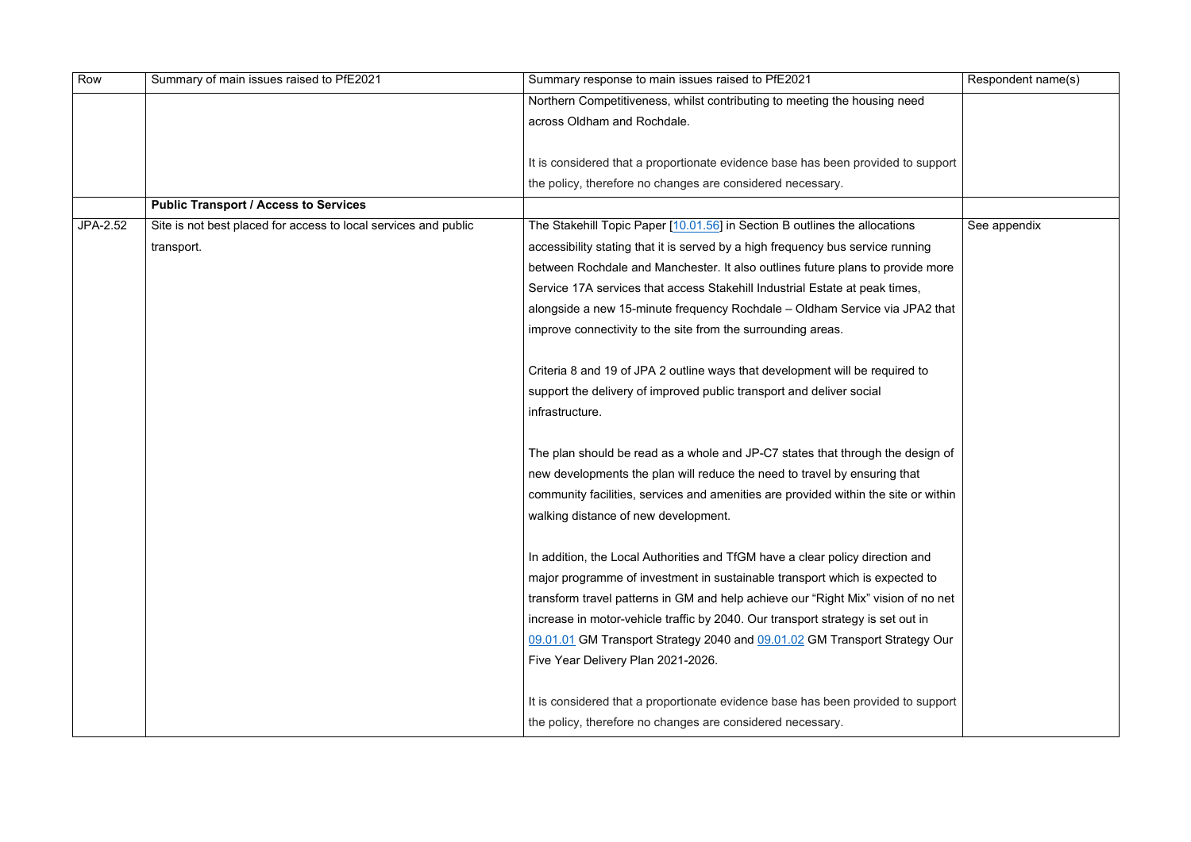| Row | Summary of main issues raised to PfE2021 | Summary response to main issues raised to PfE2021 | Respondent name(s) |
|---|---|---|---|
| | | Northern Competitiveness, whilst contributing to meeting the housing need across Oldham and Rochdale.<br><br>It is considered that a proportionate evidence base has been provided to support the policy, therefore no changes are considered necessary. | |
| | **Public Transport / Access to Services** | | |
| JPA-2.52 | Site is not best placed for access to local services and public transport. | The Stakehill Topic Paper [10.01.56] in Section B outlines the allocations accessibility stating that it is served by a high frequency bus service running between Rochdale and Manchester. It also outlines future plans to provide more Service 17A services that access Stakehill Industrial Estate at peak times, alongside a new 15-minute frequency Rochdale – Oldham Service via JPA2 that improve connectivity to the site from the surrounding areas.<br><br>Criteria 8 and 19 of JPA 2 outline ways that development will be required to support the delivery of improved public transport and deliver social infrastructure.<br><br>The plan should be read as a whole and JP-C7 states that through the design of new developments the plan will reduce the need to travel by ensuring that community facilities, services and amenities are provided within the site or within walking distance of new development.<br><br>In addition, the Local Authorities and TfGM have a clear policy direction and major programme of investment in sustainable transport which is expected to transform travel patterns in GM and help achieve our "Right Mix" vision of no net increase in motor-vehicle traffic by 2040. Our transport strategy is set out in 09.01.01 GM Transport Strategy 2040 and 09.01.02 GM Transport Strategy Our Five Year Delivery Plan 2021-2026.<br><br>It is considered that a proportionate evidence base has been provided to support the policy, therefore no changes are considered necessary. | See appendix |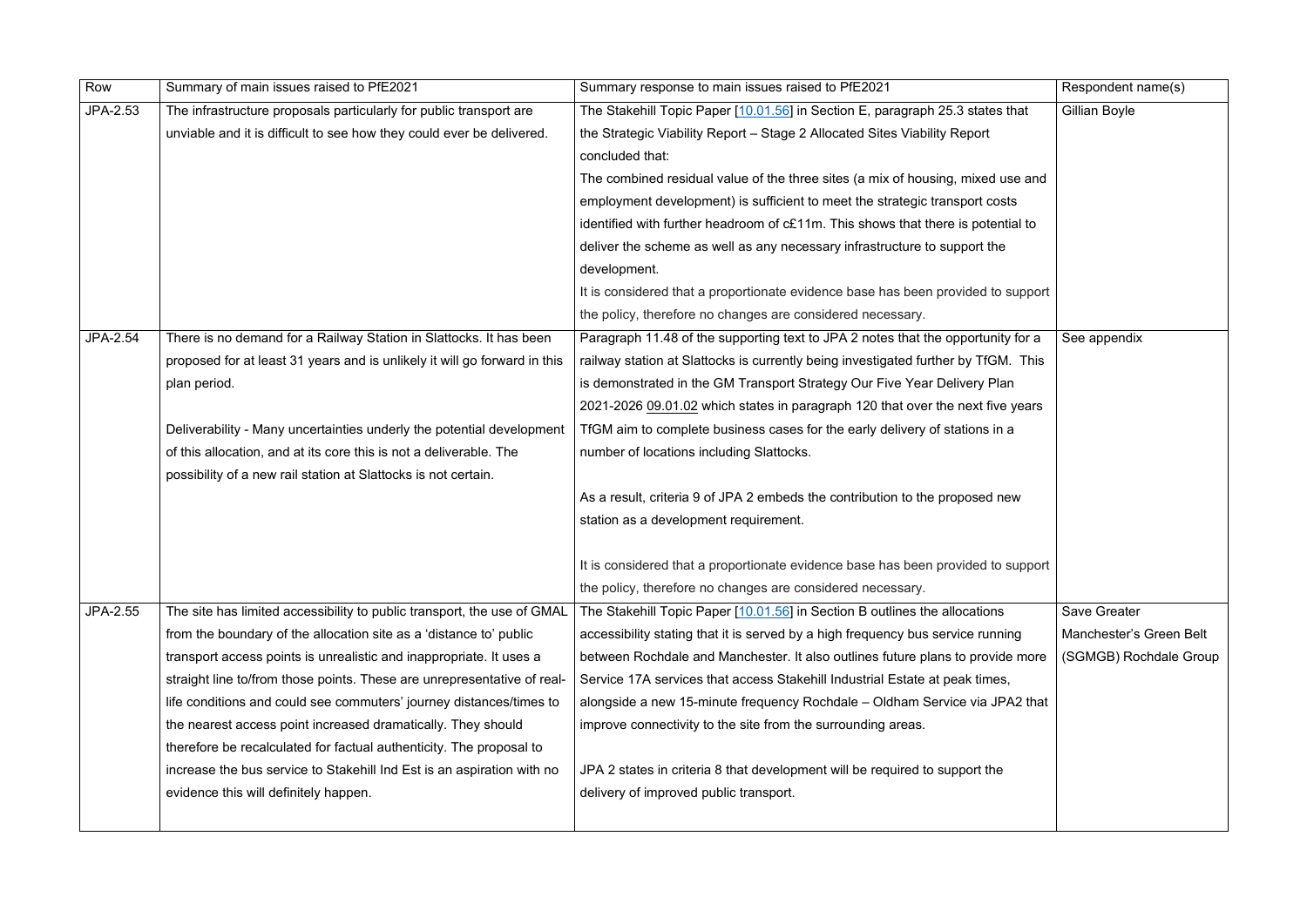| Row | Summary of main issues raised to PfE2021 | Summary response to main issues raised to PfE2021 | Respondent name(s) |
|---|---|---|---|
| JPA-2.53 | The infrastructure proposals particularly for public transport are unviable and it is difficult to see how they could ever be delivered. | The Stakehill Topic Paper [10.01.56] in Section E, paragraph 25.3 states that the Strategic Viability Report – Stage 2 Allocated Sites Viability Report concluded that:<br>The combined residual value of the three sites (a mix of housing, mixed use and employment development) is sufficient to meet the strategic transport costs identified with further headroom of c£11m. This shows that there is potential to deliver the scheme as well as any necessary infrastructure to support the development.<br>It is considered that a proportionate evidence base has been provided to support the policy, therefore no changes are considered necessary. | Gillian Boyle |
| JPA-2.54 | There is no demand for a Railway Station in Slattocks. It has been proposed for at least 31 years and is unlikely it will go forward in this plan period.<br><br>Deliverability - Many uncertainties underly the potential development of this allocation, and at its core this is not a deliverable. The possibility of a new rail station at Slattocks is not certain. | Paragraph 11.48 of the supporting text to JPA 2 notes that the opportunity for a railway station at Slattocks is currently being investigated further by TfGM. This is demonstrated in the GM Transport Strategy Our Five Year Delivery Plan 2021-2026 09.01.02 which states in paragraph 120 that over the next five years TfGM aim to complete business cases for the early delivery of stations in a number of locations including Slattocks.<br><br>As a result, criteria 9 of JPA 2 embeds the contribution to the proposed new station as a development requirement.<br><br>It is considered that a proportionate evidence base has been provided to support the policy, therefore no changes are considered necessary. | See appendix |
| JPA-2.55 | The site has limited accessibility to public transport, the use of GMAL from the boundary of the allocation site as a 'distance to' public transport access points is unrealistic and inappropriate. It uses a straight line to/from those points. These are unrepresentative of real-life conditions and could see commuters' journey distances/times to the nearest access point increased dramatically. They should therefore be recalculated for factual authenticity. The proposal to increase the bus service to Stakehill Ind Est is an aspiration with no evidence this will definitely happen. | The Stakehill Topic Paper [10.01.56] in Section B outlines the allocations accessibility stating that it is served by a high frequency bus service running between Rochdale and Manchester. It also outlines future plans to provide more Service 17A services that access Stakehill Industrial Estate at peak times, alongside a new 15-minute frequency Rochdale – Oldham Service via JPA2 that improve connectivity to the site from the surrounding areas.<br><br>JPA 2 states in criteria 8 that development will be required to support the delivery of improved public transport. | Save Greater Manchester's Green Belt (SGMGB) Rochdale Group |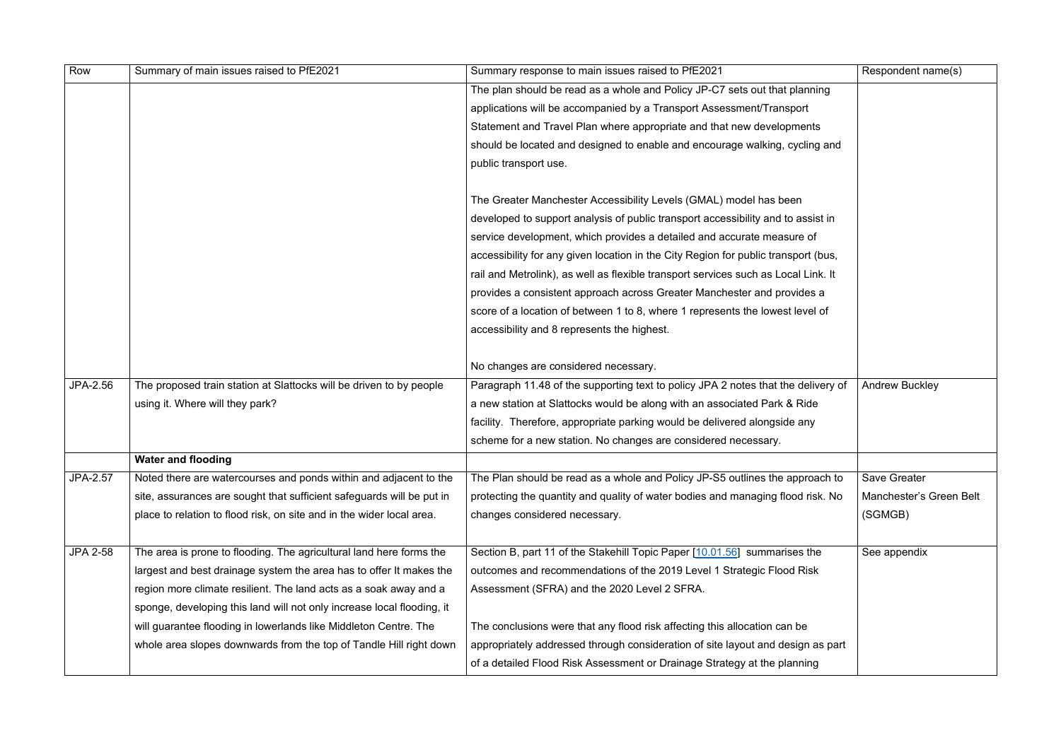| Row | Summary of main issues raised to PfE2021 | Summary response to main issues raised to PfE2021 | Respondent name(s) |
|---|---|---|---|
| | | The plan should be read as a whole and Policy JP-C7 sets out that planning applications will be accompanied by a Transport Assessment/Transport Statement and Travel Plan where appropriate and that new developments should be located and designed to enable and encourage walking, cycling and public transport use.<br><br>The Greater Manchester Accessibility Levels (GMAL) model has been developed to support analysis of public transport accessibility and to assist in service development, which provides a detailed and accurate measure of accessibility for any given location in the City Region for public transport (bus, rail and Metrolink), as well as flexible transport services such as Local Link. It provides a consistent approach across Greater Manchester and provides a score of a location of between 1 to 8, where 1 represents the lowest level of accessibility and 8 represents the highest.<br><br>No changes are considered necessary. | |
| JPA-2.56 | The proposed train station at Slattocks will be driven to by people using it. Where will they park? | Paragraph 11.48 of the supporting text to policy JPA 2 notes that the delivery of a new station at Slattocks would be along with an associated Park & Ride facility. Therefore, appropriate parking would be delivered alongside any scheme for a new station. No changes are considered necessary. | Andrew Buckley |
| | **Water and flooding** | | |
| JPA-2.57 | Noted there are watercourses and ponds within and adjacent to the site, assurances are sought that sufficient safeguards will be put in place to relation to flood risk, on site and in the wider local area. | The Plan should be read as a whole and Policy JP-S5 outlines the approach to protecting the quantity and quality of water bodies and managing flood risk. No changes considered necessary. | Save Greater Manchester's Green Belt (SGMGB) |
| JPA 2-58 | The area is prone to flooding. The agricultural land here forms the largest and best drainage system the area has to offer It makes the region more climate resilient. The land acts as a soak away and a sponge, developing this land will not only increase local flooding, it will guarantee flooding in lowerlands like Middleton Centre. The whole area slopes downwards from the top of Tandle Hill right down | Section B, part 11 of the Stakehill Topic Paper [10.01.56] summarises the outcomes and recommendations of the 2019 Level 1 Strategic Flood Risk Assessment (SFRA) and the 2020 Level 2 SFRA.<br><br>The conclusions were that any flood risk affecting this allocation can be appropriately addressed through consideration of site layout and design as part of a detailed Flood Risk Assessment or Drainage Strategy at the planning | See appendix |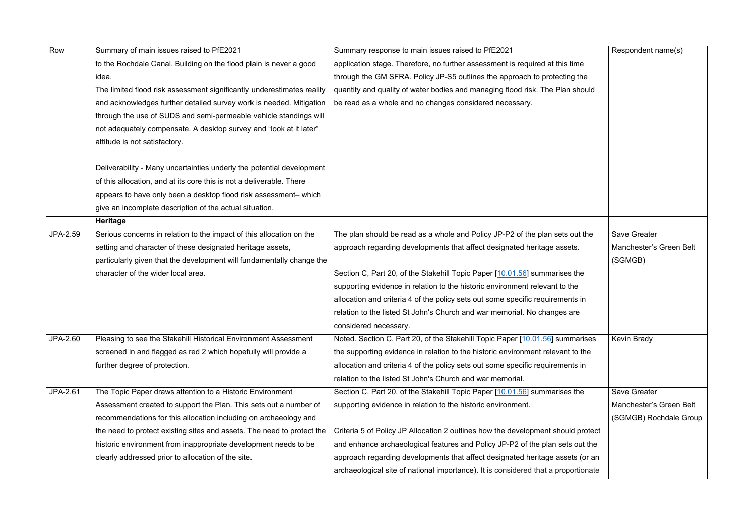| Row | Summary of main issues raised to PfE2021 | Summary response to main issues raised to PfE2021 | Respondent name(s) |
|---|---|---|---|
| | to the Rochdale Canal. Building on the flood plain is never a good idea.<br>The limited flood risk assessment significantly underestimates reality and acknowledges further detailed survey work is needed. Mitigation through the use of SUDS and semi-permeable vehicle standings will not adequately compensate. A desktop survey and "look at it later" attitude is not satisfactory.<br><br>Deliverability - Many uncertainties underly the potential development of this allocation, and at its core this is not a deliverable. There appears to have only been a desktop flood risk assessment– which give an incomplete description of the actual situation. | application stage. Therefore, no further assessment is required at this time through the GM SFRA. Policy JP-S5 outlines the approach to protecting the quantity and quality of water bodies and managing flood risk. The Plan should be read as a whole and no changes considered necessary. | |
| | **Heritage** | | |
| JPA-2.59 | Serious concerns in relation to the impact of this allocation on the setting and character of these designated heritage assets, particularly given that the development will fundamentally change the character of the wider local area. | The plan should be read as a whole and Policy JP-P2 of the plan sets out the approach regarding developments that affect designated heritage assets.<br><br>Section C, Part 20, of the Stakehill Topic Paper [10.01.56] summarises the supporting evidence in relation to the historic environment relevant to the allocation and criteria 4 of the policy sets out some specific requirements in relation to the listed St John's Church and war memorial. No changes are considered necessary. | Save Greater Manchester's Green Belt (SGMGB) |
| JPA-2.60 | Pleasing to see the Stakehill Historical Environment Assessment screened in and flagged as red 2 which hopefully will provide a further degree of protection. | Noted. Section C, Part 20, of the Stakehill Topic Paper [10.01.56] summarises the supporting evidence in relation to the historic environment relevant to the allocation and criteria 4 of the policy sets out some specific requirements in relation to the listed St John's Church and war memorial. | Kevin Brady |
| JPA-2.61 | The Topic Paper draws attention to a Historic Environment Assessment created to support the Plan. This sets out a number of recommendations for this allocation including on archaeology and the need to protect existing sites and assets. The need to protect the historic environment from inappropriate development needs to be clearly addressed prior to allocation of the site. | Section C, Part 20, of the Stakehill Topic Paper [10.01.56] summarises the supporting evidence in relation to the historic environment.<br><br>Criteria 5 of Policy JP Allocation 2 outlines how the development should protect and enhance archaeological features and Policy JP-P2 of the plan sets out the approach regarding developments that affect designated heritage assets (or an archaeological site of national importance). It is considered that a proportionate | Save Greater Manchester's Green Belt (SGMGB) Rochdale Group |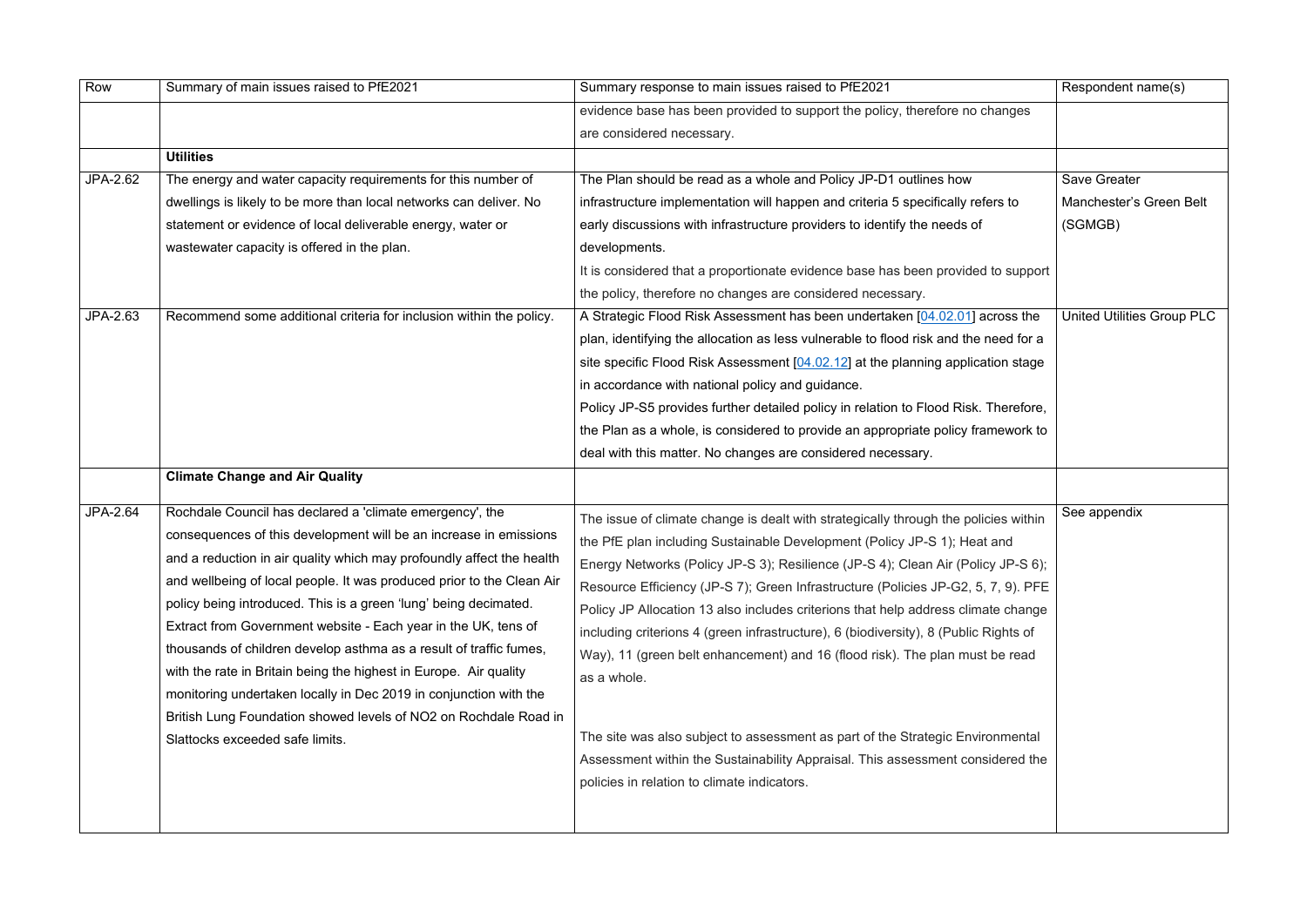| Row | Summary of main issues raised to PfE2021 | Summary response to main issues raised to PfE2021 | Respondent name(s) |
|---|---|---|---|
| | | evidence base has been provided to support the policy, therefore no changes are considered necessary. | |
| | **Utilities** | | |
| JPA-2.62 | The energy and water capacity requirements for this number of dwellings is likely to be more than local networks can deliver. No statement or evidence of local deliverable energy, water or wastewater capacity is offered in the plan. | The Plan should be read as a whole and Policy JP-D1 outlines how infrastructure implementation will happen and criteria 5 specifically refers to early discussions with infrastructure providers to identify the needs of developments.<br>It is considered that a proportionate evidence base has been provided to support the policy, therefore no changes are considered necessary. | Save Greater Manchester's Green Belt (SGMGB) |
| JPA-2.63 | Recommend some additional criteria for inclusion within the policy. | A Strategic Flood Risk Assessment has been undertaken [04.02.01] across the plan, identifying the allocation as less vulnerable to flood risk and the need for a site specific Flood Risk Assessment [04.02.12] at the planning application stage in accordance with national policy and guidance.<br>Policy JP-S5 provides further detailed policy in relation to Flood Risk. Therefore, the Plan as a whole, is considered to provide an appropriate policy framework to deal with this matter. No changes are considered necessary. | United Utilities Group PLC |
| | **Climate Change and Air Quality** | | |
| JPA-2.64 | Rochdale Council has declared a 'climate emergency', the consequences of this development will be an increase in emissions and a reduction in air quality which may profoundly affect the health and wellbeing of local people. It was produced prior to the Clean Air policy being introduced. This is a green 'lung' being decimated. Extract from Government website - Each year in the UK, tens of thousands of children develop asthma as a result of traffic fumes, with the rate in Britain being the highest in Europe. Air quality monitoring undertaken locally in Dec 2019 in conjunction with the British Lung Foundation showed levels of NO2 on Rochdale Road in Slattocks exceeded safe limits. | The issue of climate change is dealt with strategically through the policies within the PfE plan including Sustainable Development (Policy JP-S 1); Heat and Energy Networks (Policy JP-S 3); Resilience (JP-S 4); Clean Air (Policy JP-S 6); Resource Efficiency (JP-S 7); Green Infrastructure (Policies JP-G2, 5, 7, 9). PFE Policy JP Allocation 13 also includes criterions that help address climate change including criterions 4 (green infrastructure), 6 (biodiversity), 8 (Public Rights of Way), 11 (green belt enhancement) and 16 (flood risk). The plan must be read as a whole.<br><br>The site was also subject to assessment as part of the Strategic Environmental Assessment within the Sustainability Appraisal. This assessment considered the policies in relation to climate indicators. | See appendix |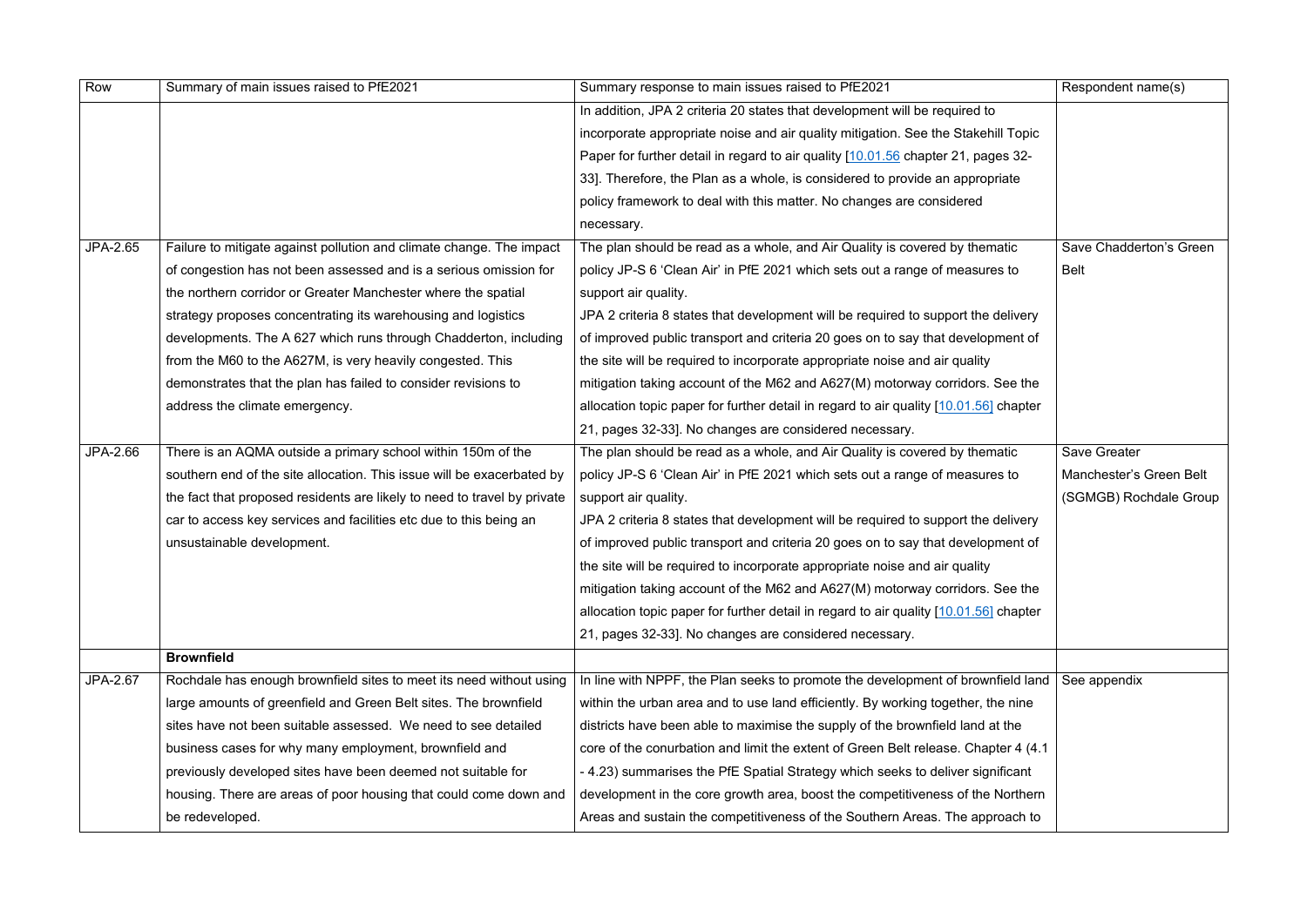| Row | Summary of main issues raised to PfE2021 | Summary response to main issues raised to PfE2021 | Respondent name(s) |
|---|---|---|---|
| | | In addition, JPA 2 criteria 20 states that development will be required to incorporate appropriate noise and air quality mitigation. See the Stakehill Topic Paper for further detail in regard to air quality [10.01.56 chapter 21, pages 32-33]. Therefore, the Plan as a whole, is considered to provide an appropriate policy framework to deal with this matter. No changes are considered necessary. | |
| JPA-2.65 | Failure to mitigate against pollution and climate change. The impact of congestion has not been assessed and is a serious omission for the northern corridor or Greater Manchester where the spatial strategy proposes concentrating its warehousing and logistics developments. The A 627 which runs through Chadderton, including from the M60 to the A627M, is very heavily congested. This demonstrates that the plan has failed to consider revisions to address the climate emergency. | The plan should be read as a whole, and Air Quality is covered by thematic policy JP-S 6 'Clean Air' in PfE 2021 which sets out a range of measures to support air quality. JPA 2 criteria 8 states that development will be required to support the delivery of improved public transport and criteria 20 goes on to say that development of the site will be required to incorporate appropriate noise and air quality mitigation taking account of the M62 and A627(M) motorway corridors. See the allocation topic paper for further detail in regard to air quality [10.01.56] chapter 21, pages 32-33]. No changes are considered necessary. | Save Chadderton's Green Belt |
| JPA-2.66 | There is an AQMA outside a primary school within 150m of the southern end of the site allocation. This issue will be exacerbated by the fact that proposed residents are likely to need to travel by private car to access key services and facilities etc due to this being an unsustainable development. | The plan should be read as a whole, and Air Quality is covered by thematic policy JP-S 6 'Clean Air' in PfE 2021 which sets out a range of measures to support air quality. JPA 2 criteria 8 states that development will be required to support the delivery of improved public transport and criteria 20 goes on to say that development of the site will be required to incorporate appropriate noise and air quality mitigation taking account of the M62 and A627(M) motorway corridors. See the allocation topic paper for further detail in regard to air quality [10.01.56] chapter 21, pages 32-33]. No changes are considered necessary. | Save Greater Manchester's Green Belt (SGMGB) Rochdale Group |
| | **Brownfield** | | |
| JPA-2.67 | Rochdale has enough brownfield sites to meet its need without using large amounts of greenfield and Green Belt sites. The brownfield sites have not been suitable assessed. We need to see detailed business cases for why many employment, brownfield and previously developed sites have been deemed not suitable for housing. There are areas of poor housing that could come down and be redeveloped. | In line with NPPF, the Plan seeks to promote the development of brownfield land within the urban area and to use land efficiently. By working together, the nine districts have been able to maximise the supply of the brownfield land at the core of the conurbation and limit the extent of Green Belt release. Chapter 4 (4.1 - 4.23) summarises the PfE Spatial Strategy which seeks to deliver significant development in the core growth area, boost the competitiveness of the Northern Areas and sustain the competitiveness of the Southern Areas. The approach to | See appendix |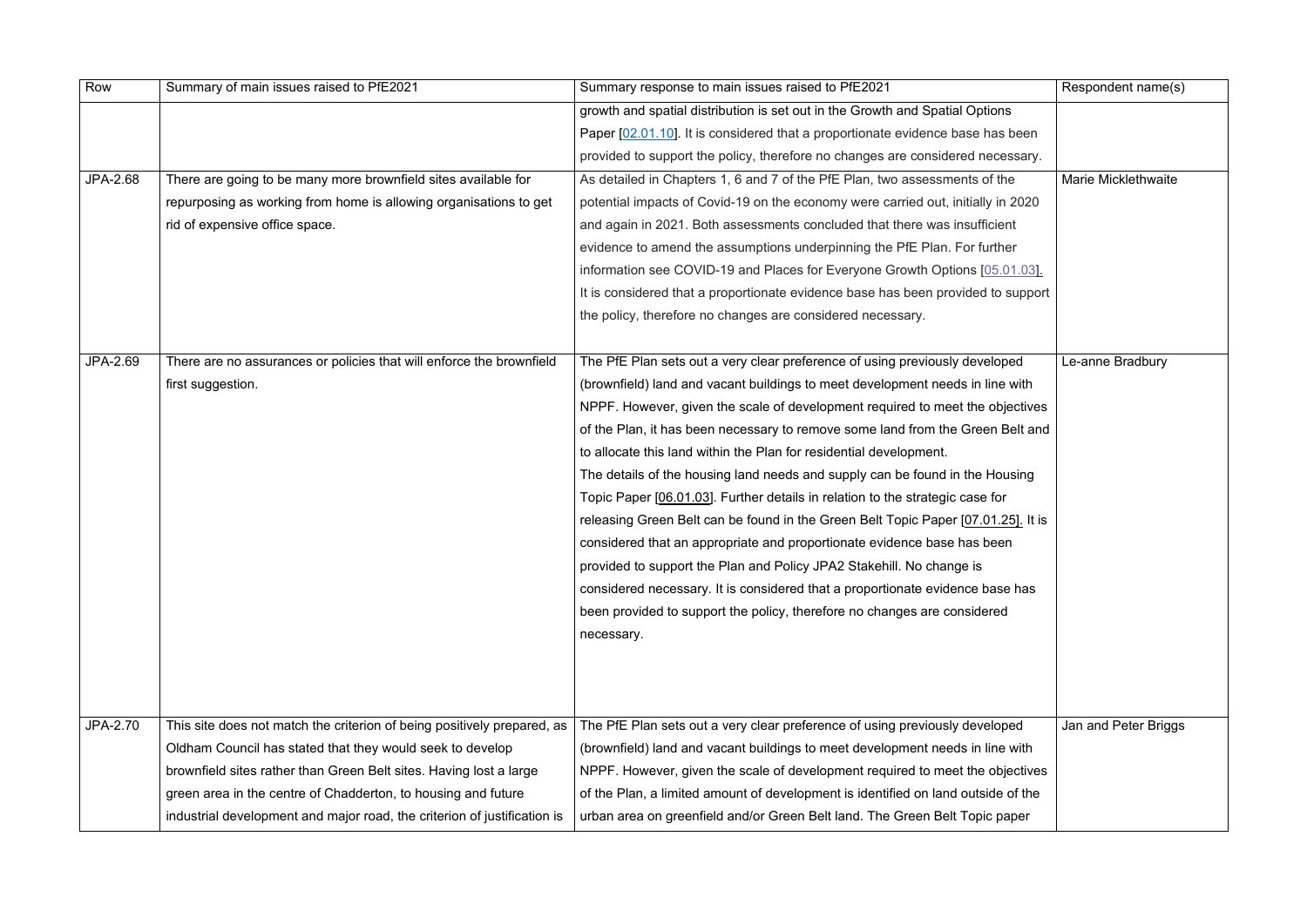| Row | Summary of main issues raised to PfE2021 | Summary response to main issues raised to PfE2021 | Respondent name(s) |
|---|---|---|---|
| | | growth and spatial distribution is set out in the Growth and Spatial Options Paper [02.01.10]. It is considered that a proportionate evidence base has been provided to support the policy, therefore no changes are considered necessary. | |
| JPA-2.68 | There are going to be many more brownfield sites available for repurposing as working from home is allowing organisations to get rid of expensive office space. | As detailed in Chapters 1, 6 and 7 of the PfE Plan, two assessments of the potential impacts of Covid-19 on the economy were carried out, initially in 2020 and again in 2021. Both assessments concluded that there was insufficient evidence to amend the assumptions underpinning the PfE Plan. For further information see COVID-19 and Places for Everyone Growth Options [05.01.03]. It is considered that a proportionate evidence base has been provided to support the policy, therefore no changes are considered necessary. | Marie Micklethwaite |
| JPA-2.69 | There are no assurances or policies that will enforce the brownfield first suggestion. | The PfE Plan sets out a very clear preference of using previously developed (brownfield) land and vacant buildings to meet development needs in line with NPPF. However, given the scale of development required to meet the objectives of the Plan, it has been necessary to remove some land from the Green Belt and to allocate this land within the Plan for residential development.<br>The details of the housing land needs and supply can be found in the Housing Topic Paper [06.01.03]. Further details in relation to the strategic case for releasing Green Belt can be found in the Green Belt Topic Paper [07.01.25]. It is considered that an appropriate and proportionate evidence base has been provided to support the Plan and Policy JPA2 Stakehill. No change is considered necessary. It is considered that a proportionate evidence base has been provided to support the policy, therefore no changes are considered necessary. | Le-anne Bradbury |
| JPA-2.70 | This site does not match the criterion of being positively prepared, as Oldham Council has stated that they would seek to develop brownfield sites rather than Green Belt sites. Having lost a large green area in the centre of Chadderton, to housing and future industrial development and major road, the criterion of justification is | The PfE Plan sets out a very clear preference of using previously developed (brownfield) land and vacant buildings to meet development needs in line with NPPF. However, given the scale of development required to meet the objectives of the Plan, a limited amount of development is identified on land outside of the urban area on greenfield and/or Green Belt land. The Green Belt Topic paper | Jan and Peter Briggs |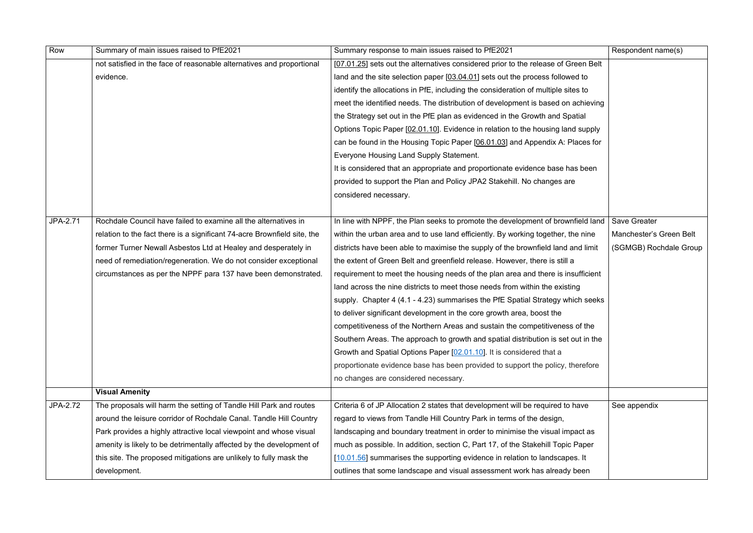| Row | Summary of main issues raised to PfE2021 | Summary response to main issues raised to PfE2021 | Respondent name(s) |
|---|---|---|---|
| | not satisfied in the face of reasonable alternatives and proportional evidence. | [07.01.25] sets out the alternatives considered prior to the release of Green Belt land and the site selection paper [03.04.01] sets out the process followed to identify the allocations in PfE, including the consideration of multiple sites to meet the identified needs. The distribution of development is based on achieving the Strategy set out in the PfE plan as evidenced in the Growth and Spatial Options Topic Paper [02.01.10]. Evidence in relation to the housing land supply can be found in the Housing Topic Paper [06.01.03] and Appendix A: Places for Everyone Housing Land Supply Statement.<br>It is considered that an appropriate and proportionate evidence base has been provided to support the Plan and Policy JPA2 Stakehill. No changes are considered necessary. | |
| JPA-2.71 | Rochdale Council have failed to examine all the alternatives in relation to the fact there is a significant 74-acre Brownfield site, the former Turner Newall Asbestos Ltd at Healey and desperately in need of remediation/regeneration. We do not consider exceptional circumstances as per the NPPF para 137 have been demonstrated. | In line with NPPF, the Plan seeks to promote the development of brownfield land within the urban area and to use land efficiently. By working together, the nine districts have been able to maximise the supply of the brownfield land and limit the extent of Green Belt and greenfield release. However, there is still a requirement to meet the housing needs of the plan area and there is insufficient land across the nine districts to meet those needs from within the existing supply. Chapter 4 (4.1 - 4.23) summarises the PfE Spatial Strategy which seeks to deliver significant development in the core growth area, boost the competitiveness of the Northern Areas and sustain the competitiveness of the Southern Areas. The approach to growth and spatial distribution is set out in the Growth and Spatial Options Paper [02.01.10]. It is considered that a proportionate evidence base has been provided to support the policy, therefore no changes are considered necessary. | Save Greater Manchester's Green Belt (SGMGB) Rochdale Group |
| | **Visual Amenity** | | |
| JPA-2.72 | The proposals will harm the setting of Tandle Hill Park and routes around the leisure corridor of Rochdale Canal. Tandle Hill Country Park provides a highly attractive local viewpoint and whose visual amenity is likely to be detrimentally affected by the development of this site. The proposed mitigations are unlikely to fully mask the development. | Criteria 6 of JP Allocation 2 states that development will be required to have regard to views from Tandle Hill Country Park in terms of the design, landscaping and boundary treatment in order to minimise the visual impact as much as possible. In addition, section C, Part 17, of the Stakehill Topic Paper [10.01.56] summarises the supporting evidence in relation to landscapes. It outlines that some landscape and visual assessment work has already been | See appendix |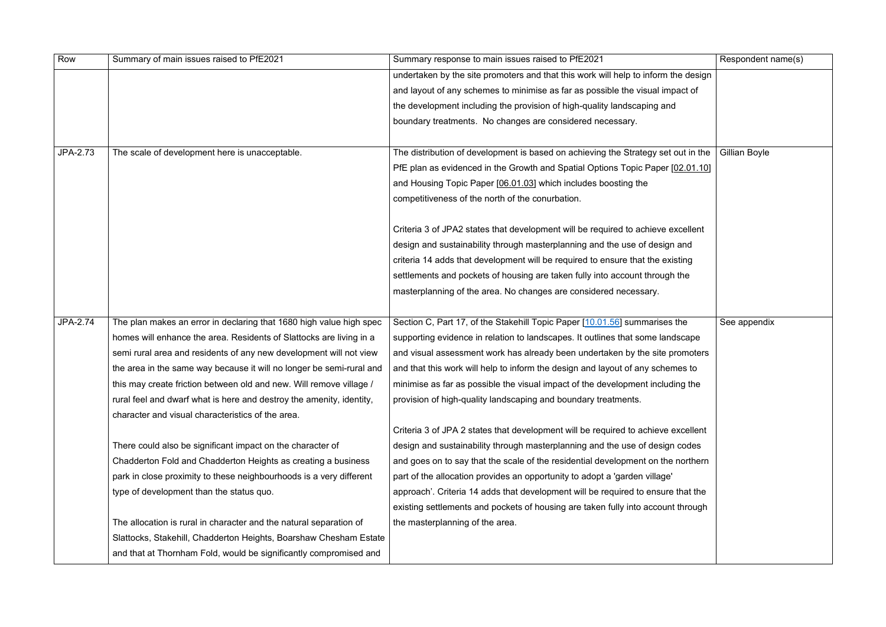| Row | Summary of main issues raised to PfE2021 | Summary response to main issues raised to PfE2021 | Respondent name(s) |
| --- | --- | --- | --- |
| | | undertaken by the site promoters and that this work will help to inform the design and layout of any schemes to minimise as far as possible the visual impact of the development including the provision of high-quality landscaping and boundary treatments. No changes are considered necessary. | |
| JPA-2.73 | The scale of development here is unacceptable. | The distribution of development is based on achieving the Strategy set out in the PfE plan as evidenced in the Growth and Spatial Options Topic Paper [02.01.10] and Housing Topic Paper [06.01.03] which includes boosting the competitiveness of the north of the conurbation.<br><br>Criteria 3 of JPA2 states that development will be required to achieve excellent design and sustainability through masterplanning and the use of design and criteria 14 adds that development will be required to ensure that the existing settlements and pockets of housing are taken fully into account through the masterplanning of the area. No changes are considered necessary. | Gillian Boyle |
| JPA-2.74 | The plan makes an error in declaring that 1680 high value high spec homes will enhance the area. Residents of Slattocks are living in a semi rural area and residents of any new development will not view the area in the same way because it will no longer be semi-rural and this may create friction between old and new. Will remove village / rural feel and dwarf what is here and destroy the amenity, identity, character and visual characteristics of the area.<br><br>There could also be significant impact on the character of Chadderton Fold and Chadderton Heights as creating a business park in close proximity to these neighbourhoods is a very different type of development than the status quo.<br><br>The allocation is rural in character and the natural separation of Slattocks, Stakehill, Chadderton Heights, Boarshaw Chesham Estate and that at Thornham Fold, would be significantly compromised and | Section C, Part 17, of the Stakehill Topic Paper [10.01.56] summarises the supporting evidence in relation to landscapes. It outlines that some landscape and visual assessment work has already been undertaken by the site promoters and that this work will help to inform the design and layout of any schemes to minimise as far as possible the visual impact of the development including the provision of high-quality landscaping and boundary treatments.<br><br>Criteria 3 of JPA 2 states that development will be required to achieve excellent design and sustainability through masterplanning and the use of design codes and goes on to say that the scale of the residential development on the northern part of the allocation provides an opportunity to adopt a 'garden village' approach'. Criteria 14 adds that development will be required to ensure that the existing settlements and pockets of housing are taken fully into account through the masterplanning of the area. | See appendix |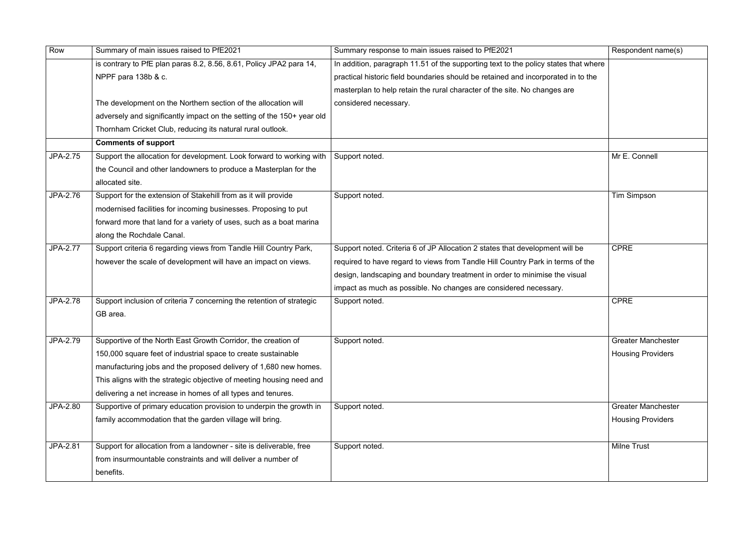| Row | Summary of main issues raised to PfE2021 | Summary response to main issues raised to PfE2021 | Respondent name(s) |
|---|---|---|---|
| | is contrary to PfE plan paras 8.2, 8.56, 8.61, Policy JPA2 para 14, NPPF para 138b & c.<br><br>The development on the Northern section of the allocation will adversely and significantly impact on the setting of the 150+ year old Thornham Cricket Club, reducing its natural rural outlook. | In addition, paragraph 11.51 of the supporting text to the policy states that where practical historic field boundaries should be retained and incorporated in to the masterplan to help retain the rural character of the site. No changes are considered necessary. | |
| | **Comments of support** | | |
| JPA-2.75 | Support the allocation for development. Look forward to working with the Council and other landowners to produce a Masterplan for the allocated site. | Support noted. | Mr E. Connell |
| JPA-2.76 | Support for the extension of Stakehill from as it will provide modernised facilities for incoming businesses. Proposing to put forward more that land for a variety of uses, such as a boat marina along the Rochdale Canal. | Support noted. | Tim Simpson |
| JPA-2.77 | Support criteria 6 regarding views from Tandle Hill Country Park, however the scale of development will have an impact on views. | Support noted. Criteria 6 of JP Allocation 2 states that development will be required to have regard to views from Tandle Hill Country Park in terms of the design, landscaping and boundary treatment in order to minimise the visual impact as much as possible. No changes are considered necessary. | CPRE |
| JPA-2.78 | Support inclusion of criteria 7 concerning the retention of strategic GB area. | Support noted. | CPRE |
| JPA-2.79 | Supportive of the North East Growth Corridor, the creation of 150,000 square feet of industrial space to create sustainable manufacturing jobs and the proposed delivery of 1,680 new homes. This aligns with the strategic objective of meeting housing need and delivering a net increase in homes of all types and tenures. | Support noted. | Greater Manchester Housing Providers |
| JPA-2.80 | Supportive of primary education provision to underpin the growth in family accommodation that the garden village will bring. | Support noted. | Greater Manchester Housing Providers |
| JPA-2.81 | Support for allocation from a landowner - site is deliverable, free from insurmountable constraints and will deliver a number of benefits. | Support noted. | Milne Trust |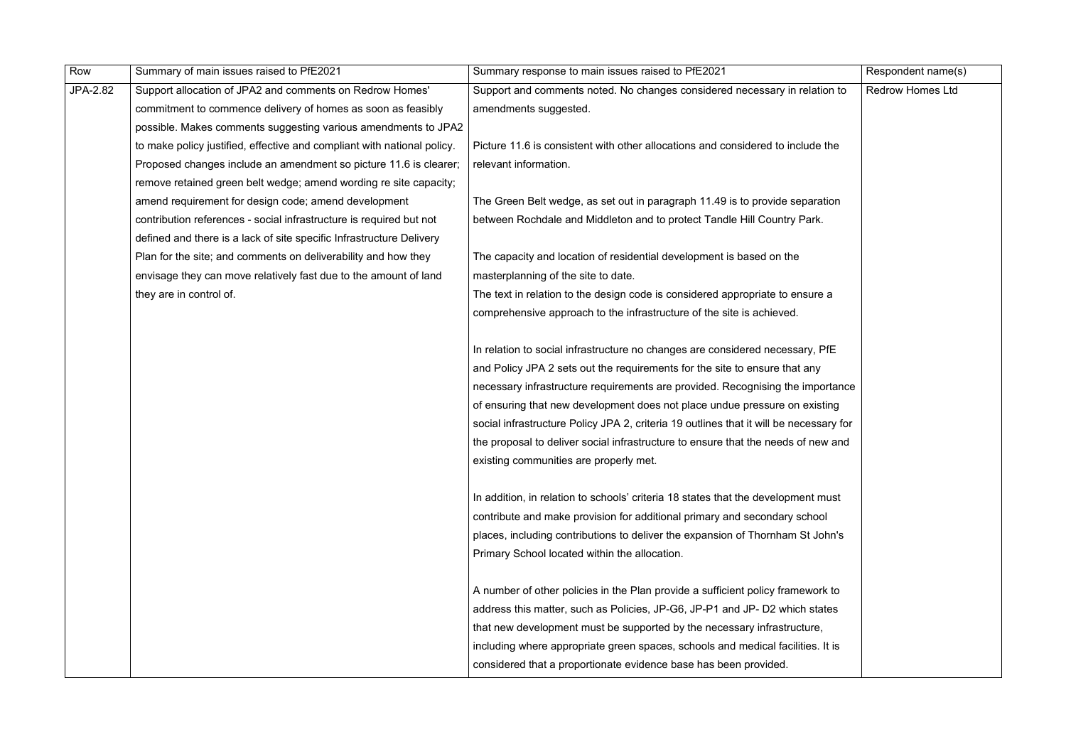| Row | Summary of main issues raised to PfE2021 | Summary response to main issues raised to PfE2021 | Respondent name(s) |
|---|---|---|---|
| JPA-2.82 | Support allocation of JPA2 and comments on Redrow Homes' commitment to commence delivery of homes as soon as feasibly possible. Makes comments suggesting various amendments to JPA2 to make policy justified, effective and compliant with national policy. Proposed changes include an amendment so picture 11.6 is clearer; remove retained green belt wedge; amend wording re site capacity; amend requirement for design code; amend development contribution references - social infrastructure is required but not defined and there is a lack of site specific Infrastructure Delivery Plan for the site; and comments on deliverability and how they envisage they can move relatively fast due to the amount of land they are in control of. | Support and comments noted. No changes considered necessary in relation to amendments suggested.<br><br>Picture 11.6 is consistent with other allocations and considered to include the relevant information.<br><br>The Green Belt wedge, as set out in paragraph 11.49 is to provide separation between Rochdale and Middleton and to protect Tandle Hill Country Park.<br><br>The capacity and location of residential development is based on the masterplanning of the site to date.<br>The text in relation to the design code is considered appropriate to ensure a comprehensive approach to the infrastructure of the site is achieved.<br><br>In relation to social infrastructure no changes are considered necessary, PfE and Policy JPA 2 sets out the requirements for the site to ensure that any necessary infrastructure requirements are provided. Recognising the importance of ensuring that new development does not place undue pressure on existing social infrastructure Policy JPA 2, criteria 19 outlines that it will be necessary for the proposal to deliver social infrastructure to ensure that the needs of new and existing communities are properly met.<br><br>In addition, in relation to schools' criteria 18 states that the development must contribute and make provision for additional primary and secondary school places, including contributions to deliver the expansion of Thornham St John's Primary School located within the allocation.<br><br>A number of other policies in the Plan provide a sufficient policy framework to address this matter, such as Policies, JP-G6, JP-P1 and JP- D2 which states that new development must be supported by the necessary infrastructure, including where appropriate green spaces, schools and medical facilities. It is considered that a proportionate evidence base has been provided. | Redrow Homes Ltd |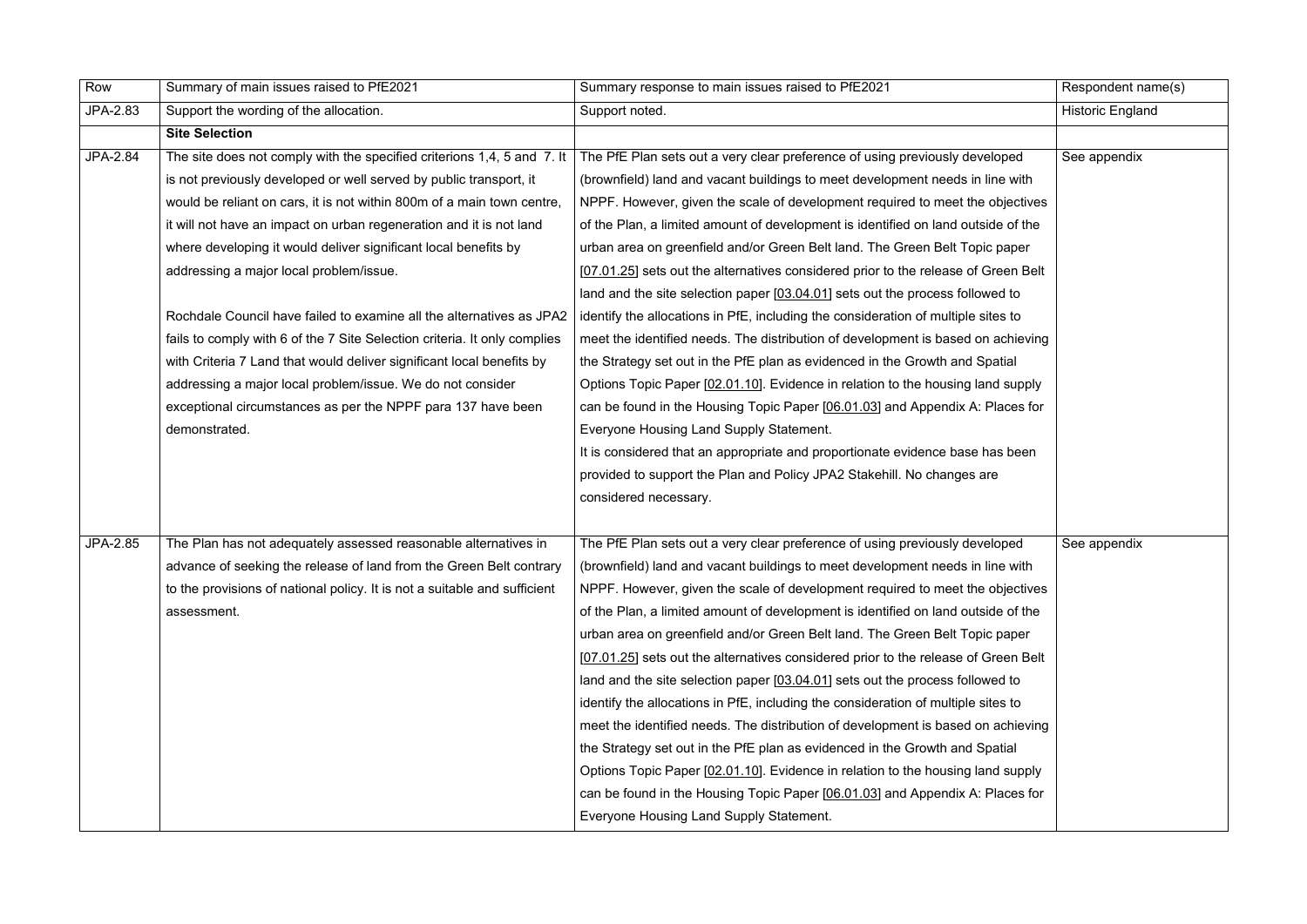| Row | Summary of main issues raised to PfE2021 | Summary response to main issues raised to PfE2021 | Respondent name(s) |
|---|---|---|---|
| JPA-2.83 | Support the wording of the allocation. | Support noted. | Historic England |
| | **Site Selection** | | |
| JPA-2.84 | The site does not comply with the specified criterions 1,4, 5 and 7. It is not previously developed or well served by public transport, it would be reliant on cars, it is not within 800m of a main town centre, it will not have an impact on urban regeneration and it is not land where developing it would deliver significant local benefits by addressing a major local problem/issue.<br><br>Rochdale Council have failed to examine all the alternatives as JPA2 fails to comply with 6 of the 7 Site Selection criteria. It only complies with Criteria 7 Land that would deliver significant local benefits by addressing a major local problem/issue. We do not consider exceptional circumstances as per the NPPF para 137 have been demonstrated. | The PfE Plan sets out a very clear preference of using previously developed (brownfield) land and vacant buildings to meet development needs in line with NPPF. However, given the scale of development required to meet the objectives of the Plan, a limited amount of development is identified on land outside of the urban area on greenfield and/or Green Belt land. The Green Belt Topic paper [07.01.25] sets out the alternatives considered prior to the release of Green Belt land and the site selection paper [03.04.01] sets out the process followed to identify the allocations in PfE, including the consideration of multiple sites to meet the identified needs. The distribution of development is based on achieving the Strategy set out in the PfE plan as evidenced in the Growth and Spatial Options Topic Paper [02.01.10]. Evidence in relation to the housing land supply can be found in the Housing Topic Paper [06.01.03] and Appendix A: Places for Everyone Housing Land Supply Statement.<br>It is considered that an appropriate and proportionate evidence base has been provided to support the Plan and Policy JPA2 Stakehill. No changes are considered necessary. | See appendix |
| JPA-2.85 | The Plan has not adequately assessed reasonable alternatives in advance of seeking the release of land from the Green Belt contrary to the provisions of national policy. It is not a suitable and sufficient assessment. | The PfE Plan sets out a very clear preference of using previously developed (brownfield) land and vacant buildings to meet development needs in line with NPPF. However, given the scale of development required to meet the objectives of the Plan, a limited amount of development is identified on land outside of the urban area on greenfield and/or Green Belt land. The Green Belt Topic paper [07.01.25] sets out the alternatives considered prior to the release of Green Belt land and the site selection paper [03.04.01] sets out the process followed to identify the allocations in PfE, including the consideration of multiple sites to meet the identified needs. The distribution of development is based on achieving the Strategy set out in the PfE plan as evidenced in the Growth and Spatial Options Topic Paper [02.01.10]. Evidence in relation to the housing land supply can be found in the Housing Topic Paper [06.01.03] and Appendix A: Places for Everyone Housing Land Supply Statement. | See appendix |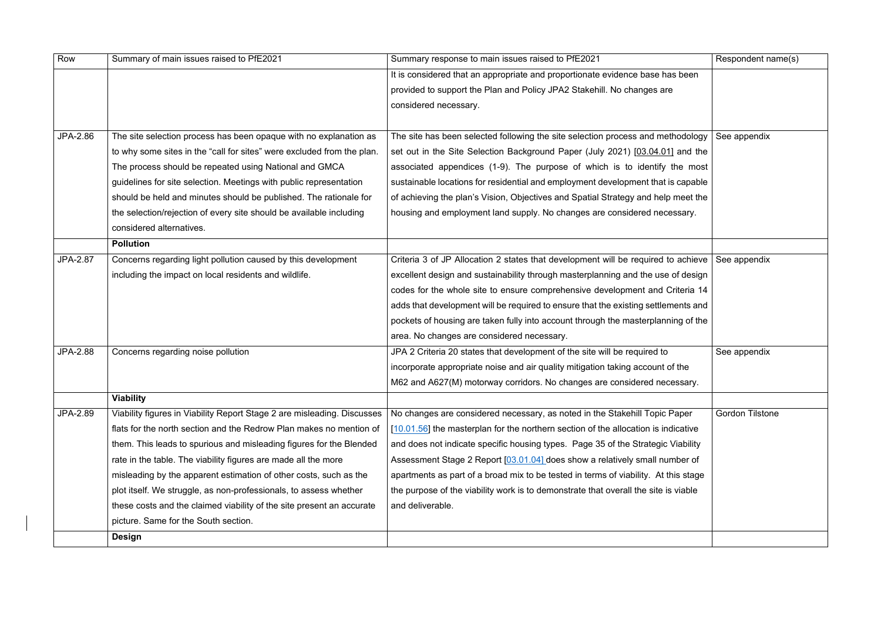| Row | Summary of main issues raised to PfE2021 | Summary response to main issues raised to PfE2021 | Respondent name(s) |
|---|---|---|---|
| | | It is considered that an appropriate and proportionate evidence base has been provided to support the Plan and Policy JPA2 Stakehill. No changes are considered necessary. | |
| JPA-2.86 | The site selection process has been opaque with no explanation as to why some sites in the "call for sites" were excluded from the plan. The process should be repeated using National and GMCA guidelines for site selection. Meetings with public representation should be held and minutes should be published. The rationale for the selection/rejection of every site should be available including considered alternatives. | The site has been selected following the site selection process and methodology set out in the Site Selection Background Paper (July 2021) [03.04.01] and the associated appendices (1-9). The purpose of which is to identify the most sustainable locations for residential and employment development that is capable of achieving the plan's Vision, Objectives and Spatial Strategy and help meet the housing and employment land supply. No changes are considered necessary. | See appendix |
| | **Pollution** | | |
| JPA-2.87 | Concerns regarding light pollution caused by this development including the impact on local residents and wildlife. | Criteria 3 of JP Allocation 2 states that development will be required to achieve excellent design and sustainability through masterplanning and the use of design codes for the whole site to ensure comprehensive development and Criteria 14 adds that development will be required to ensure that the existing settlements and pockets of housing are taken fully into account through the masterplanning of the area. No changes are considered necessary. | See appendix |
| JPA-2.88 | Concerns regarding noise pollution | JPA 2 Criteria 20 states that development of the site will be required to incorporate appropriate noise and air quality mitigation taking account of the M62 and A627(M) motorway corridors. No changes are considered necessary. | See appendix |
| | **Viability** | | |
| JPA-2.89 | Viability figures in Viability Report Stage 2 are misleading. Discusses flats for the north section and the Redrow Plan makes no mention of them. This leads to spurious and misleading figures for the Blended rate in the table. The viability figures are made all the more misleading by the apparent estimation of other costs, such as the plot itself. We struggle, as non-professionals, to assess whether these costs and the claimed viability of the site present an accurate picture. Same for the South section. | No changes are considered necessary, as noted in the Stakehill Topic Paper [10.01.56] the masterplan for the northern section of the allocation is indicative and does not indicate specific housing types. Page 35 of the Strategic Viability Assessment Stage 2 Report [03.01.04] does show a relatively small number of apartments as part of a broad mix to be tested in terms of viability. At this stage the purpose of the viability work is to demonstrate that overall the site is viable and deliverable. | Gordon Tilstone |
| | **Design** | | |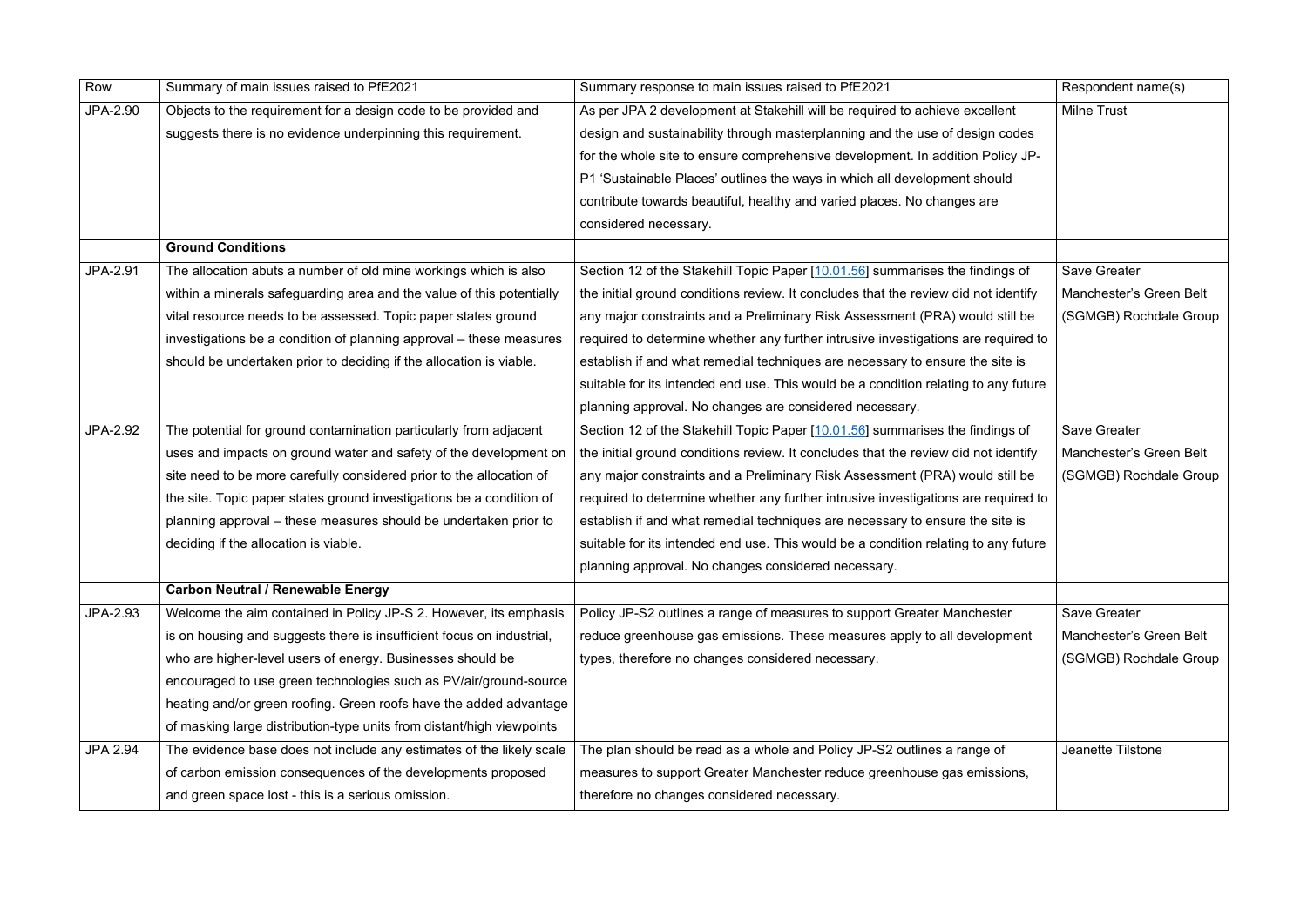| Row | Summary of main issues raised to PfE2021 | Summary response to main issues raised to PfE2021 | Respondent name(s) |
|---|---|---|---|
| JPA-2.90 | Objects to the requirement for a design code to be provided and suggests there is no evidence underpinning this requirement. | As per JPA 2 development at Stakehill will be required to achieve excellent design and sustainability through masterplanning and the use of design codes for the whole site to ensure comprehensive development. In addition Policy JP-P1 'Sustainable Places' outlines the ways in which all development should contribute towards beautiful, healthy and varied places. No changes are considered necessary. | Milne Trust |
| | **Ground Conditions** | | |
| JPA-2.91 | The allocation abuts a number of old mine workings which is also within a minerals safeguarding area and the value of this potentially vital resource needs to be assessed. Topic paper states ground investigations be a condition of planning approval – these measures should be undertaken prior to deciding if the allocation is viable. | Section 12 of the Stakehill Topic Paper [10.01.56] summarises the findings of the initial ground conditions review. It concludes that the review did not identify any major constraints and a Preliminary Risk Assessment (PRA) would still be required to determine whether any further intrusive investigations are required to establish if and what remedial techniques are necessary to ensure the site is suitable for its intended end use. This would be a condition relating to any future planning approval. No changes are considered necessary. | Save Greater Manchester's Green Belt (SGMGB) Rochdale Group |
| JPA-2.92 | The potential for ground contamination particularly from adjacent uses and impacts on ground water and safety of the development on site need to be more carefully considered prior to the allocation of the site. Topic paper states ground investigations be a condition of planning approval – these measures should be undertaken prior to deciding if the allocation is viable. | Section 12 of the Stakehill Topic Paper [10.01.56] summarises the findings of the initial ground conditions review. It concludes that the review did not identify any major constraints and a Preliminary Risk Assessment (PRA) would still be required to determine whether any further intrusive investigations are required to establish if and what remedial techniques are necessary to ensure the site is suitable for its intended end use. This would be a condition relating to any future planning approval. No changes considered necessary. | Save Greater Manchester's Green Belt (SGMGB) Rochdale Group |
| | **Carbon Neutral / Renewable Energy** | | |
| JPA-2.93 | Welcome the aim contained in Policy JP-S 2. However, its emphasis is on housing and suggests there is insufficient focus on industrial, who are higher-level users of energy. Businesses should be encouraged to use green technologies such as PV/air/ground-source heating and/or green roofing. Green roofs have the added advantage of masking large distribution-type units from distant/high viewpoints | Policy JP-S2 outlines a range of measures to support Greater Manchester reduce greenhouse gas emissions. These measures apply to all development types, therefore no changes considered necessary. | Save Greater Manchester's Green Belt (SGMGB) Rochdale Group |
| JPA 2.94 | The evidence base does not include any estimates of the likely scale of carbon emission consequences of the developments proposed and green space lost - this is a serious omission. | The plan should be read as a whole and Policy JP-S2 outlines a range of measures to support Greater Manchester reduce greenhouse gas emissions, therefore no changes considered necessary. | Jeanette Tilstone |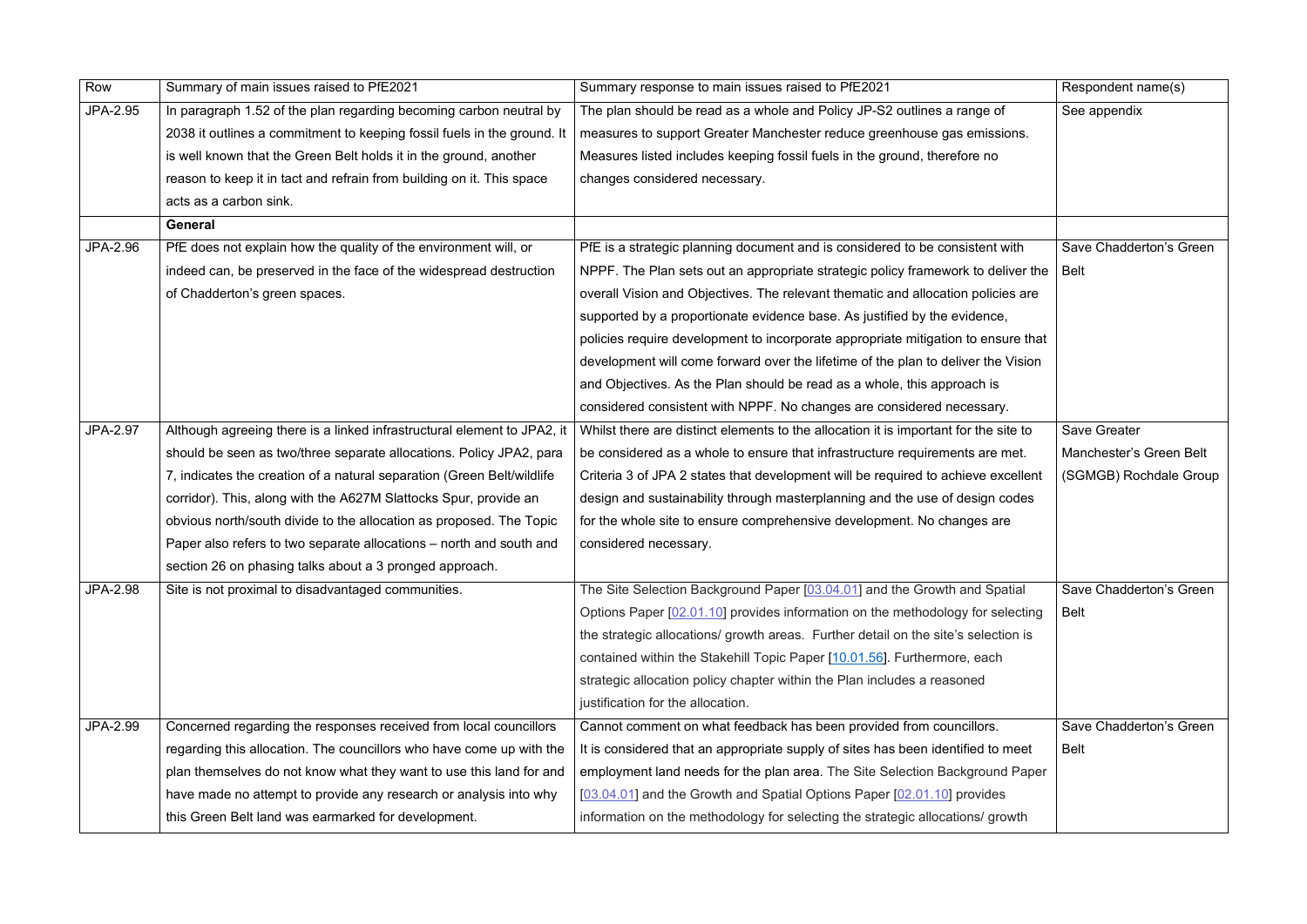| Row | Summary of main issues raised to PfE2021 | Summary response to main issues raised to PfE2021 | Respondent name(s) |
|---|---|---|---|
| JPA-2.95 | In paragraph 1.52 of the plan regarding becoming carbon neutral by 2038 it outlines a commitment to keeping fossil fuels in the ground. It is well known that the Green Belt holds it in the ground, another reason to keep it in tact and refrain from building on it. This space acts as a carbon sink. | The plan should be read as a whole and Policy JP-S2 outlines a range of measures to support Greater Manchester reduce greenhouse gas emissions. Measures listed includes keeping fossil fuels in the ground, therefore no changes considered necessary. | See appendix |
| | **General** | | |
| JPA-2.96 | PfE does not explain how the quality of the environment will, or indeed can, be preserved in the face of the widespread destruction of Chadderton's green spaces. | PfE is a strategic planning document and is considered to be consistent with NPPF. The Plan sets out an appropriate strategic policy framework to deliver the overall Vision and Objectives. The relevant thematic and allocation policies are supported by a proportionate evidence base. As justified by the evidence, policies require development to incorporate appropriate mitigation to ensure that development will come forward over the lifetime of the plan to deliver the Vision and Objectives. As the Plan should be read as a whole, this approach is considered consistent with NPPF. No changes are considered necessary. | Save Chadderton's Green Belt |
| JPA-2.97 | Although agreeing there is a linked infrastructural element to JPA2, it should be seen as two/three separate allocations. Policy JPA2, para 7, indicates the creation of a natural separation (Green Belt/wildlife corridor). This, along with the A627M Slattocks Spur, provide an obvious north/south divide to the allocation as proposed. The Topic Paper also refers to two separate allocations – north and south and section 26 on phasing talks about a 3 pronged approach. | Whilst there are distinct elements to the allocation it is important for the site to be considered as a whole to ensure that infrastructure requirements are met. Criteria 3 of JPA 2 states that development will be required to achieve excellent design and sustainability through masterplanning and the use of design codes for the whole site to ensure comprehensive development. No changes are considered necessary. | Save Greater Manchester's Green Belt (SGMGB) Rochdale Group |
| JPA-2.98 | Site is not proximal to disadvantaged communities. | The Site Selection Background Paper [03.04.01] and the Growth and Spatial Options Paper [02.01.10] provides information on the methodology for selecting the strategic allocations/ growth areas. Further detail on the site's selection is contained within the Stakehill Topic Paper [10.01.56]. Furthermore, each strategic allocation policy chapter within the Plan includes a reasoned justification for the allocation. | Save Chadderton's Green Belt |
| JPA-2.99 | Concerned regarding the responses received from local councillors regarding this allocation. The councillors who have come up with the plan themselves do not know what they want to use this land for and have made no attempt to provide any research or analysis into why this Green Belt land was earmarked for development. | Cannot comment on what feedback has been provided from councillors. It is considered that an appropriate supply of sites has been identified to meet employment land needs for the plan area. The Site Selection Background Paper [03.04.01] and the Growth and Spatial Options Paper [02.01.10] provides information on the methodology for selecting the strategic allocations/ growth | Save Chadderton's Green Belt |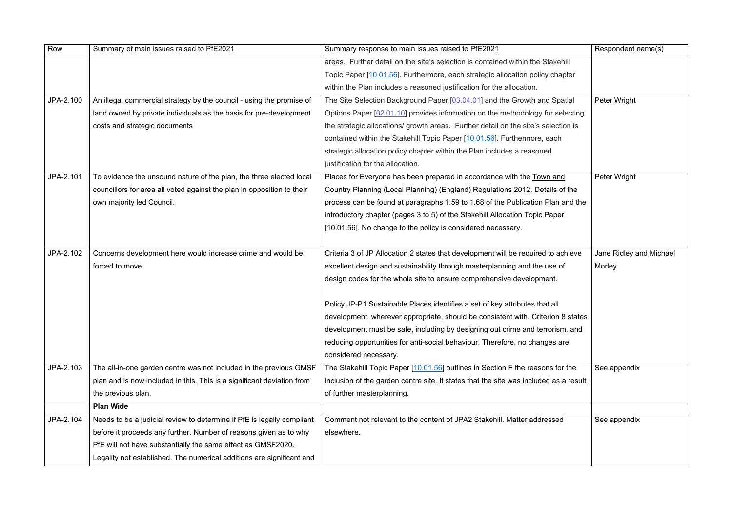| Row | Summary of main issues raised to PfE2021 | Summary response to main issues raised to PfE2021 | Respondent name(s) |
| --- | --- | --- | --- |
| | | areas. Further detail on the site's selection is contained within the Stakehill Topic Paper [10.01.56]. Furthermore, each strategic allocation policy chapter within the Plan includes a reasoned justification for the allocation. | |
| JPA-2.100 | An illegal commercial strategy by the council - using the promise of land owned by private individuals as the basis for pre-development costs and strategic documents | The Site Selection Background Paper [03.04.01] and the Growth and Spatial Options Paper [02.01.10] provides information on the methodology for selecting the strategic allocations/ growth areas. Further detail on the site's selection is contained within the Stakehill Topic Paper [10.01.56]. Furthermore, each strategic allocation policy chapter within the Plan includes a reasoned justification for the allocation. | Peter Wright |
| JPA-2.101 | To evidence the unsound nature of the plan, the three elected local councillors for area all voted against the plan in opposition to their own majority led Council. | Places for Everyone has been prepared in accordance with the Town and Country Planning (Local Planning) (England) Regulations 2012. Details of the process can be found at paragraphs 1.59 to 1.68 of the Publication Plan and the introductory chapter (pages 3 to 5) of the Stakehill Allocation Topic Paper [10.01.56]. No change to the policy is considered necessary. | Peter Wright |
| JPA-2.102 | Concerns development here would increase crime and would be forced to move. | Criteria 3 of JP Allocation 2 states that development will be required to achieve excellent design and sustainability through masterplanning and the use of design codes for the whole site to ensure comprehensive development.<br><br>Policy JP-P1 Sustainable Places identifies a set of key attributes that all development, wherever appropriate, should be consistent with. Criterion 8 states development must be safe, including by designing out crime and terrorism, and reducing opportunities for anti-social behaviour. Therefore, no changes are considered necessary. | Jane Ridley and Michael Morley |
| JPA-2.103 | The all-in-one garden centre was not included in the previous GMSF plan and is now included in this. This is a significant deviation from the previous plan. | The Stakehill Topic Paper [10.01.56] outlines in Section F the reasons for the inclusion of the garden centre site. It states that the site was included as a result of further masterplanning. | See appendix |
| | **Plan Wide** | | |
| JPA-2.104 | Needs to be a judicial review to determine if PfE is legally compliant before it proceeds any further. Number of reasons given as to why PfE will not have substantially the same effect as GMSF2020. Legality not established. The numerical additions are significant and | Comment not relevant to the content of JPA2 Stakehill. Matter addressed elsewhere. | See appendix |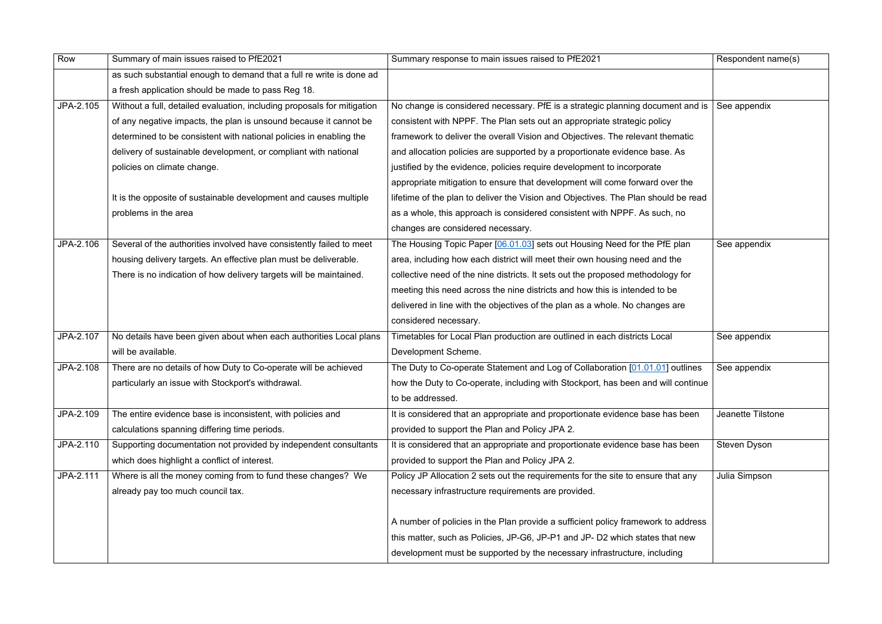| Row | Summary of main issues raised to PfE2021 | Summary response to main issues raised to PfE2021 | Respondent name(s) |
|---|---|---|---|
| | as such substantial enough to demand that a full re write is done ad a fresh application should be made to pass Reg 18. | | |
| JPA-2.105 | Without a full, detailed evaluation, including proposals for mitigation of any negative impacts, the plan is unsound because it cannot be determined to be consistent with national policies in enabling the delivery of sustainable development, or compliant with national policies on climate change.<br><br>It is the opposite of sustainable development and causes multiple problems in the area | No change is considered necessary. PfE is a strategic planning document and is consistent with NPPF. The Plan sets out an appropriate strategic policy framework to deliver the overall Vision and Objectives. The relevant thematic and allocation policies are supported by a proportionate evidence base. As justified by the evidence, policies require development to incorporate appropriate mitigation to ensure that development will come forward over the lifetime of the plan to deliver the Vision and Objectives. The Plan should be read as a whole, this approach is considered consistent with NPPF. As such, no changes are considered necessary. | See appendix |
| JPA-2.106 | Several of the authorities involved have consistently failed to meet housing delivery targets. An effective plan must be deliverable. There is no indication of how delivery targets will be maintained. | The Housing Topic Paper [06.01.03] sets out Housing Need for the PfE plan area, including how each district will meet their own housing need and the collective need of the nine districts. It sets out the proposed methodology for meeting this need across the nine districts and how this is intended to be delivered in line with the objectives of the plan as a whole. No changes are considered necessary. | See appendix |
| JPA-2.107 | No details have been given about when each authorities Local plans will be available. | Timetables for Local Plan production are outlined in each districts Local Development Scheme. | See appendix |
| JPA-2.108 | There are no details of how Duty to Co-operate will be achieved particularly an issue with Stockport's withdrawal. | The Duty to Co-operate Statement and Log of Collaboration [01.01.01] outlines how the Duty to Co-operate, including with Stockport, has been and will continue to be addressed. | See appendix |
| JPA-2.109 | The entire evidence base is inconsistent, with policies and calculations spanning differing time periods. | It is considered that an appropriate and proportionate evidence base has been provided to support the Plan and Policy JPA 2. | Jeanette Tilstone |
| JPA-2.110 | Supporting documentation not provided by independent consultants which does highlight a conflict of interest. | It is considered that an appropriate and proportionate evidence base has been provided to support the Plan and Policy JPA 2. | Steven Dyson |
| JPA-2.111 | Where is all the money coming from to fund these changes? We already pay too much council tax. | Policy JP Allocation 2 sets out the requirements for the site to ensure that any necessary infrastructure requirements are provided.<br><br>A number of policies in the Plan provide a sufficient policy framework to address this matter, such as Policies, JP-G6, JP-P1 and JP- D2 which states that new development must be supported by the necessary infrastructure, including | Julia Simpson |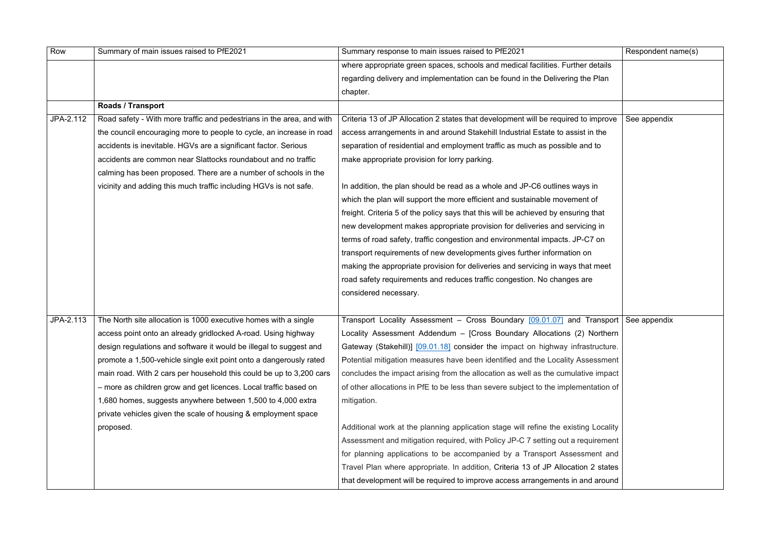| Row | Summary of main issues raised to PfE2021 | Summary response to main issues raised to PfE2021 | Respondent name(s) |
| --- | --- | --- | --- |
| | | where appropriate green spaces, schools and medical facilities. Further details regarding delivery and implementation can be found in the Delivering the Plan chapter. | |
| | **Roads / Transport** | | |
| JPA-2.112 | Road safety - With more traffic and pedestrians in the area, and with the council encouraging more to people to cycle, an increase in road accidents is inevitable. HGVs are a significant factor. Serious accidents are common near Slattocks roundabout and no traffic calming has been proposed. There are a number of schools in the vicinity and adding this much traffic including HGVs is not safe. | Criteria 13 of JP Allocation 2 states that development will be required to improve access arrangements in and around Stakehill Industrial Estate to assist in the separation of residential and employment traffic as much as possible and to make appropriate provision for lorry parking.<br><br>In addition, the plan should be read as a whole and JP-C6 outlines ways in which the plan will support the more efficient and sustainable movement of freight. Criteria 5 of the policy says that this will be achieved by ensuring that new development makes appropriate provision for deliveries and servicing in terms of road safety, traffic congestion and environmental impacts. JP-C7 on transport requirements of new developments gives further information on making the appropriate provision for deliveries and servicing in ways that meet road safety requirements and reduces traffic congestion. No changes are considered necessary. | See appendix |
| JPA-2.113 | The North site allocation is 1000 executive homes with a single access point onto an already gridlocked A-road. Using highway design regulations and software it would be illegal to suggest and promote a 1,500-vehicle single exit point onto a dangerously rated main road. With 2 cars per household this could be up to 3,200 cars – more as children grow and get licences. Local traffic based on 1,680 homes, suggests anywhere between 1,500 to 4,000 extra private vehicles given the scale of housing & employment space proposed. | Transport Locality Assessment – Cross Boundary [09.01.07] and Transport Locality Assessment Addendum – [Cross Boundary Allocations (2) Northern Gateway (Stakehill)] [09.01.18] consider the impact on highway infrastructure. Potential mitigation measures have been identified and the Locality Assessment concludes the impact arising from the allocation as well as the cumulative impact of other allocations in PfE to be less than severe subject to the implementation of mitigation.<br><br>Additional work at the planning application stage will refine the existing Locality Assessment and mitigation required, with Policy JP-C 7 setting out a requirement for planning applications to be accompanied by a Transport Assessment and Travel Plan where appropriate. In addition, Criteria 13 of JP Allocation 2 states that development will be required to improve access arrangements in and around | See appendix |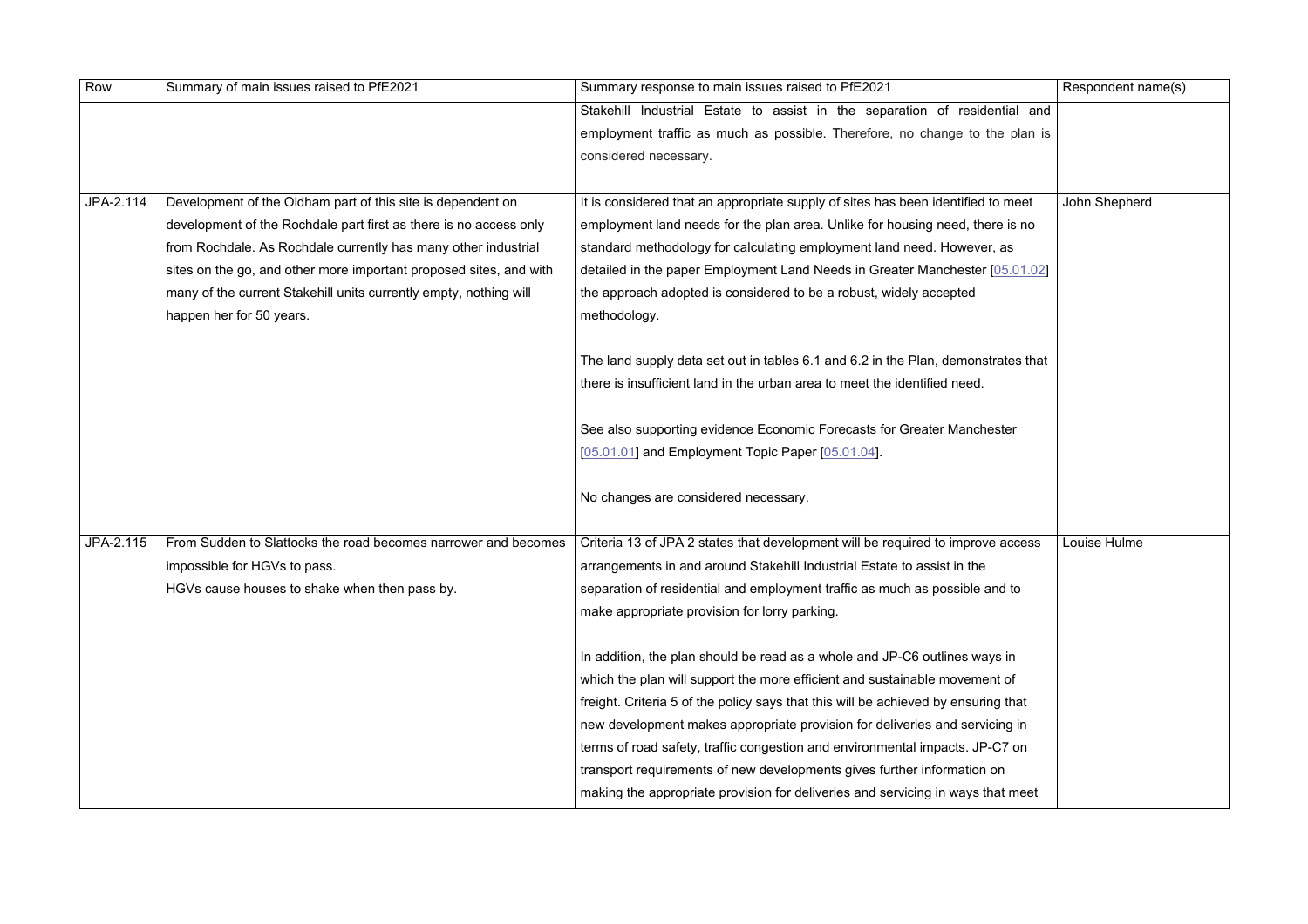| Row | Summary of main issues raised to PfE2021 | Summary response to main issues raised to PfE2021 | Respondent name(s) |
|---|---|---|---|
| | | Stakehill Industrial Estate to assist in the separation of residential and employment traffic as much as possible. Therefore, no change to the plan is considered necessary. | |
| JPA-2.114 | Development of the Oldham part of this site is dependent on development of the Rochdale part first as there is no access only from Rochdale. As Rochdale currently has many other industrial sites on the go, and other more important proposed sites, and with many of the current Stakehill units currently empty, nothing will happen her for 50 years. | It is considered that an appropriate supply of sites has been identified to meet employment land needs for the plan area. Unlike for housing need, there is no standard methodology for calculating employment land need. However, as detailed in the paper Employment Land Needs in Greater Manchester [05.01.02] the approach adopted is considered to be a robust, widely accepted methodology.<br><br>The land supply data set out in tables 6.1 and 6.2 in the Plan, demonstrates that there is insufficient land in the urban area to meet the identified need.<br><br>See also supporting evidence Economic Forecasts for Greater Manchester [05.01.01] and Employment Topic Paper [05.01.04].<br><br>No changes are considered necessary. | John Shepherd |
| JPA-2.115 | From Sudden to Slattocks the road becomes narrower and becomes impossible for HGVs to pass.<br>HGVs cause houses to shake when then pass by. | Criteria 13 of JPA 2 states that development will be required to improve access arrangements in and around Stakehill Industrial Estate to assist in the separation of residential and employment traffic as much as possible and to make appropriate provision for lorry parking.<br><br>In addition, the plan should be read as a whole and JP-C6 outlines ways in which the plan will support the more efficient and sustainable movement of freight. Criteria 5 of the policy says that this will be achieved by ensuring that new development makes appropriate provision for deliveries and servicing in terms of road safety, traffic congestion and environmental impacts. JP-C7 on transport requirements of new developments gives further information on making the appropriate provision for deliveries and servicing in ways that meet | Louise Hulme |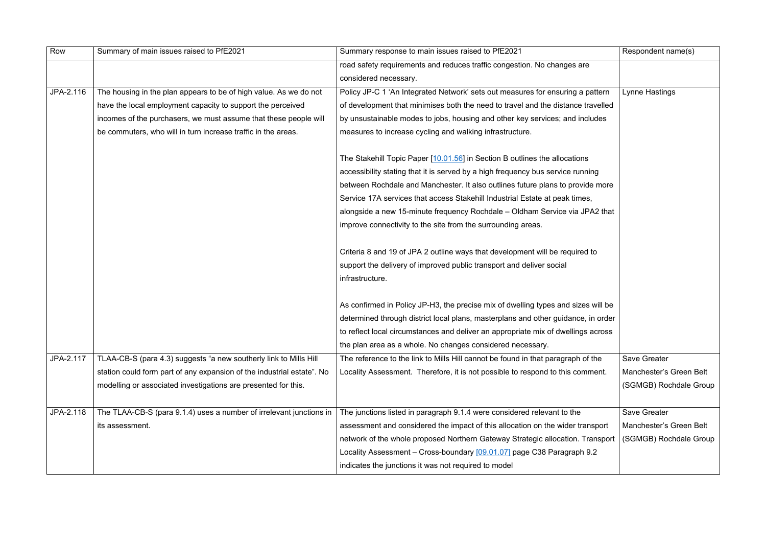| Row | Summary of main issues raised to PfE2021 | Summary response to main issues raised to PfE2021 | Respondent name(s) |
|---|---|---|---|
| | | road safety requirements and reduces traffic congestion. No changes are considered necessary. | |
| JPA-2.116 | The housing in the plan appears to be of high value. As we do not have the local employment capacity to support the perceived incomes of the purchasers, we must assume that these people will be commuters, who will in turn increase traffic in the areas. | Policy JP-C 1 'An Integrated Network' sets out measures for ensuring a pattern of development that minimises both the need to travel and the distance travelled by unsustainable modes to jobs, housing and other key services; and includes measures to increase cycling and walking infrastructure.<br><br>The Stakehill Topic Paper [10.01.56] in Section B outlines the allocations accessibility stating that it is served by a high frequency bus service running between Rochdale and Manchester. It also outlines future plans to provide more Service 17A services that access Stakehill Industrial Estate at peak times, alongside a new 15-minute frequency Rochdale – Oldham Service via JPA2 that improve connectivity to the site from the surrounding areas.<br><br>Criteria 8 and 19 of JPA 2 outline ways that development will be required to support the delivery of improved public transport and deliver social infrastructure.<br><br>As confirmed in Policy JP-H3, the precise mix of dwelling types and sizes will be determined through district local plans, masterplans and other guidance, in order to reflect local circumstances and deliver an appropriate mix of dwellings across the plan area as a whole. No changes considered necessary. | Lynne Hastings |
| JPA-2.117 | TLAA-CB-S (para 4.3) suggests "a new southerly link to Mills Hill station could form part of any expansion of the industrial estate". No modelling or associated investigations are presented for this. | The reference to the link to Mills Hill cannot be found in that paragraph of the Locality Assessment. Therefore, it is not possible to respond to this comment. | Save Greater Manchester's Green Belt (SGMGB) Rochdale Group |
| JPA-2.118 | The TLAA-CB-S (para 9.1.4) uses a number of irrelevant junctions in its assessment. | The junctions listed in paragraph 9.1.4 were considered relevant to the assessment and considered the impact of this allocation on the wider transport network of the whole proposed Northern Gateway Strategic allocation. Transport Locality Assessment – Cross-boundary [09.01.07] page C38 Paragraph 9.2 indicates the junctions it was not required to model | Save Greater Manchester's Green Belt (SGMGB) Rochdale Group |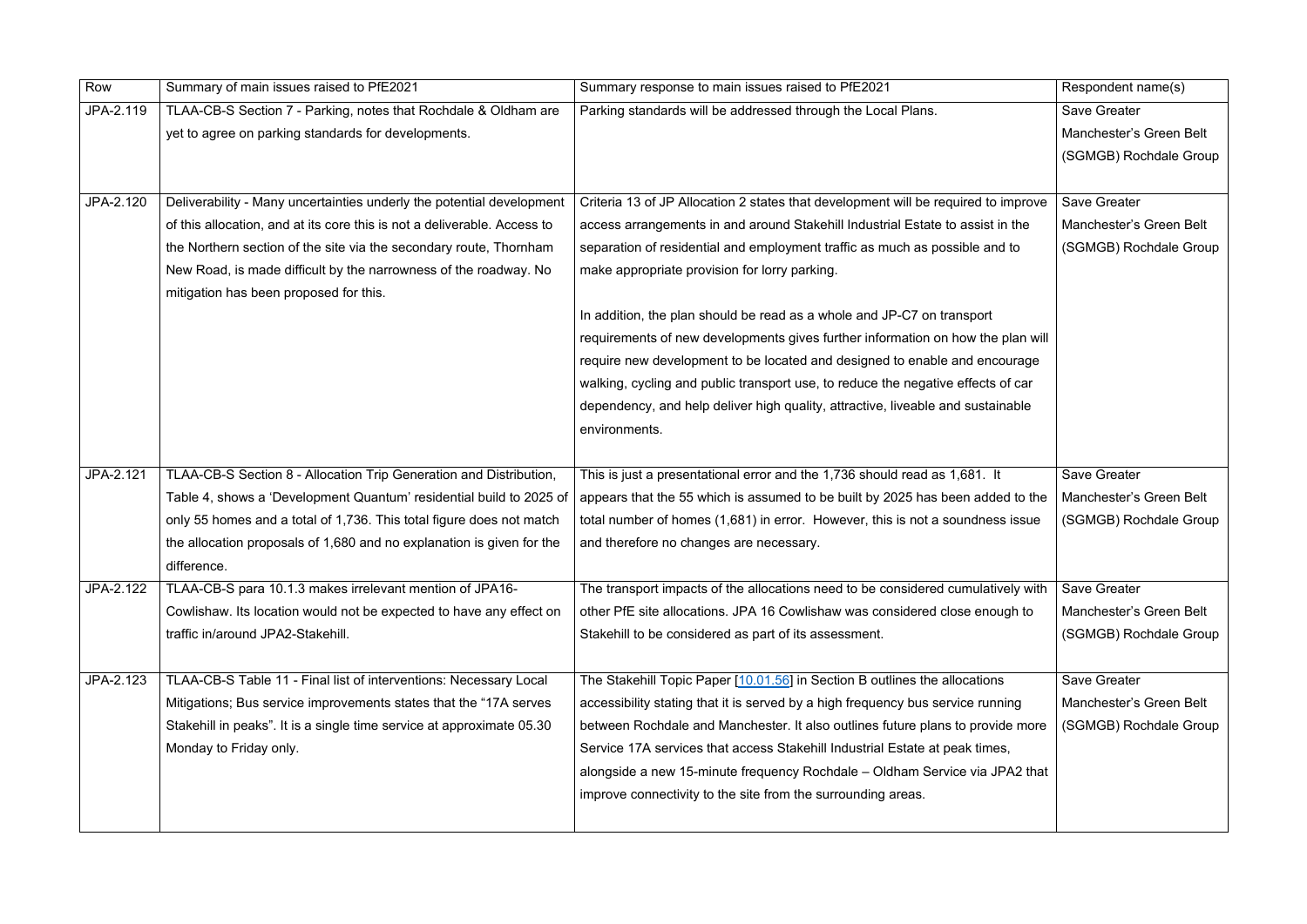| Row | Summary of main issues raised to PfE2021 | Summary response to main issues raised to PfE2021 | Respondent name(s) |
|---|---|---|---|
| JPA-2.119 | TLAA-CB-S Section 7 - Parking, notes that Rochdale & Oldham are yet to agree on parking standards for developments. | Parking standards will be addressed through the Local Plans. | Save Greater Manchester's Green Belt (SGMGB) Rochdale Group |
| JPA-2.120 | Deliverability - Many uncertainties underly the potential development of this allocation, and at its core this is not a deliverable. Access to the Northern section of the site via the secondary route, Thornham New Road, is made difficult by the narrowness of the roadway. No mitigation has been proposed for this. | Criteria 13 of JP Allocation 2 states that development will be required to improve access arrangements in and around Stakehill Industrial Estate to assist in the separation of residential and employment traffic as much as possible and to make appropriate provision for lorry parking.<br><br>In addition, the plan should be read as a whole and JP-C7 on transport requirements of new developments gives further information on how the plan will require new development to be located and designed to enable and encourage walking, cycling and public transport use, to reduce the negative effects of car dependency, and help deliver high quality, attractive, liveable and sustainable environments. | Save Greater Manchester's Green Belt (SGMGB) Rochdale Group |
| JPA-2.121 | TLAA-CB-S Section 8 - Allocation Trip Generation and Distribution, Table 4, shows a 'Development Quantum' residential build to 2025 of only 55 homes and a total of 1,736. This total figure does not match the allocation proposals of 1,680 and no explanation is given for the difference. | This is just a presentational error and the 1,736 should read as 1,681. It appears that the 55 which is assumed to be built by 2025 has been added to the total number of homes (1,681) in error. However, this is not a soundness issue and therefore no changes are necessary. | Save Greater Manchester's Green Belt (SGMGB) Rochdale Group |
| JPA-2.122 | TLAA-CB-S para 10.1.3 makes irrelevant mention of JPA16-Cowlishaw. Its location would not be expected to have any effect on traffic in/around JPA2-Stakehill. | The transport impacts of the allocations need to be considered cumulatively with other PfE site allocations. JPA 16 Cowlishaw was considered close enough to Stakehill to be considered as part of its assessment. | Save Greater Manchester's Green Belt (SGMGB) Rochdale Group |
| JPA-2.123 | TLAA-CB-S Table 11 - Final list of interventions: Necessary Local Mitigations; Bus service improvements states that the "17A serves Stakehill in peaks". It is a single time service at approximate 05.30 Monday to Friday only. | The Stakehill Topic Paper [10.01.56] in Section B outlines the allocations accessibility stating that it is served by a high frequency bus service running between Rochdale and Manchester. It also outlines future plans to provide more Service 17A services that access Stakehill Industrial Estate at peak times, alongside a new 15-minute frequency Rochdale – Oldham Service via JPA2 that improve connectivity to the site from the surrounding areas. | Save Greater Manchester's Green Belt (SGMGB) Rochdale Group |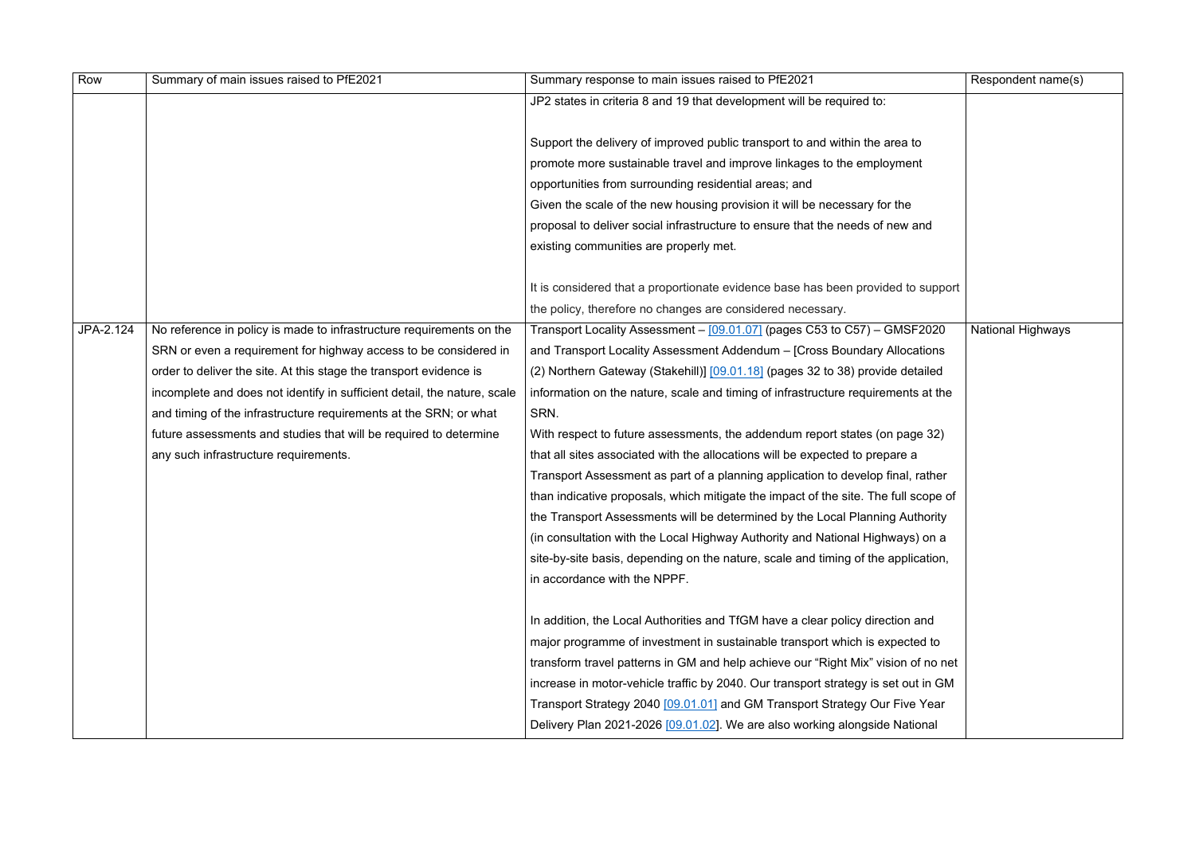| Row | Summary of main issues raised to PfE2021 | Summary response to main issues raised to PfE2021 | Respondent name(s) |
|---|---|---|---|
| | | JP2 states in criteria 8 and 19 that development will be required to:<br><br>Support the delivery of improved public transport to and within the area to promote more sustainable travel and improve linkages to the employment opportunities from surrounding residential areas; and<br>Given the scale of the new housing provision it will be necessary for the proposal to deliver social infrastructure to ensure that the needs of new and existing communities are properly met.<br><br>It is considered that a proportionate evidence base has been provided to support the policy, therefore no changes are considered necessary. | |
| JPA-2.124 | No reference in policy is made to infrastructure requirements on the SRN or even a requirement for highway access to be considered in order to deliver the site. At this stage the transport evidence is incomplete and does not identify in sufficient detail, the nature, scale and timing of the infrastructure requirements at the SRN; or what future assessments and studies that will be required to determine any such infrastructure requirements. | Transport Locality Assessment – [09.01.07] (pages C53 to C57) – GMSF2020 and Transport Locality Assessment Addendum – [Cross Boundary Allocations (2) Northern Gateway (Stakehill)] [09.01.18] (pages 32 to 38) provide detailed information on the nature, scale and timing of infrastructure requirements at the SRN.<br>With respect to future assessments, the addendum report states (on page 32) that all sites associated with the allocations will be expected to prepare a Transport Assessment as part of a planning application to develop final, rather than indicative proposals, which mitigate the impact of the site. The full scope of the Transport Assessments will be determined by the Local Planning Authority (in consultation with the Local Highway Authority and National Highways) on a site-by-site basis, depending on the nature, scale and timing of the application, in accordance with the NPPF.<br><br>In addition, the Local Authorities and TfGM have a clear policy direction and major programme of investment in sustainable transport which is expected to transform travel patterns in GM and help achieve our "Right Mix" vision of no net increase in motor-vehicle traffic by 2040. Our transport strategy is set out in GM Transport Strategy 2040 [09.01.01] and GM Transport Strategy Our Five Year Delivery Plan 2021-2026 [09.01.02]. We are also working alongside National | National Highways |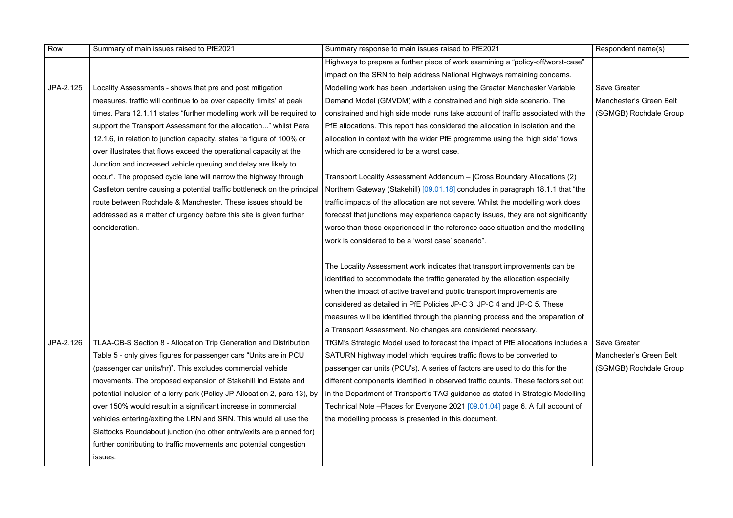| Row | Summary of main issues raised to PfE2021 | Summary response to main issues raised to PfE2021 | Respondent name(s) |
|---|---|---|---|
| | | Highways to prepare a further piece of work examining a "policy-off/worst-case" impact on the SRN to help address National Highways remaining concerns. | |
| JPA-2.125 | Locality Assessments - shows that pre and post mitigation measures, traffic will continue to be over capacity 'limits' at peak times. Para 12.1.11 states "further modelling work will be required to support the Transport Assessment for the allocation..." whilst Para 12.1.6, in relation to junction capacity, states "a figure of 100% or over illustrates that flows exceed the operational capacity at the Junction and increased vehicle queuing and delay are likely to occur". The proposed cycle lane will narrow the highway through Castleton centre causing a potential traffic bottleneck on the principal route between Rochdale & Manchester. These issues should be addressed as a matter of urgency before this site is given further consideration. | Modelling work has been undertaken using the Greater Manchester Variable Demand Model (GMVDM) with a constrained and high side scenario. The constrained and high side model runs take account of traffic associated with the PfE allocations. This report has considered the allocation in isolation and the allocation in context with the wider PfE programme using the 'high side' flows which are considered to be a worst case.<br><br>Transport Locality Assessment Addendum – [Cross Boundary Allocations (2) Northern Gateway (Stakehill) [09.01.18] concludes in paragraph 18.1.1 that "the traffic impacts of the allocation are not severe. Whilst the modelling work does forecast that junctions may experience capacity issues, they are not significantly worse than those experienced in the reference case situation and the modelling work is considered to be a 'worst case' scenario".<br><br>The Locality Assessment work indicates that transport improvements can be identified to accommodate the traffic generated by the allocation especially when the impact of active travel and public transport improvements are considered as detailed in PfE Policies JP-C 3, JP-C 4 and JP-C 5. These measures will be identified through the planning process and the preparation of a Transport Assessment. No changes are considered necessary. | Save Greater Manchester's Green Belt (SGMGB) Rochdale Group |
| JPA-2.126 | TLAA-CB-S Section 8 - Allocation Trip Generation and Distribution Table 5 - only gives figures for passenger cars "Units are in PCU (passenger car units/hr)". This excludes commercial vehicle movements. The proposed expansion of Stakehill Ind Estate and potential inclusion of a lorry park (Policy JP Allocation 2, para 13), by over 150% would result in a significant increase in commercial vehicles entering/exiting the LRN and SRN. This would all use the Slattocks Roundabout junction (no other entry/exits are planned for) further contributing to traffic movements and potential congestion issues. | TfGM's Strategic Model used to forecast the impact of PfE allocations includes a SATURN highway model which requires traffic flows to be converted to passenger car units (PCU's). A series of factors are used to do this for the different components identified in observed traffic counts. These factors set out in the Department of Transport's TAG guidance as stated in Strategic Modelling Technical Note –Places for Everyone 2021 [09.01.04] page 6. A full account of the modelling process is presented in this document. | Save Greater Manchester's Green Belt (SGMGB) Rochdale Group |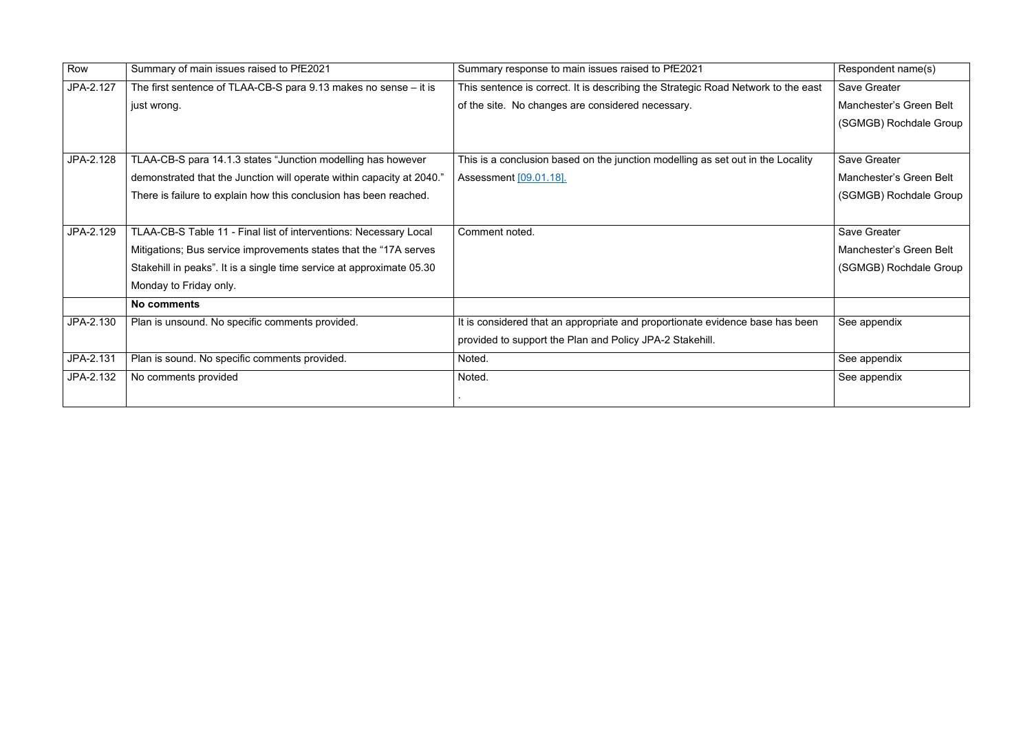| Row | Summary of main issues raised to PfE2021 | Summary response to main issues raised to PfE2021 | Respondent name(s) |
|---|---|---|---|
| JPA-2.127 | The first sentence of TLAA-CB-S para 9.13 makes no sense – it is just wrong. | This sentence is correct. It is describing the Strategic Road Network to the east of the site. No changes are considered necessary. | Save Greater Manchester's Green Belt (SGMGB) Rochdale Group |
| JPA-2.128 | TLAA-CB-S para 14.1.3 states "Junction modelling has however demonstrated that the Junction will operate within capacity at 2040." There is failure to explain how this conclusion has been reached. | This is a conclusion based on the junction modelling as set out in the Locality Assessment [09.01.18]. | Save Greater Manchester's Green Belt (SGMGB) Rochdale Group |
| JPA-2.129 | TLAA-CB-S Table 11 - Final list of interventions: Necessary Local Mitigations; Bus service improvements states that the "17A serves Stakehill in peaks". It is a single time service at approximate 05.30 Monday to Friday only. | Comment noted. | Save Greater Manchester's Green Belt (SGMGB) Rochdale Group |
| | **No comments** | | |
| JPA-2.130 | Plan is unsound. No specific comments provided. | It is considered that an appropriate and proportionate evidence base has been provided to support the Plan and Policy JPA-2 Stakehill. | See appendix |
| JPA-2.131 | Plan is sound. No specific comments provided. | Noted. | See appendix |
| JPA-2.132 | No comments provided | Noted. . | See appendix |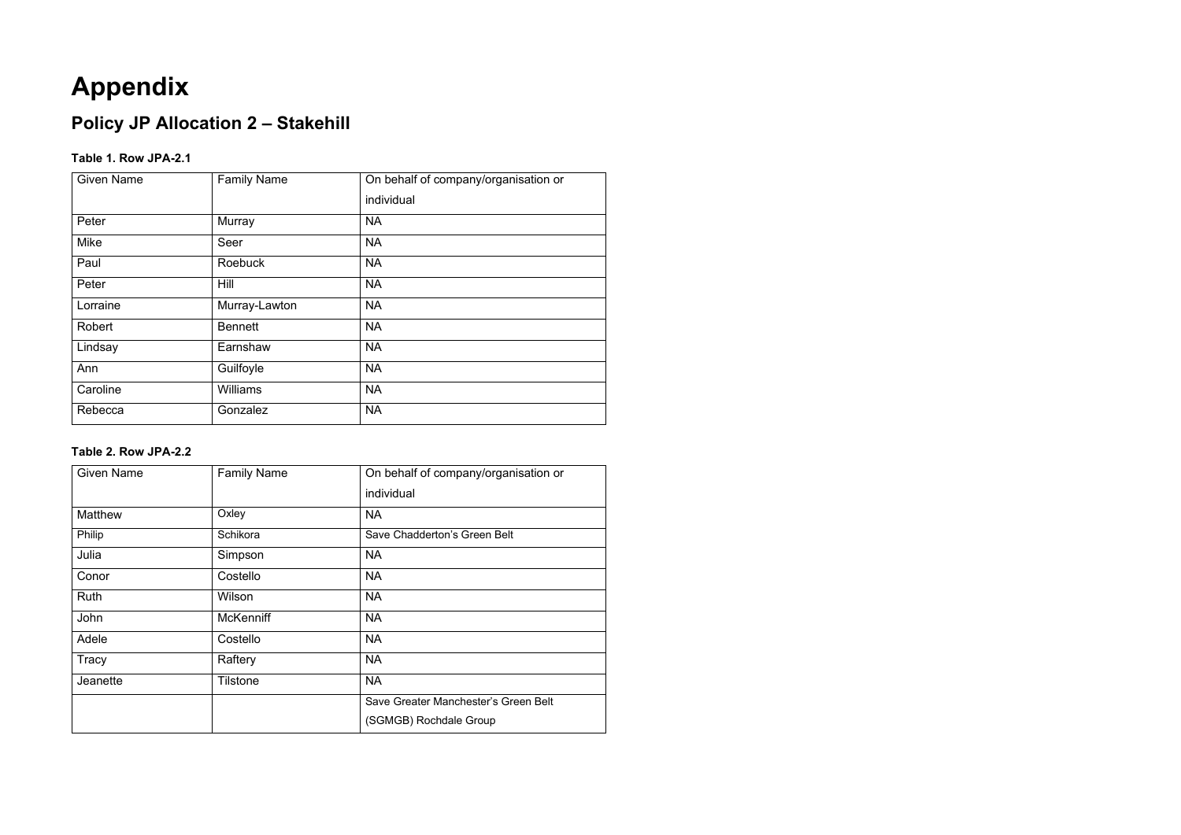# Appendix

## Policy JP Allocation 2 – Stakehill

### Table 1. Row JPA-2.1

| Given Name | Family Name | On behalf of company/organisation or individual |
|---|---|---|
| Peter | Murray | NA |
| Mike | Seer | NA |
| Paul | Roebuck | NA |
| Peter | Hill | NA |
| Lorraine | Murray-Lawton | NA |
| Robert | Bennett | NA |
| Lindsay | Earnshaw | NA |
| Ann | Guilfoyle | NA |
| Caroline | Williams | NA |
| Rebecca | Gonzalez | NA |

### Table 2. Row JPA-2.2

| Given Name | Family Name | On behalf of company/organisation or individual |
|---|---|---|
| Matthew | Oxley | NA |
| Philip | Schikora | Save Chadderton's Green Belt |
| Julia | Simpson | NA |
| Conor | Costello | NA |
| Ruth | Wilson | NA |
| John | McKenniff | NA |
| Adele | Costello | NA |
| Tracy | Raftery | NA |
| Jeanette | Tilstone | NA |
| | | Save Greater Manchester's Green Belt (SGMGB) Rochdale Group |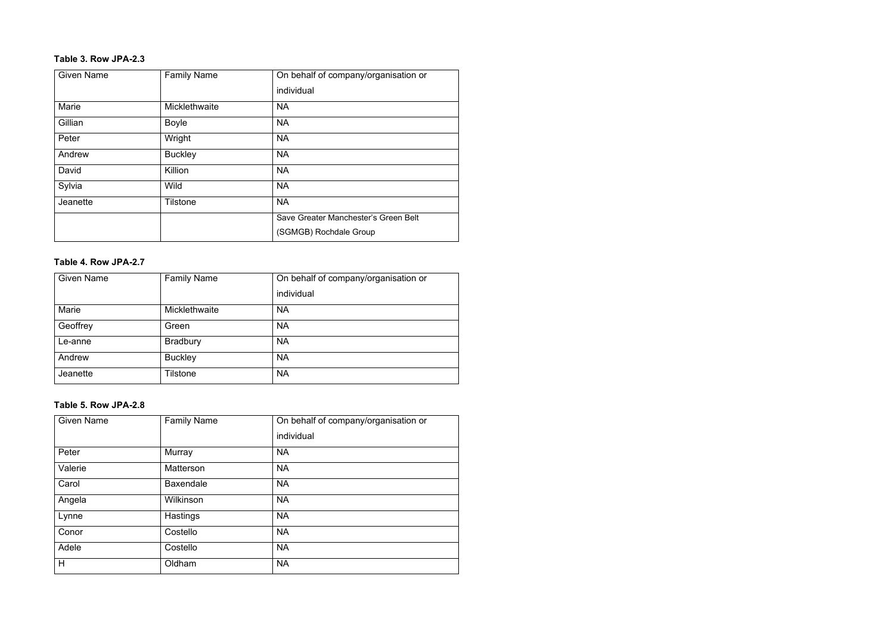**Table 3. Row JPA-2.3**

| Given Name | Family Name | On behalf of company/organisation or individual |
|---|---|---|
| Marie | Micklethwaite | NA |
| Gillian | Boyle | NA |
| Peter | Wright | NA |
| Andrew | Buckley | NA |
| David | Killion | NA |
| Sylvia | Wild | NA |
| Jeanette | Tilstone | NA |
| | | Save Greater Manchester's Green Belt (SGMGB) Rochdale Group |

**Table 4. Row JPA-2.7**

| Given Name | Family Name | On behalf of company/organisation or individual |
|---|---|---|
| Marie | Micklethwaite | NA |
| Geoffrey | Green | NA |
| Le-anne | Bradbury | NA |
| Andrew | Buckley | NA |
| Jeanette | Tilstone | NA |

**Table 5. Row JPA-2.8**

| Given Name | Family Name | On behalf of company/organisation or individual |
|---|---|---|
| Peter | Murray | NA |
| Valerie | Matterson | NA |
| Carol | Baxendale | NA |
| Angela | Wilkinson | NA |
| Lynne | Hastings | NA |
| Conor | Costello | NA |
| Adele | Costello | NA |
| H | Oldham | NA |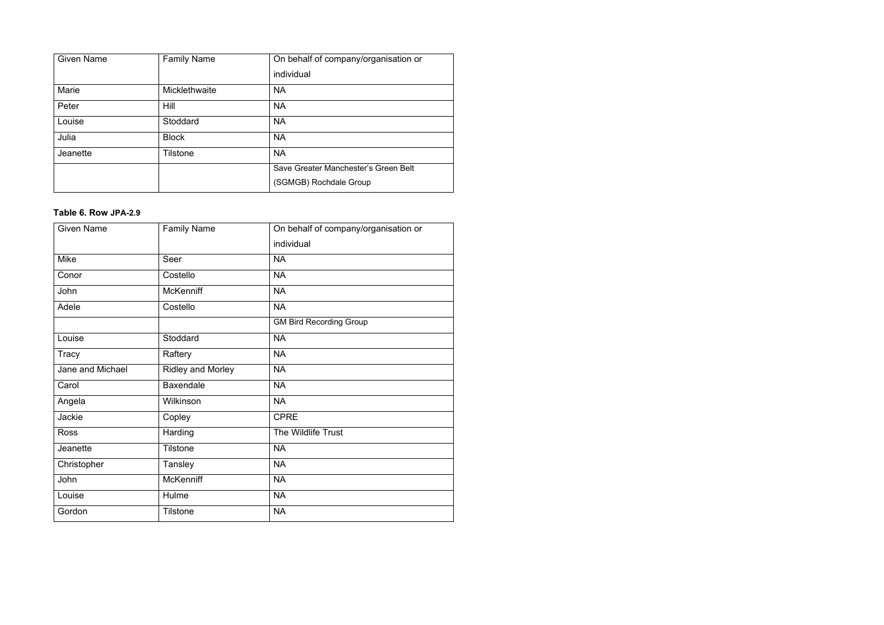| Given Name | Family Name | On behalf of company/organisation or individual |
| --- | --- | --- |
| Marie | Micklethwaite | NA |
| Peter | Hill | NA |
| Louise | Stoddard | NA |
| Julia | Block | NA |
| Jeanette | Tilstone | NA |
| | | Save Greater Manchester's Green Belt (SGMGB) Rochdale Group |

**Table 6. Row JPA-2.9**

| Given Name | Family Name | On behalf of company/organisation or individual |
| --- | --- | --- |
| Mike | Seer | NA |
| Conor | Costello | NA |
| John | McKenniff | NA |
| Adele | Costello | NA |
| | | GM Bird Recording Group |
| Louise | Stoddard | NA |
| Tracy | Raftery | NA |
| Jane and Michael | Ridley and Morley | NA |
| Carol | Baxendale | NA |
| Angela | Wilkinson | NA |
| Jackie | Copley | CPRE |
| Ross | Harding | The Wildlife Trust |
| Jeanette | Tilstone | NA |
| Christopher | Tansley | NA |
| John | McKenniff | NA |
| Louise | Hulme | NA |
| Gordon | Tilstone | NA |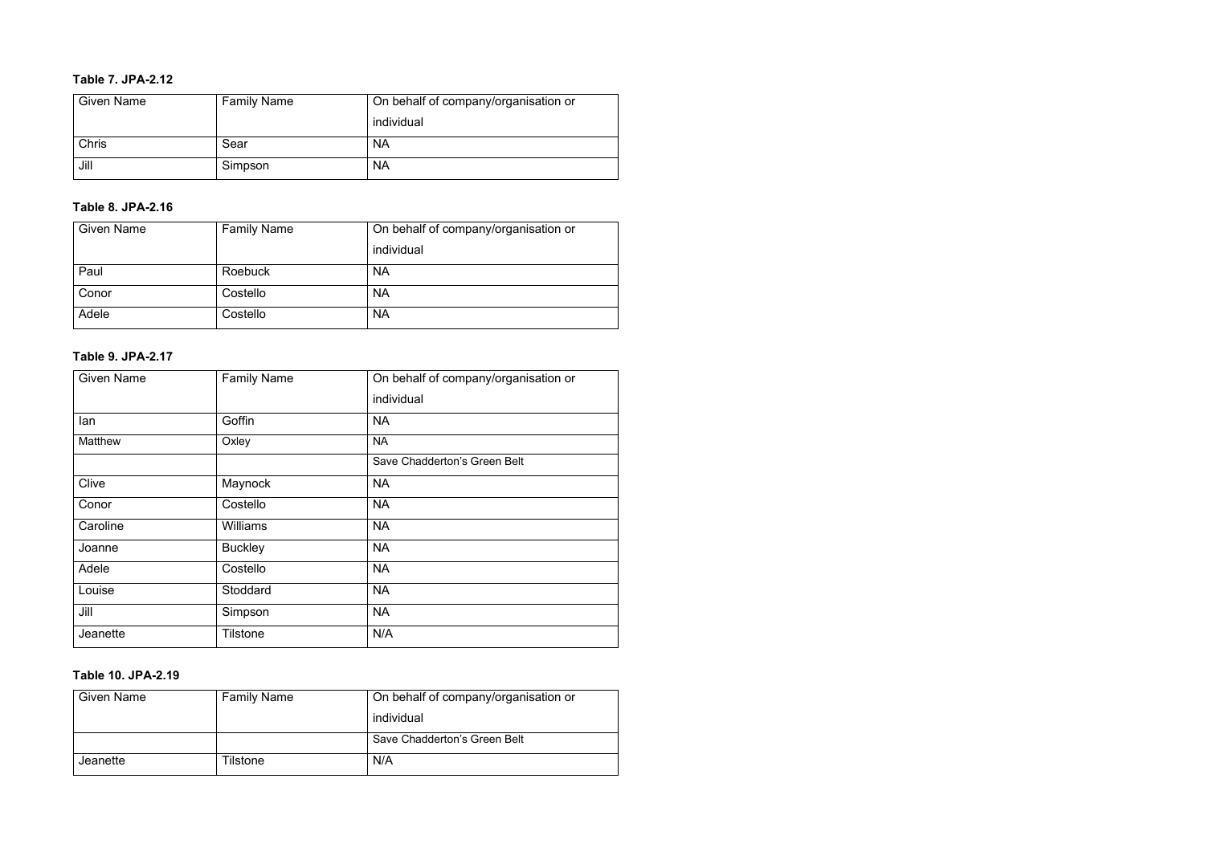**Table 7. JPA-2.12**

| Given Name | Family Name | On behalf of company/organisation or individual |
| --- | --- | --- |
| Chris | Sear | NA |
| Jill | Simpson | NA |

**Table 8. JPA-2.16**

| Given Name | Family Name | On behalf of company/organisation or individual |
| --- | --- | --- |
| Paul | Roebuck | NA |
| Conor | Costello | NA |
| Adele | Costello | NA |

**Table 9. JPA-2.17**

| Given Name | Family Name | On behalf of company/organisation or individual |
| --- | --- | --- |
| Ian | Goffin | NA |
| Matthew | Oxley | NA |
| | | Save Chadderton's Green Belt |
| Clive | Maynock | NA |
| Conor | Costello | NA |
| Caroline | Williams | NA |
| Joanne | Buckley | NA |
| Adele | Costello | NA |
| Louise | Stoddard | NA |
| Jill | Simpson | NA |
| Jeanette | Tilstone | N/A |

**Table 10. JPA-2.19**

| Given Name | Family Name | On behalf of company/organisation or individual |
| --- | --- | --- |
| | | Save Chadderton's Green Belt |
| Jeanette | Tilstone | N/A |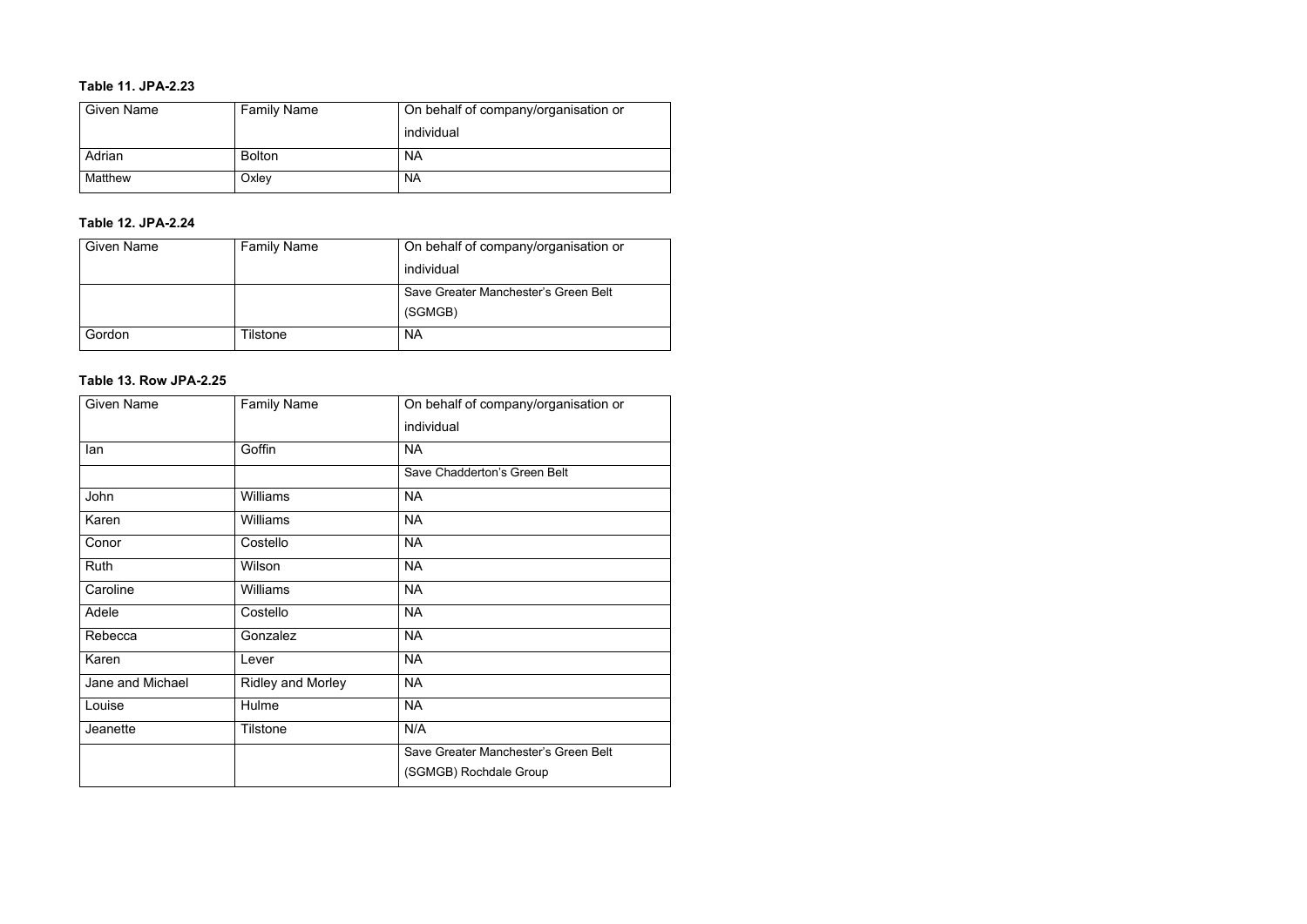**Table 11. JPA-2.23**

| Given Name | Family Name | On behalf of company/organisation or individual |
| --- | --- | --- |
| Adrian | Bolton | NA |
| Matthew | Oxley | NA |

**Table 12. JPA-2.24**

| Given Name | Family Name | On behalf of company/organisation or individual |
| --- | --- | --- |
| | | Save Greater Manchester's Green Belt (SGMGB) |
| Gordon | Tilstone | NA |

**Table 13. Row JPA-2.25**

| Given Name | Family Name | On behalf of company/organisation or individual |
| --- | --- | --- |
| Ian | Goffin | NA |
| | | Save Chadderton's Green Belt |
| John | Williams | NA |
| Karen | Williams | NA |
| Conor | Costello | NA |
| Ruth | Wilson | NA |
| Caroline | Williams | NA |
| Adele | Costello | NA |
| Rebecca | Gonzalez | NA |
| Karen | Lever | NA |
| Jane and Michael | Ridley and Morley | NA |
| Louise | Hulme | NA |
| Jeanette | Tilstone | N/A |
| | | Save Greater Manchester's Green Belt (SGMGB) Rochdale Group |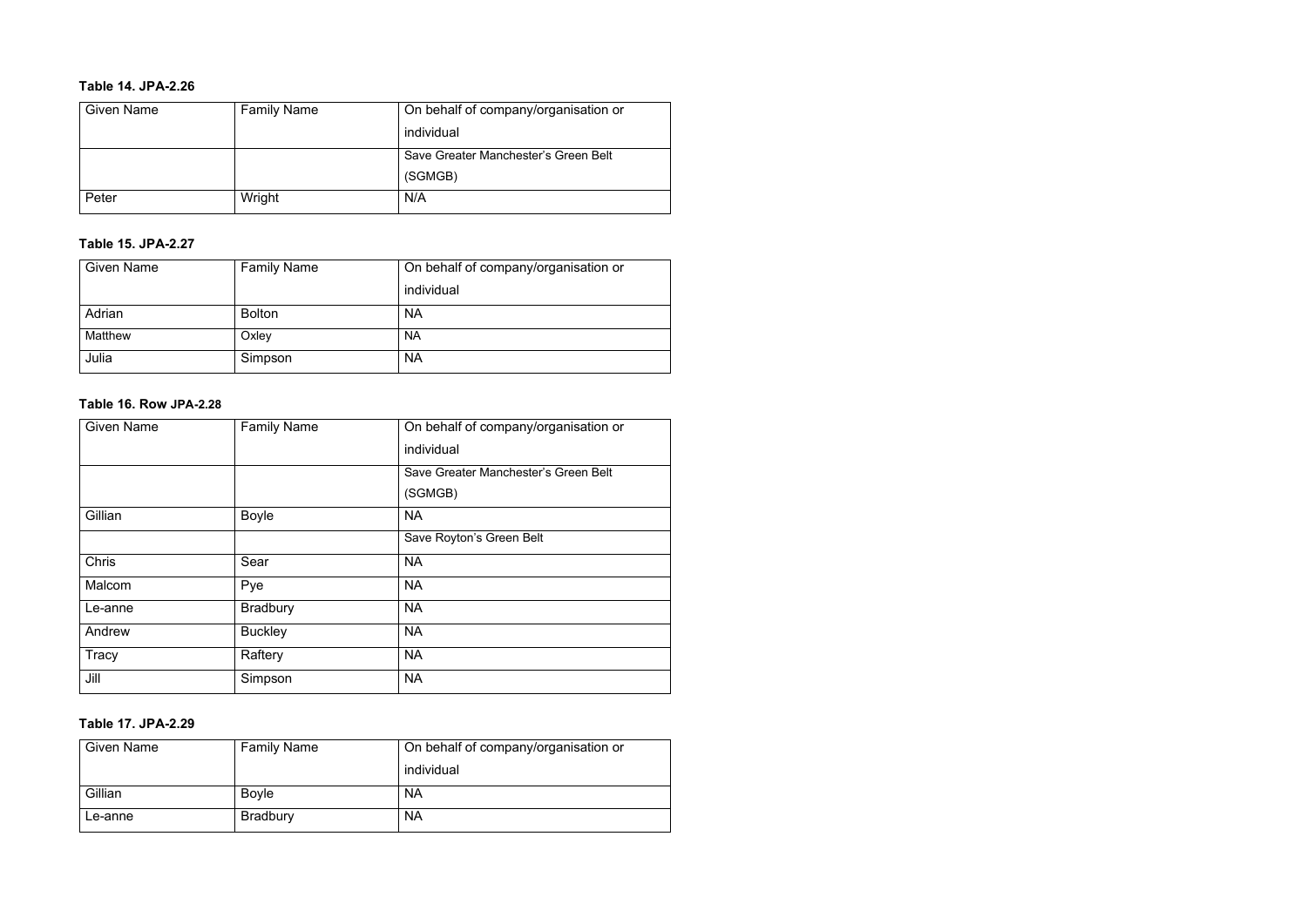**Table 14. JPA-2.26**

| Given Name | Family Name | On behalf of company/organisation or individual |
|---|---|---|
| | | Save Greater Manchester's Green Belt (SGMGB) |
| Peter | Wright | N/A |

**Table 15. JPA-2.27**

| Given Name | Family Name | On behalf of company/organisation or individual |
|---|---|---|
| Adrian | Bolton | NA |
| Matthew | Oxley | NA |
| Julia | Simpson | NA |

**Table 16. Row JPA-2.28**

| Given Name | Family Name | On behalf of company/organisation or individual |
|---|---|---|
| | | Save Greater Manchester's Green Belt (SGMGB) |
| Gillian | Boyle | NA |
| | | Save Royton's Green Belt |
| Chris | Sear | NA |
| Malcom | Pye | NA |
| Le-anne | Bradbury | NA |
| Andrew | Buckley | NA |
| Tracy | Raftery | NA |
| Jill | Simpson | NA |

**Table 17. JPA-2.29**

| Given Name | Family Name | On behalf of company/organisation or individual |
|---|---|---|
| Gillian | Boyle | NA |
| Le-anne | Bradbury | NA |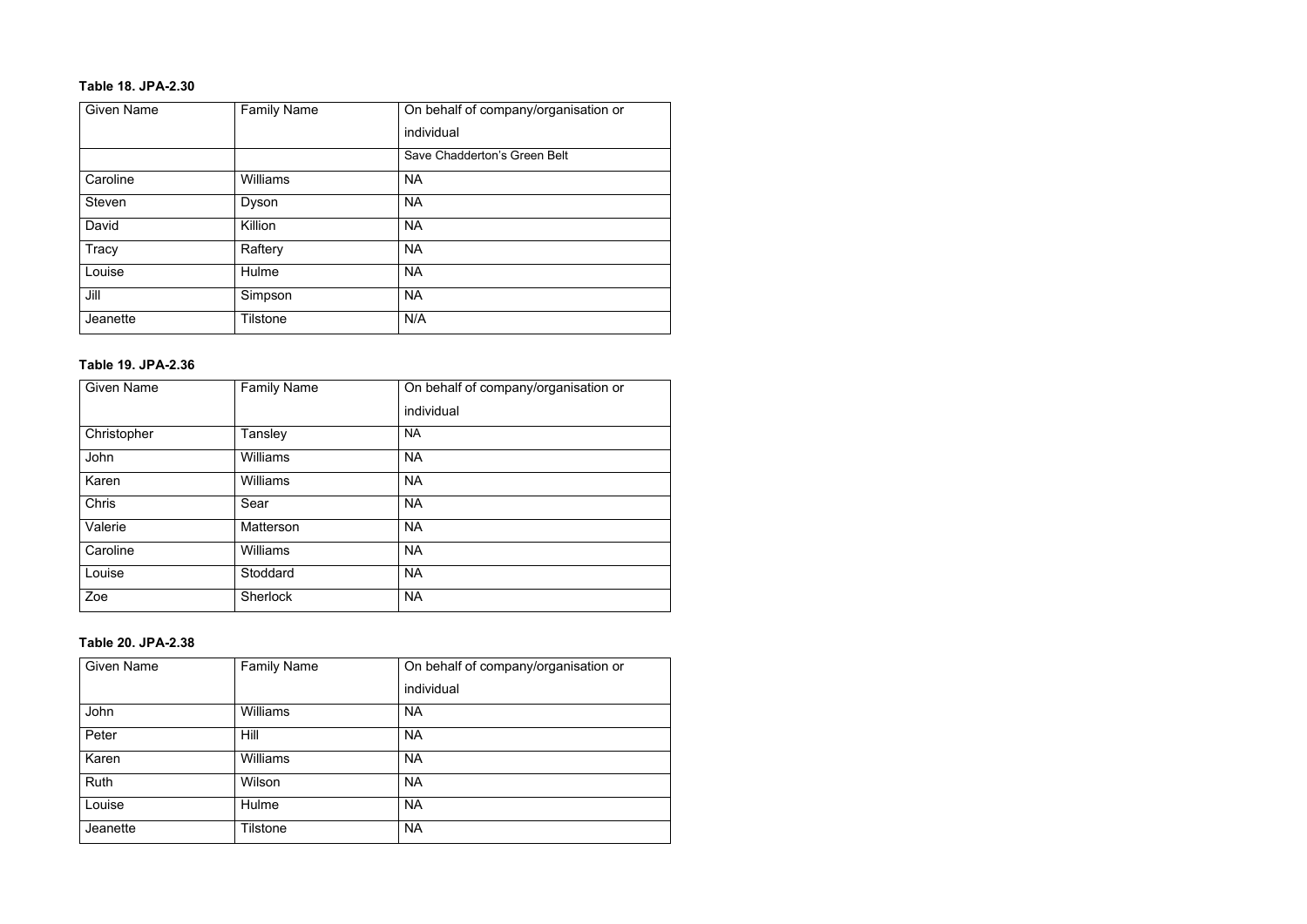**Table 18. JPA-2.30**

| Given Name | Family Name | On behalf of company/organisation or individual |
| --- | --- | --- |
| | | Save Chadderton's Green Belt |
| Caroline | Williams | NA |
| Steven | Dyson | NA |
| David | Killion | NA |
| Tracy | Raftery | NA |
| Louise | Hulme | NA |
| Jill | Simpson | NA |
| Jeanette | Tilstone | N/A |

**Table 19. JPA-2.36**

| Given Name | Family Name | On behalf of company/organisation or individual |
| --- | --- | --- |
| Christopher | Tansley | NA |
| John | Williams | NA |
| Karen | Williams | NA |
| Chris | Sear | NA |
| Valerie | Matterson | NA |
| Caroline | Williams | NA |
| Louise | Stoddard | NA |
| Zoe | Sherlock | NA |

**Table 20. JPA-2.38**

| Given Name | Family Name | On behalf of company/organisation or individual |
| --- | --- | --- |
| John | Williams | NA |
| Peter | Hill | NA |
| Karen | Williams | NA |
| Ruth | Wilson | NA |
| Louise | Hulme | NA |
| Jeanette | Tilstone | NA |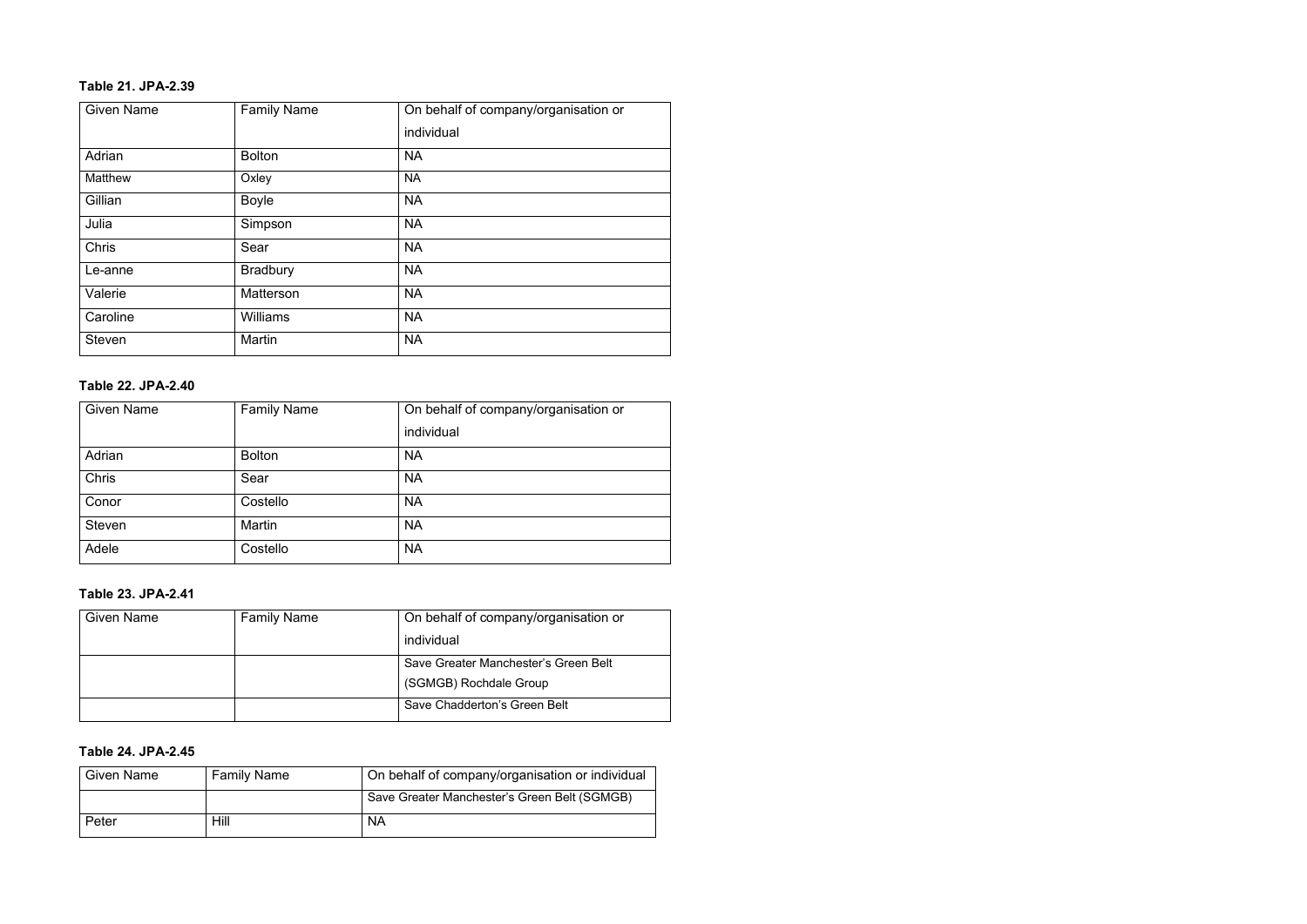**Table 21. JPA-2.39**

| Given Name | Family Name | On behalf of company/organisation or individual |
|---|---|---|
| Adrian | Bolton | NA |
| Matthew | Oxley | NA |
| Gillian | Boyle | NA |
| Julia | Simpson | NA |
| Chris | Sear | NA |
| Le-anne | Bradbury | NA |
| Valerie | Matterson | NA |
| Caroline | Williams | NA |
| Steven | Martin | NA |

**Table 22. JPA-2.40**

| Given Name | Family Name | On behalf of company/organisation or individual |
|---|---|---|
| Adrian | Bolton | NA |
| Chris | Sear | NA |
| Conor | Costello | NA |
| Steven | Martin | NA |
| Adele | Costello | NA |

**Table 23. JPA-2.41**

| Given Name | Family Name | On behalf of company/organisation or individual |
|---|---|---|
| | | Save Greater Manchester's Green Belt (SGMGB) Rochdale Group |
| | | Save Chadderton's Green Belt |

**Table 24. JPA-2.45**

| Given Name | Family Name | On behalf of company/organisation or individual |
|---|---|---|
| | | Save Greater Manchester's Green Belt (SGMGB) |
| Peter | Hill | NA |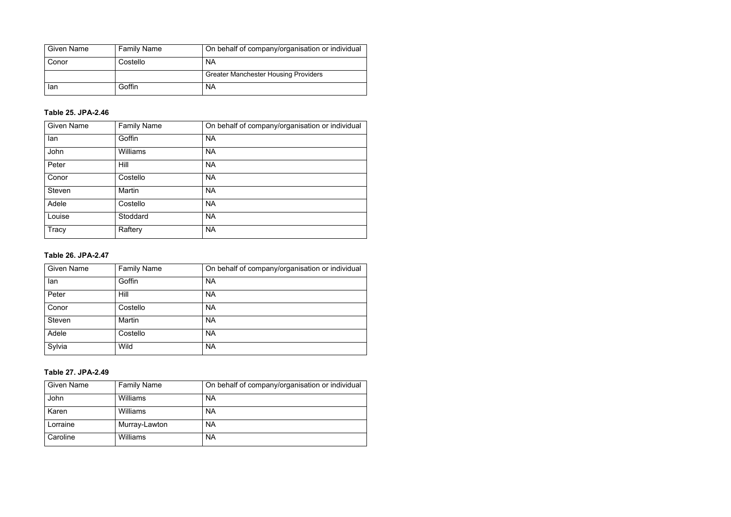| Given Name | Family Name | On behalf of company/organisation or individual |
| --- | --- | --- |
| Conor | Costello | NA |
| | | Greater Manchester Housing Providers |
| Ian | Goffin | NA |

**Table 25. JPA-2.46**

| Given Name | Family Name | On behalf of company/organisation or individual |
| --- | --- | --- |
| Ian | Goffin | NA |
| John | Williams | NA |
| Peter | Hill | NA |
| Conor | Costello | NA |
| Steven | Martin | NA |
| Adele | Costello | NA |
| Louise | Stoddard | NA |
| Tracy | Raftery | NA |

**Table 26. JPA-2.47**

| Given Name | Family Name | On behalf of company/organisation or individual |
| --- | --- | --- |
| Ian | Goffin | NA |
| Peter | Hill | NA |
| Conor | Costello | NA |
| Steven | Martin | NA |
| Adele | Costello | NA |
| Sylvia | Wild | NA |

**Table 27. JPA-2.49**

| Given Name | Family Name | On behalf of company/organisation or individual |
| --- | --- | --- |
| John | Williams | NA |
| Karen | Williams | NA |
| Lorraine | Murray-Lawton | NA |
| Caroline | Williams | NA |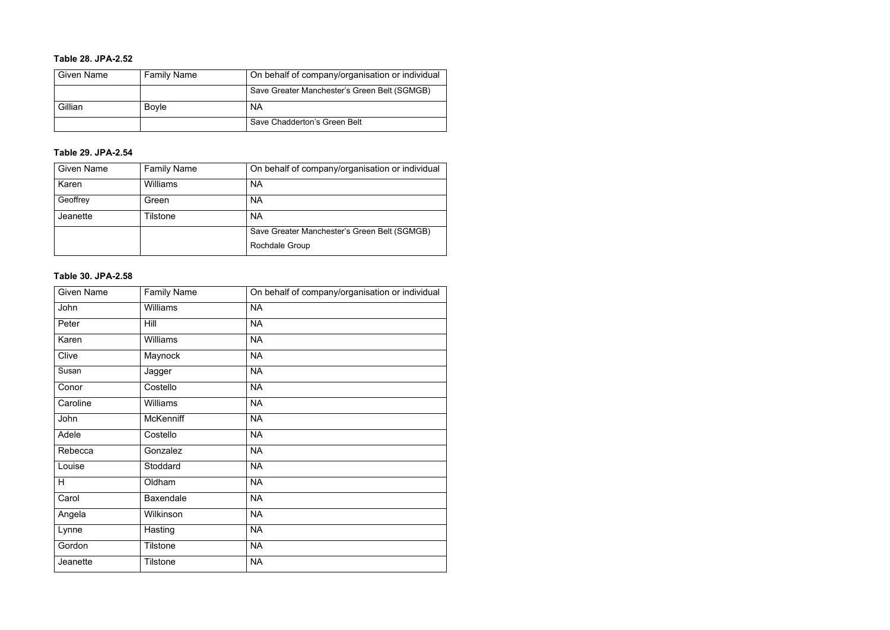**Table 28. JPA-2.52**

| Given Name | Family Name | On behalf of company/organisation or individual |
|---|---|---|
| | | Save Greater Manchester's Green Belt (SGMGB) |
| Gillian | Boyle | NA |
| | | Save Chadderton's Green Belt |

**Table 29. JPA-2.54**

| Given Name | Family Name | On behalf of company/organisation or individual |
|---|---|---|
| Karen | Williams | NA |
| Geoffrey | Green | NA |
| Jeanette | Tilstone | NA |
| | | Save Greater Manchester's Green Belt (SGMGB) Rochdale Group |

**Table 30. JPA-2.58**

| Given Name | Family Name | On behalf of company/organisation or individual |
|---|---|---|
| John | Williams | NA |
| Peter | Hill | NA |
| Karen | Williams | NA |
| Clive | Maynock | NA |
| Susan | Jagger | NA |
| Conor | Costello | NA |
| Caroline | Williams | NA |
| John | McKenniff | NA |
| Adele | Costello | NA |
| Rebecca | Gonzalez | NA |
| Louise | Stoddard | NA |
| H | Oldham | NA |
| Carol | Baxendale | NA |
| Angela | Wilkinson | NA |
| Lynne | Hasting | NA |
| Gordon | Tilstone | NA |
| Jeanette | Tilstone | NA |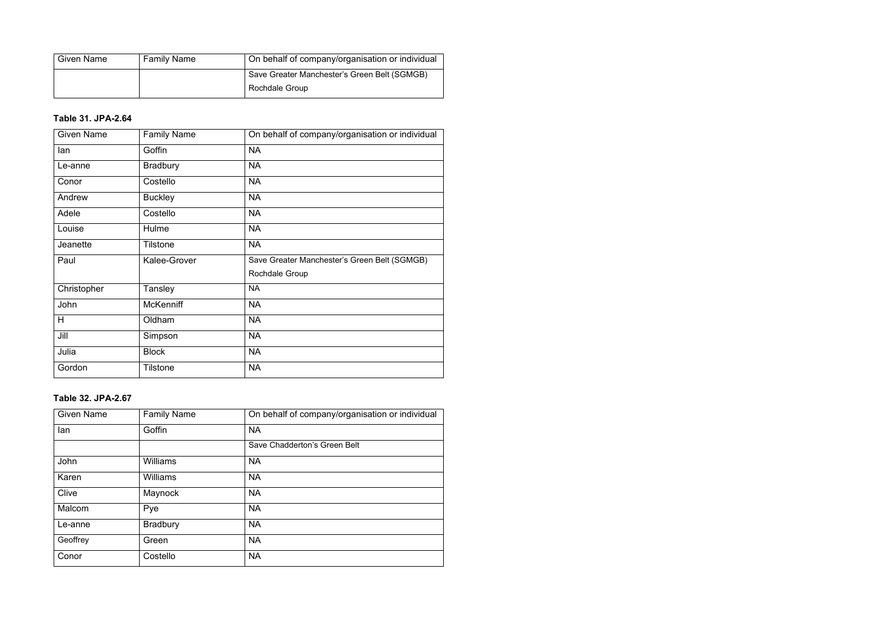| Given Name | Family Name | On behalf of company/organisation or individual |
| --- | --- | --- |
| | | Save Greater Manchester's Green Belt (SGMGB) Rochdale Group |

**Table 31. JPA-2.64**

| Given Name | Family Name | On behalf of company/organisation or individual |
| --- | --- | --- |
| Ian | Goffin | NA |
| Le-anne | Bradbury | NA |
| Conor | Costello | NA |
| Andrew | Buckley | NA |
| Adele | Costello | NA |
| Louise | Hulme | NA |
| Jeanette | Tilstone | NA |
| Paul | Kalee-Grover | Save Greater Manchester's Green Belt (SGMGB) Rochdale Group |
| Christopher | Tansley | NA |
| John | McKenniff | NA |
| H | Oldham | NA |
| Jill | Simpson | NA |
| Julia | Block | NA |
| Gordon | Tilstone | NA |

**Table 32. JPA-2.67**

| Given Name | Family Name | On behalf of company/organisation or individual |
| --- | --- | --- |
| Ian | Goffin | NA |
| | | Save Chadderton's Green Belt |
| John | Williams | NA |
| Karen | Williams | NA |
| Clive | Maynock | NA |
| Malcom | Pye | NA |
| Le-anne | Bradbury | NA |
| Geoffrey | Green | NA |
| Conor | Costello | NA |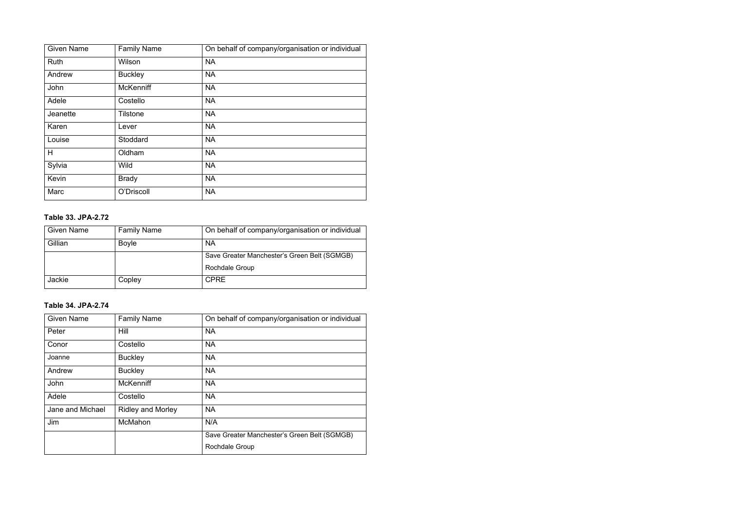| Given Name | Family Name | On behalf of company/organisation or individual |
| --- | --- | --- |
| Ruth | Wilson | NA |
| Andrew | Buckley | NA |
| John | McKenniff | NA |
| Adele | Costello | NA |
| Jeanette | Tilstone | NA |
| Karen | Lever | NA |
| Louise | Stoddard | NA |
| H | Oldham | NA |
| Sylvia | Wild | NA |
| Kevin | Brady | NA |
| Marc | O'Driscoll | NA |

**Table 33. JPA-2.72**

| Given Name | Family Name | On behalf of company/organisation or individual |
| --- | --- | --- |
| Gillian | Boyle | NA |
| | | Save Greater Manchester's Green Belt (SGMGB) Rochdale Group |
| Jackie | Copley | CPRE |

**Table 34. JPA-2.74**

| Given Name | Family Name | On behalf of company/organisation or individual |
| --- | --- | --- |
| Peter | Hill | NA |
| Conor | Costello | NA |
| Joanne | Buckley | NA |
| Andrew | Buckley | NA |
| John | McKenniff | NA |
| Adele | Costello | NA |
| Jane and Michael | Ridley and Morley | NA |
| Jim | McMahon | N/A |
| | | Save Greater Manchester's Green Belt (SGMGB) Rochdale Group |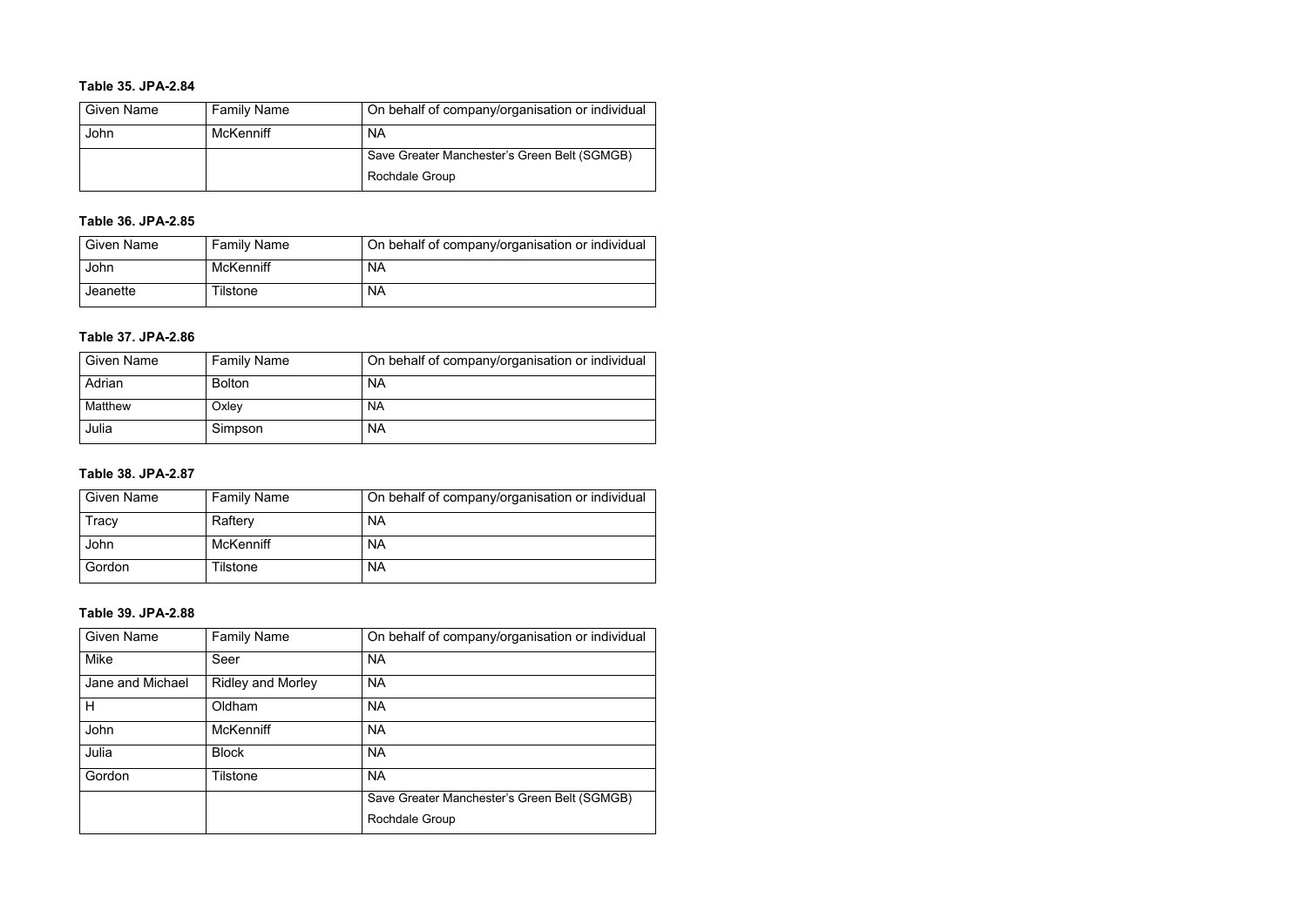**Table 35. JPA-2.84**

| Given Name | Family Name | On behalf of company/organisation or individual |
| --- | --- | --- |
| John | McKenniff | NA |
| | | Save Greater Manchester's Green Belt (SGMGB) Rochdale Group |

**Table 36. JPA-2.85**

| Given Name | Family Name | On behalf of company/organisation or individual |
| --- | --- | --- |
| John | McKenniff | NA |
| Jeanette | Tilstone | NA |

**Table 37. JPA-2.86**

| Given Name | Family Name | On behalf of company/organisation or individual |
| --- | --- | --- |
| Adrian | Bolton | NA |
| Matthew | Oxley | NA |
| Julia | Simpson | NA |

**Table 38. JPA-2.87**

| Given Name | Family Name | On behalf of company/organisation or individual |
| --- | --- | --- |
| Tracy | Raftery | NA |
| John | McKenniff | NA |
| Gordon | Tilstone | NA |

**Table 39. JPA-2.88**

| Given Name | Family Name | On behalf of company/organisation or individual |
| --- | --- | --- |
| Mike | Seer | NA |
| Jane and Michael | Ridley and Morley | NA |
| H | Oldham | NA |
| John | McKenniff | NA |
| Julia | Block | NA |
| Gordon | Tilstone | NA |
| | | Save Greater Manchester's Green Belt (SGMGB) Rochdale Group |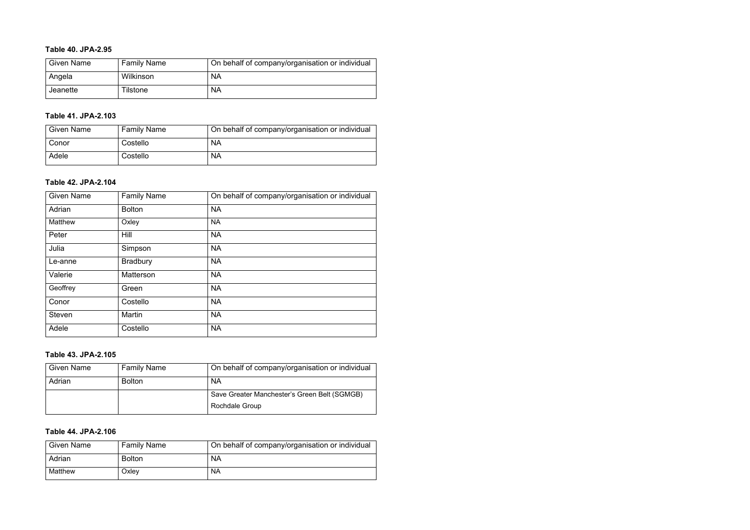**Table 40. JPA-2.95**

| Given Name | Family Name | On behalf of company/organisation or individual |
|---|---|---|
| Angela | Wilkinson | NA |
| Jeanette | Tilstone | NA |

**Table 41. JPA-2.103**

| Given Name | Family Name | On behalf of company/organisation or individual |
|---|---|---|
| Conor | Costello | NA |
| Adele | Costello | NA |

**Table 42. JPA-2.104**

| Given Name | Family Name | On behalf of company/organisation or individual |
|---|---|---|
| Adrian | Bolton | NA |
| Matthew | Oxley | NA |
| Peter | Hill | NA |
| Julia | Simpson | NA |
| Le-anne | Bradbury | NA |
| Valerie | Matterson | NA |
| Geoffrey | Green | NA |
| Conor | Costello | NA |
| Steven | Martin | NA |
| Adele | Costello | NA |

**Table 43. JPA-2.105**

| Given Name | Family Name | On behalf of company/organisation or individual |
|---|---|---|
| Adrian | Bolton | NA |
| | | Save Greater Manchester's Green Belt (SGMGB) Rochdale Group |

**Table 44. JPA-2.106**

| Given Name | Family Name | On behalf of company/organisation or individual |
|---|---|---|
| Adrian | Bolton | NA |
| Matthew | Oxley | NA |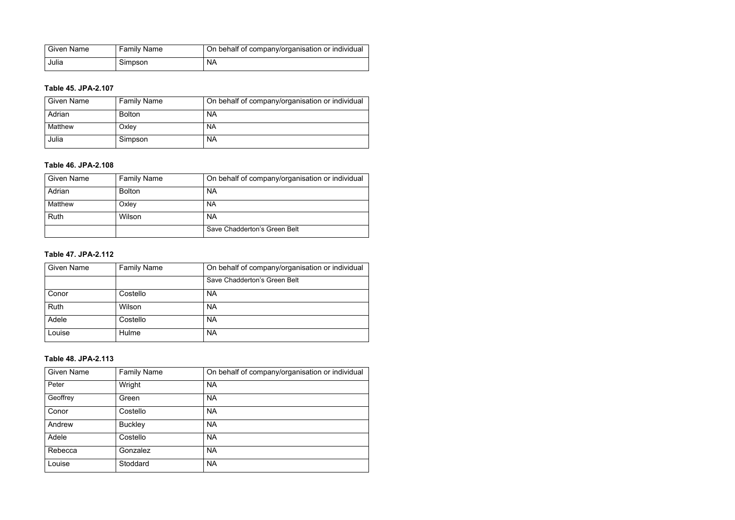| Given Name | Family Name | On behalf of company/organisation or individual |
| --- | --- | --- |
| Julia | Simpson | NA |

**Table 45. JPA-2.107**

| Given Name | Family Name | On behalf of company/organisation or individual |
| --- | --- | --- |
| Adrian | Bolton | NA |
| Matthew | Oxley | NA |
| Julia | Simpson | NA |

**Table 46. JPA-2.108**

| Given Name | Family Name | On behalf of company/organisation or individual |
| --- | --- | --- |
| Adrian | Bolton | NA |
| Matthew | Oxley | NA |
| Ruth | Wilson | NA |
| | | Save Chadderton's Green Belt |

**Table 47. JPA-2.112**

| Given Name | Family Name | On behalf of company/organisation or individual |
| --- | --- | --- |
| | | Save Chadderton's Green Belt |
| Conor | Costello | NA |
| Ruth | Wilson | NA |
| Adele | Costello | NA |
| Louise | Hulme | NA |

**Table 48. JPA-2.113**

| Given Name | Family Name | On behalf of company/organisation or individual |
| --- | --- | --- |
| Peter | Wright | NA |
| Geoffrey | Green | NA |
| Conor | Costello | NA |
| Andrew | Buckley | NA |
| Adele | Costello | NA |
| Rebecca | Gonzalez | NA |
| Louise | Stoddard | NA |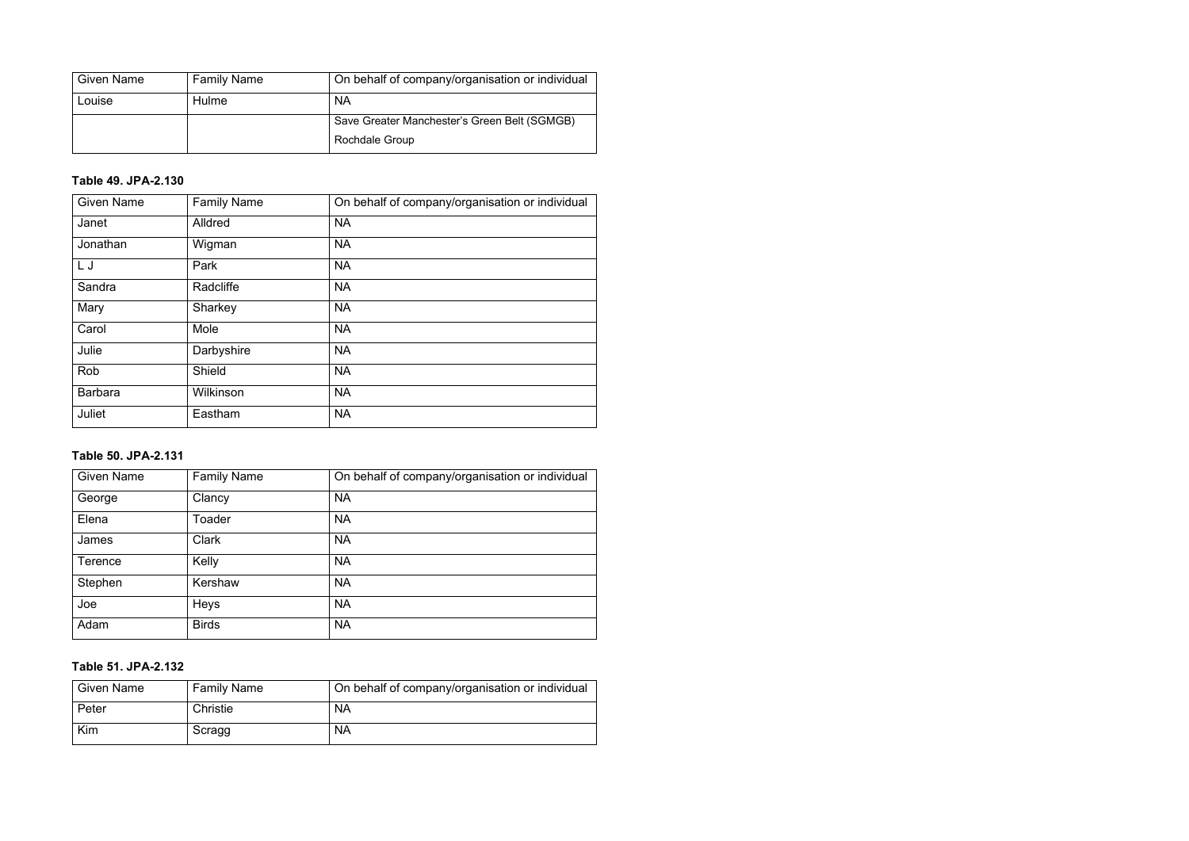| Given Name | Family Name | On behalf of company/organisation or individual |
|---|---|---|
| Louise | Hulme | NA |
| | | Save Greater Manchester's Green Belt (SGMGB) Rochdale Group |

**Table 49. JPA-2.130**

| Given Name | Family Name | On behalf of company/organisation or individual |
|---|---|---|
| Janet | Alldred | NA |
| Jonathan | Wigman | NA |
| L J | Park | NA |
| Sandra | Radcliffe | NA |
| Mary | Sharkey | NA |
| Carol | Mole | NA |
| Julie | Darbyshire | NA |
| Rob | Shield | NA |
| Barbara | Wilkinson | NA |
| Juliet | Eastham | NA |

**Table 50. JPA-2.131**

| Given Name | Family Name | On behalf of company/organisation or individual |
|---|---|---|
| George | Clancy | NA |
| Elena | Toader | NA |
| James | Clark | NA |
| Terence | Kelly | NA |
| Stephen | Kershaw | NA |
| Joe | Heys | NA |
| Adam | Birds | NA |

**Table 51. JPA-2.132**

| Given Name | Family Name | On behalf of company/organisation or individual |
|---|---|---|
| Peter | Christie | NA |
| Kim | Scragg | NA |